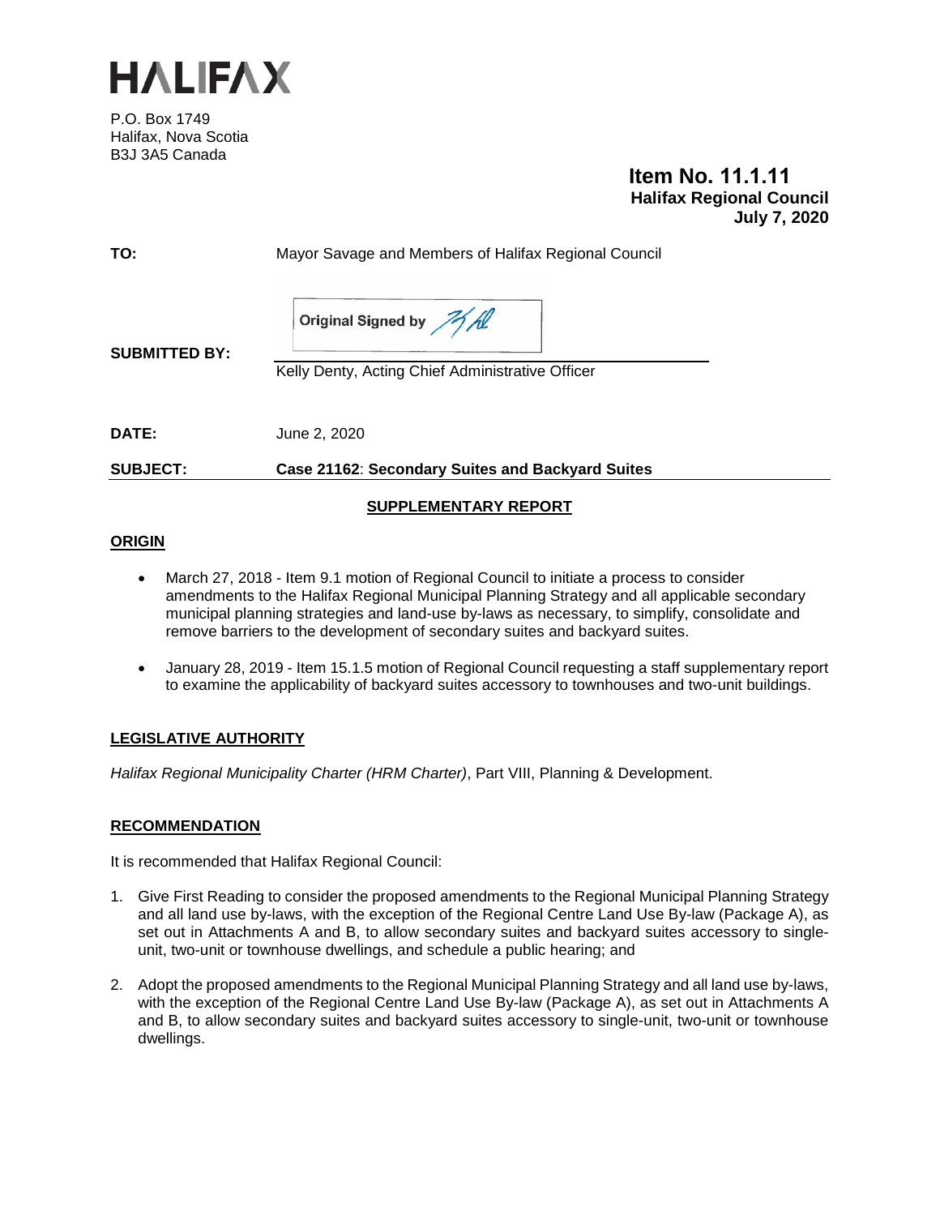# HALIFAX

P.O. Box 1749
Halifax, Nova Scotia
B3J 3A5 Canada

**Item No. 11.1.11**
**Halifax Regional Council**
**July 7, 2020**

**TO:** Mayor Savage and Members of Halifax Regional Council

**SUBMITTED BY:** Original Signed by

Kelly Denty, Acting Chief Administrative Officer

**DATE:** June 2, 2020

**SUBJECT:** **Case 21162**: **Secondary Suites and Backyard Suites**

## SUPPLEMENTARY REPORT

### ORIGIN

- March 27, 2018 - Item 9.1 motion of Regional Council to initiate a process to consider amendments to the Halifax Regional Municipal Planning Strategy and all applicable secondary municipal planning strategies and land-use by-laws as necessary, to simplify, consolidate and remove barriers to the development of secondary suites and backyard suites.

- January 28, 2019 - Item 15.1.5 motion of Regional Council requesting a staff supplementary report to examine the applicability of backyard suites accessory to townhouses and two-unit buildings.

### LEGISLATIVE AUTHORITY

*Halifax Regional Municipality Charter (HRM Charter)*, Part VIII, Planning & Development.

### RECOMMENDATION

It is recommended that Halifax Regional Council:

1. Give First Reading to consider the proposed amendments to the Regional Municipal Planning Strategy and all land use by-laws, with the exception of the Regional Centre Land Use By-law (Package A), as set out in Attachments A and B, to allow secondary suites and backyard suites accessory to single-unit, two-unit or townhouse dwellings, and schedule a public hearing; and

2. Adopt the proposed amendments to the Regional Municipal Planning Strategy and all land use by-laws, with the exception of the Regional Centre Land Use By-law (Package A), as set out in Attachments A and B, to allow secondary suites and backyard suites accessory to single-unit, two-unit or townhouse dwellings.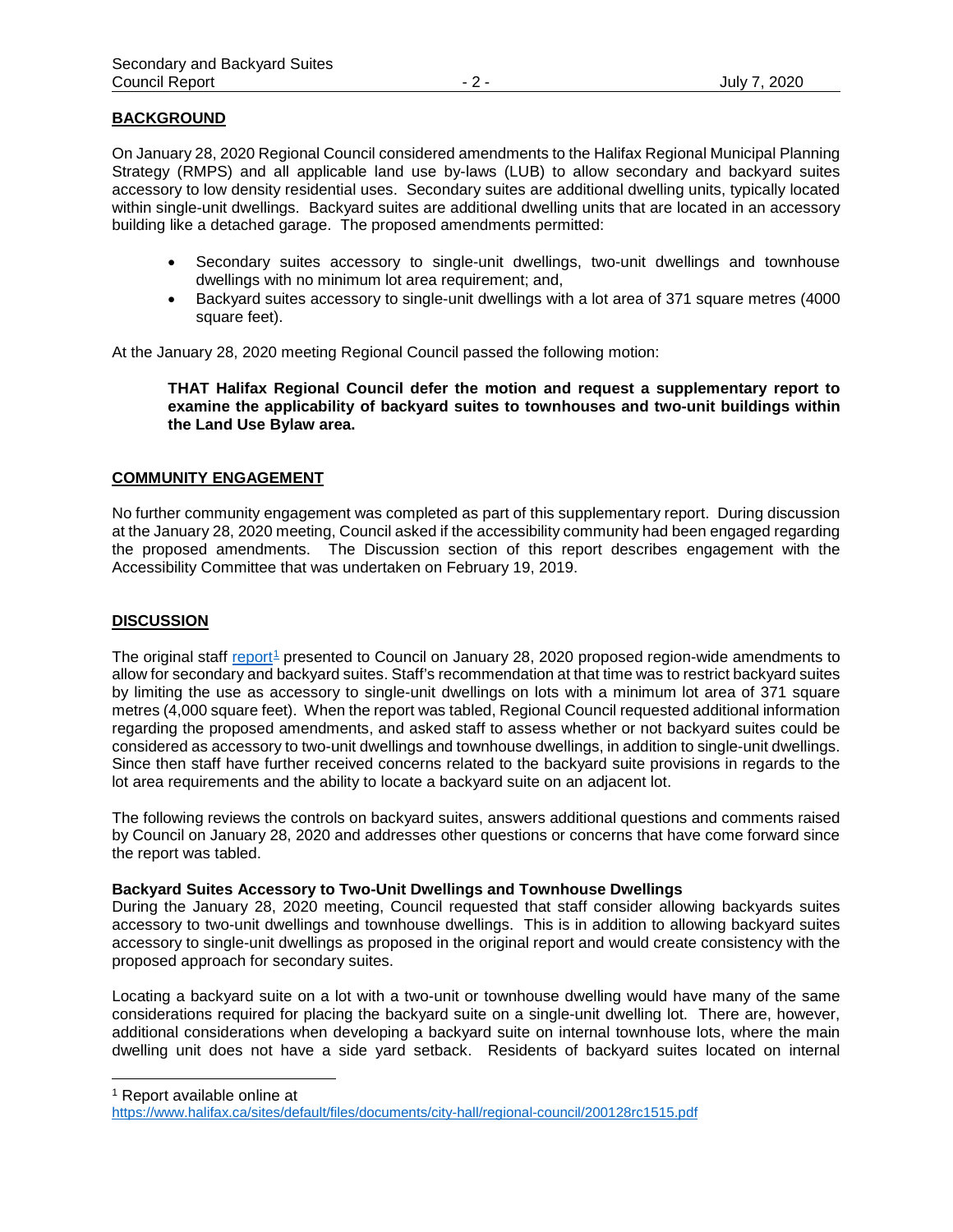## BACKGROUND

On January 28, 2020 Regional Council considered amendments to the Halifax Regional Municipal Planning Strategy (RMPS) and all applicable land use by-laws (LUB) to allow secondary and backyard suites accessory to low density residential uses. Secondary suites are additional dwelling units, typically located within single-unit dwellings. Backyard suites are additional dwelling units that are located in an accessory building like a detached garage. The proposed amendments permitted:

- Secondary suites accessory to single-unit dwellings, two-unit dwellings and townhouse dwellings with no minimum lot area requirement; and,
- Backyard suites accessory to single-unit dwellings with a lot area of 371 square metres (4000 square feet).

At the January 28, 2020 meeting Regional Council passed the following motion:

> **THAT Halifax Regional Council defer the motion and request a supplementary report to examine the applicability of backyard suites to townhouses and two-unit buildings within the Land Use Bylaw area.**

## COMMUNITY ENGAGEMENT

No further community engagement was completed as part of this supplementary report. During discussion at the January 28, 2020 meeting, Council asked if the accessibility community had been engaged regarding the proposed amendments. The Discussion section of this report describes engagement with the Accessibility Committee that was undertaken on February 19, 2019.

## DISCUSSION

The original staff [report](https://www.halifax.ca/sites/default/files/documents/city-hall/regional-council/200128rc1515.pdf)[1] presented to Council on January 28, 2020 proposed region-wide amendments to allow for secondary and backyard suites. Staff's recommendation at that time was to restrict backyard suites by limiting the use as accessory to single-unit dwellings on lots with a minimum lot area of 371 square metres (4,000 square feet). When the report was tabled, Regional Council requested additional information regarding the proposed amendments, and asked staff to assess whether or not backyard suites could be considered as accessory to two-unit dwellings and townhouse dwellings, in addition to single-unit dwellings. Since then staff have further received concerns related to the backyard suite provisions in regards to the lot area requirements and the ability to locate a backyard suite on an adjacent lot.

The following reviews the controls on backyard suites, answers additional questions and comments raised by Council on January 28, 2020 and addresses other questions or concerns that have come forward since the report was tabled.

**Backyard Suites Accessory to Two-Unit Dwellings and Townhouse Dwellings**

During the January 28, 2020 meeting, Council requested that staff consider allowing backyards suites accessory to two-unit dwellings and townhouse dwellings. This is in addition to allowing backyard suites accessory to single-unit dwellings as proposed in the original report and would create consistency with the proposed approach for secondary suites.

Locating a backyard suite on a lot with a two-unit or townhouse dwelling would have many of the same considerations required for placing the backyard suite on a single-unit dwelling lot. There are, however, additional considerations when developing a backyard suite on internal townhouse lots, where the main dwelling unit does not have a side yard setback. Residents of backyard suites located on internal

---

[1] Report available online at https://www.halifax.ca/sites/default/files/documents/city-hall/regional-council/200128rc1515.pdf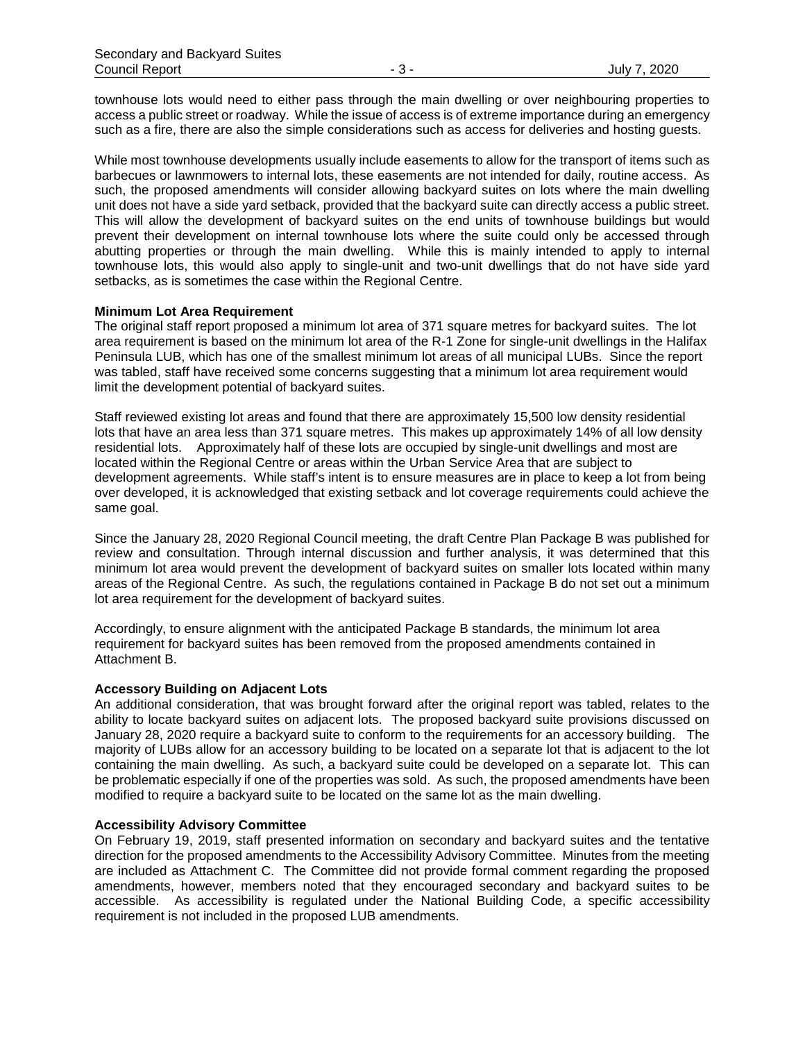townhouse lots would need to either pass through the main dwelling or over neighbouring properties to access a public street or roadway. While the issue of access is of extreme importance during an emergency such as a fire, there are also the simple considerations such as access for deliveries and hosting guests.

While most townhouse developments usually include easements to allow for the transport of items such as barbecues or lawnmowers to internal lots, these easements are not intended for daily, routine access. As such, the proposed amendments will consider allowing backyard suites on lots where the main dwelling unit does not have a side yard setback, provided that the backyard suite can directly access a public street. This will allow the development of backyard suites on the end units of townhouse buildings but would prevent their development on internal townhouse lots where the suite could only be accessed through abutting properties or through the main dwelling. While this is mainly intended to apply to internal townhouse lots, this would also apply to single-unit and two-unit dwellings that do not have side yard setbacks, as is sometimes the case within the Regional Centre.

**Minimum Lot Area Requirement**

The original staff report proposed a minimum lot area of 371 square metres for backyard suites. The lot area requirement is based on the minimum lot area of the R-1 Zone for single-unit dwellings in the Halifax Peninsula LUB, which has one of the smallest minimum lot areas of all municipal LUBs. Since the report was tabled, staff have received some concerns suggesting that a minimum lot area requirement would limit the development potential of backyard suites.

Staff reviewed existing lot areas and found that there are approximately 15,500 low density residential lots that have an area less than 371 square metres. This makes up approximately 14% of all low density residential lots. Approximately half of these lots are occupied by single-unit dwellings and most are located within the Regional Centre or areas within the Urban Service Area that are subject to development agreements. While staff's intent is to ensure measures are in place to keep a lot from being over developed, it is acknowledged that existing setback and lot coverage requirements could achieve the same goal.

Since the January 28, 2020 Regional Council meeting, the draft Centre Plan Package B was published for review and consultation. Through internal discussion and further analysis, it was determined that this minimum lot area would prevent the development of backyard suites on smaller lots located within many areas of the Regional Centre. As such, the regulations contained in Package B do not set out a minimum lot area requirement for the development of backyard suites.

Accordingly, to ensure alignment with the anticipated Package B standards, the minimum lot area requirement for backyard suites has been removed from the proposed amendments contained in Attachment B.

**Accessory Building on Adjacent Lots**

An additional consideration, that was brought forward after the original report was tabled, relates to the ability to locate backyard suites on adjacent lots. The proposed backyard suite provisions discussed on January 28, 2020 require a backyard suite to conform to the requirements for an accessory building. The majority of LUBs allow for an accessory building to be located on a separate lot that is adjacent to the lot containing the main dwelling. As such, a backyard suite could be developed on a separate lot. This can be problematic especially if one of the properties was sold. As such, the proposed amendments have been modified to require a backyard suite to be located on the same lot as the main dwelling.

**Accessibility Advisory Committee**

On February 19, 2019, staff presented information on secondary and backyard suites and the tentative direction for the proposed amendments to the Accessibility Advisory Committee. Minutes from the meeting are included as Attachment C. The Committee did not provide formal comment regarding the proposed amendments, however, members noted that they encouraged secondary and backyard suites to be accessible. As accessibility is regulated under the National Building Code, a specific accessibility requirement is not included in the proposed LUB amendments.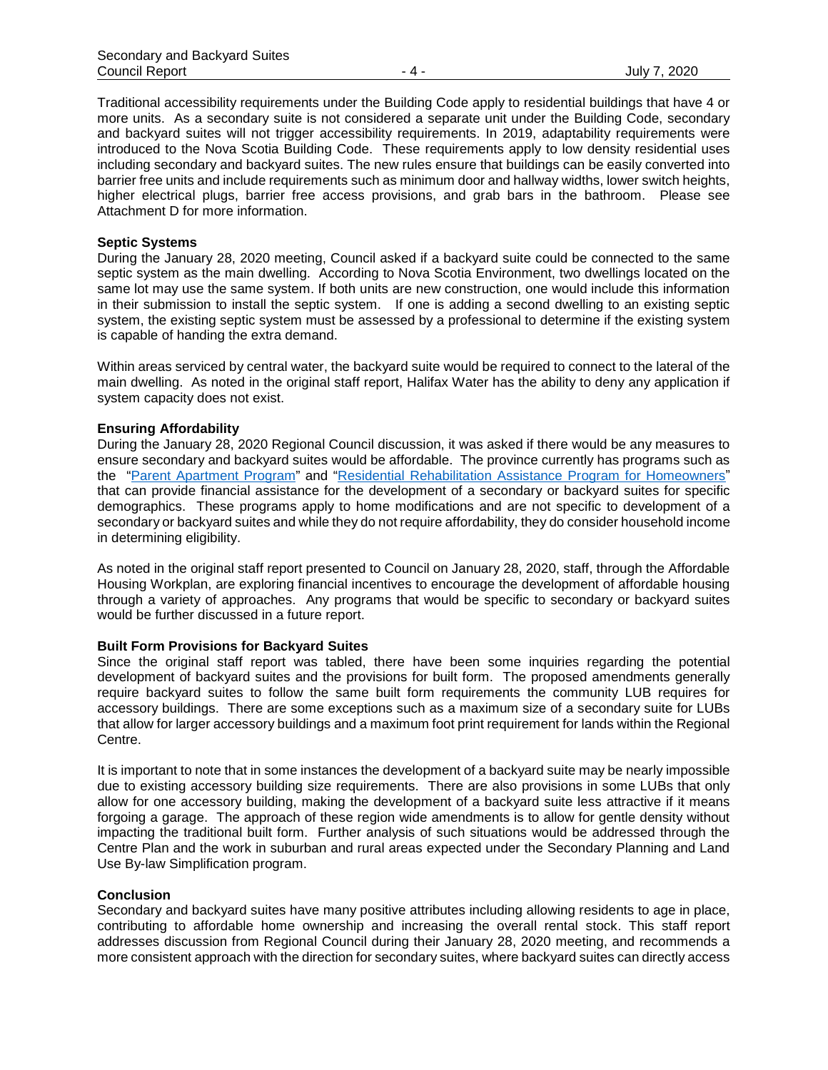Traditional accessibility requirements under the Building Code apply to residential buildings that have 4 or more units. As a secondary suite is not considered a separate unit under the Building Code, secondary and backyard suites will not trigger accessibility requirements. In 2019, adaptability requirements were introduced to the Nova Scotia Building Code. These requirements apply to low density residential uses including secondary and backyard suites. The new rules ensure that buildings can be easily converted into barrier free units and include requirements such as minimum door and hallway widths, lower switch heights, higher electrical plugs, barrier free access provisions, and grab bars in the bathroom. Please see Attachment D for more information.

**Septic Systems**

During the January 28, 2020 meeting, Council asked if a backyard suite could be connected to the same septic system as the main dwelling. According to Nova Scotia Environment, two dwellings located on the same lot may use the same system. If both units are new construction, one would include this information in their submission to install the septic system. If one is adding a second dwelling to an existing septic system, the existing septic system must be assessed by a professional to determine if the existing system is capable of handing the extra demand.

Within areas serviced by central water, the backyard suite would be required to connect to the lateral of the main dwelling. As noted in the original staff report, Halifax Water has the ability to deny any application if system capacity does not exist.

**Ensuring Affordability**

During the January 28, 2020 Regional Council discussion, it was asked if there would be any measures to ensure secondary and backyard suites would be affordable. The province currently has programs such as the "Parent Apartment Program" and "Residential Rehabilitation Assistance Program for Homeowners" that can provide financial assistance for the development of a secondary or backyard suites for specific demographics. These programs apply to home modifications and are not specific to development of a secondary or backyard suites and while they do not require affordability, they do consider household income in determining eligibility.

As noted in the original staff report presented to Council on January 28, 2020, staff, through the Affordable Housing Workplan, are exploring financial incentives to encourage the development of affordable housing through a variety of approaches. Any programs that would be specific to secondary or backyard suites would be further discussed in a future report.

**Built Form Provisions for Backyard Suites**

Since the original staff report was tabled, there have been some inquiries regarding the potential development of backyard suites and the provisions for built form. The proposed amendments generally require backyard suites to follow the same built form requirements the community LUB requires for accessory buildings. There are some exceptions such as a maximum size of a secondary suite for LUBs that allow for larger accessory buildings and a maximum foot print requirement for lands within the Regional Centre.

It is important to note that in some instances the development of a backyard suite may be nearly impossible due to existing accessory building size requirements. There are also provisions in some LUBs that only allow for one accessory building, making the development of a backyard suite less attractive if it means forgoing a garage. The approach of these region wide amendments is to allow for gentle density without impacting the traditional built form. Further analysis of such situations would be addressed through the Centre Plan and the work in suburban and rural areas expected under the Secondary Planning and Land Use By-law Simplification program.

**Conclusion**

Secondary and backyard suites have many positive attributes including allowing residents to age in place, contributing to affordable home ownership and increasing the overall rental stock. This staff report addresses discussion from Regional Council during their January 28, 2020 meeting, and recommends a more consistent approach with the direction for secondary suites, where backyard suites can directly access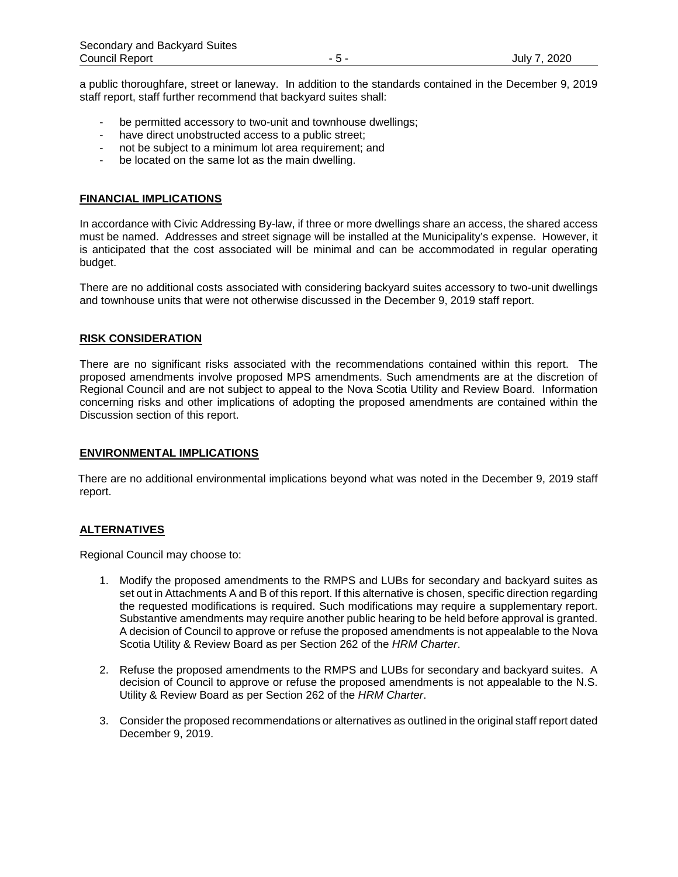a public thoroughfare, street or laneway. In addition to the standards contained in the December 9, 2019 staff report, staff further recommend that backyard suites shall:

- be permitted accessory to two-unit and townhouse dwellings;
- have direct unobstructed access to a public street;
- not be subject to a minimum lot area requirement; and
- be located on the same lot as the main dwelling.

## FINANCIAL IMPLICATIONS

In accordance with Civic Addressing By-law, if three or more dwellings share an access, the shared access must be named. Addresses and street signage will be installed at the Municipality's expense. However, it is anticipated that the cost associated will be minimal and can be accommodated in regular operating budget.

There are no additional costs associated with considering backyard suites accessory to two-unit dwellings and townhouse units that were not otherwise discussed in the December 9, 2019 staff report.

## RISK CONSIDERATION

There are no significant risks associated with the recommendations contained within this report. The proposed amendments involve proposed MPS amendments. Such amendments are at the discretion of Regional Council and are not subject to appeal to the Nova Scotia Utility and Review Board. Information concerning risks and other implications of adopting the proposed amendments are contained within the Discussion section of this report.

## ENVIRONMENTAL IMPLICATIONS

There are no additional environmental implications beyond what was noted in the December 9, 2019 staff report.

## ALTERNATIVES

Regional Council may choose to:

1. Modify the proposed amendments to the RMPS and LUBs for secondary and backyard suites as set out in Attachments A and B of this report. If this alternative is chosen, specific direction regarding the requested modifications is required. Such modifications may require a supplementary report. Substantive amendments may require another public hearing to be held before approval is granted. A decision of Council to approve or refuse the proposed amendments is not appealable to the Nova Scotia Utility & Review Board as per Section 262 of the *HRM Charter*.

2. Refuse the proposed amendments to the RMPS and LUBs for secondary and backyard suites. A decision of Council to approve or refuse the proposed amendments is not appealable to the N.S. Utility & Review Board as per Section 262 of the *HRM Charter*.

3. Consider the proposed recommendations or alternatives as outlined in the original staff report dated December 9, 2019.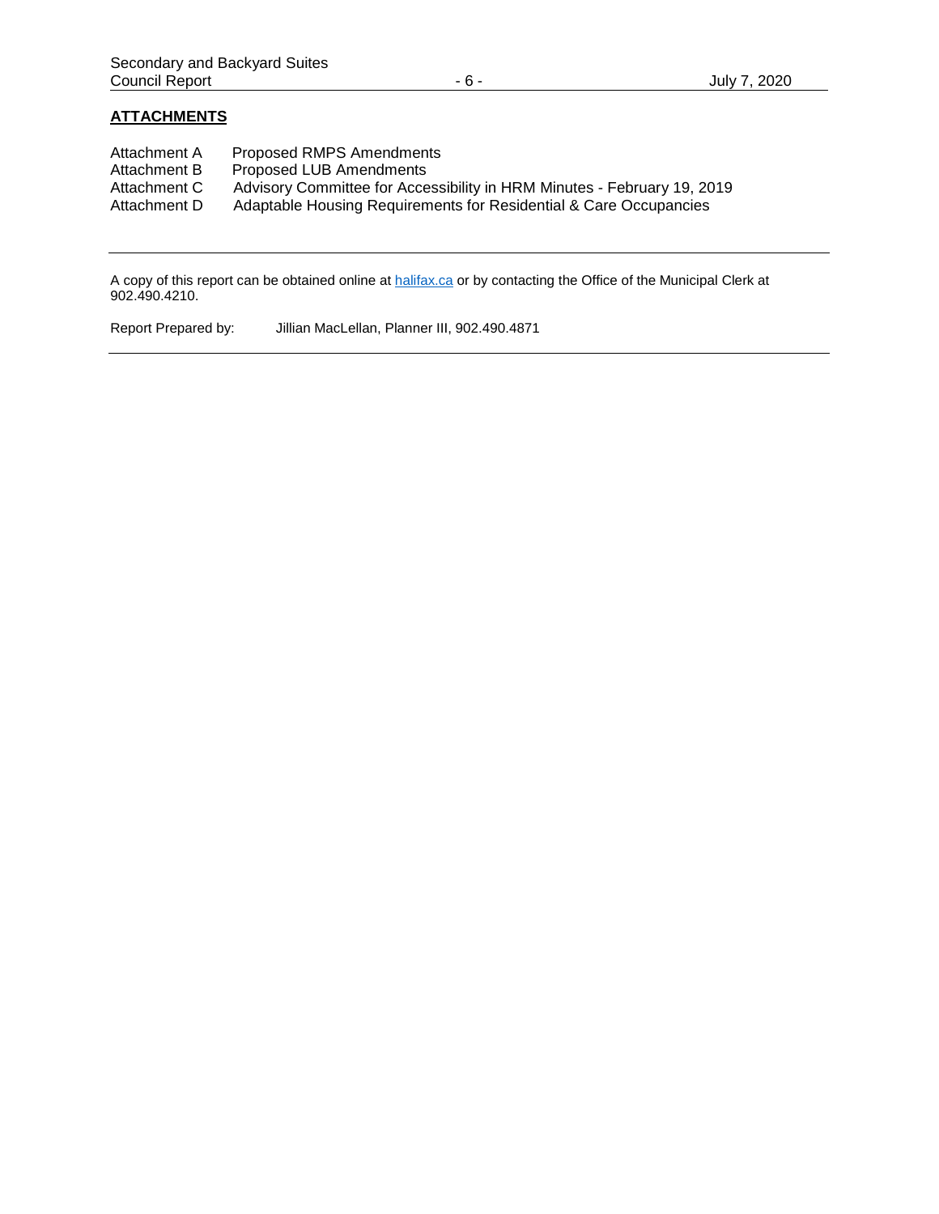## ATTACHMENTS

| | |
|---|---|
| Attachment A | Proposed RMPS Amendments |
| Attachment B | Proposed LUB Amendments |
| Attachment C | Advisory Committee for Accessibility in HRM Minutes - February 19, 2019 |
| Attachment D | Adaptable Housing Requirements for Residential & Care Occupancies |

---

A copy of this report can be obtained online at [halifax.ca](http://halifax.ca) or by contacting the Office of the Municipal Clerk at 902.490.4210.

Report Prepared by: Jillian MacLellan, Planner III, 902.490.4871

---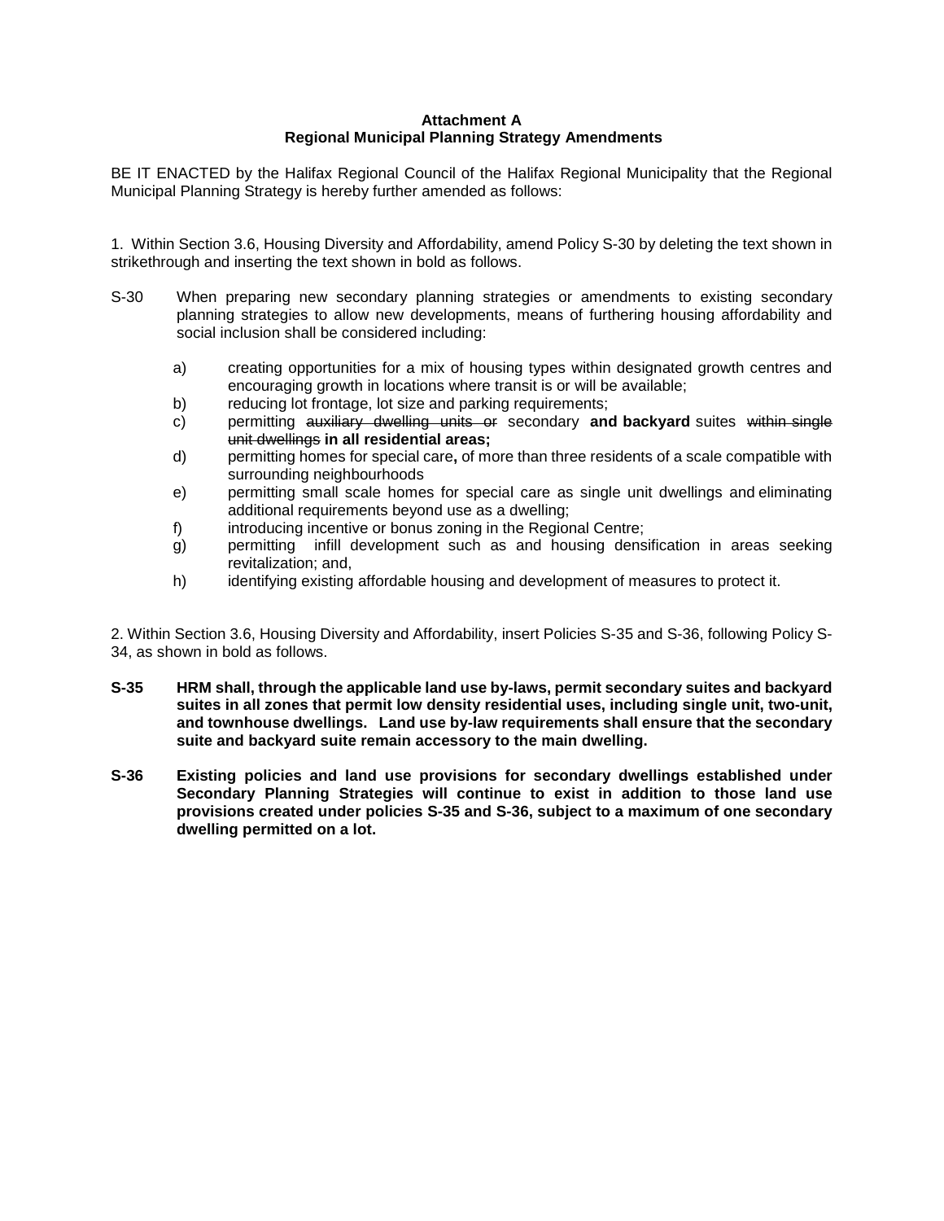**Attachment A**
**Regional Municipal Planning Strategy Amendments**

BE IT ENACTED by the Halifax Regional Council of the Halifax Regional Municipality that the Regional Municipal Planning Strategy is hereby further amended as follows:

1. Within Section 3.6, Housing Diversity and Affordability, amend Policy S-30 by deleting the text shown in strikethrough and inserting the text shown in bold as follows.

S-30 When preparing new secondary planning strategies or amendments to existing secondary planning strategies to allow new developments, means of furthering housing affordability and social inclusion shall be considered including:

a) creating opportunities for a mix of housing types within designated growth centres and encouraging growth in locations where transit is or will be available;
b) reducing lot frontage, lot size and parking requirements;
c) permitting ~~auxiliary dwelling units or~~ secondary **and backyard** suites ~~within single unit dwellings~~ **in all residential areas;**
d) permitting homes for special care**,** of more than three residents of a scale compatible with surrounding neighbourhoods
e) permitting small scale homes for special care as single unit dwellings and eliminating additional requirements beyond use as a dwelling;
f) introducing incentive or bonus zoning in the Regional Centre;
g) permitting infill development such as and housing densification in areas seeking revitalization; and,
h) identifying existing affordable housing and development of measures to protect it.

2. Within Section 3.6, Housing Diversity and Affordability, insert Policies S-35 and S-36, following Policy S-34, as shown in bold as follows.

**S-35 HRM shall, through the applicable land use by-laws, permit secondary suites and backyard suites in all zones that permit low density residential uses, including single unit, two-unit, and townhouse dwellings. Land use by-law requirements shall ensure that the secondary suite and backyard suite remain accessory to the main dwelling.**

**S-36 Existing policies and land use provisions for secondary dwellings established under Secondary Planning Strategies will continue to exist in addition to those land use provisions created under policies S-35 and S-36, subject to a maximum of one secondary dwelling permitted on a lot.**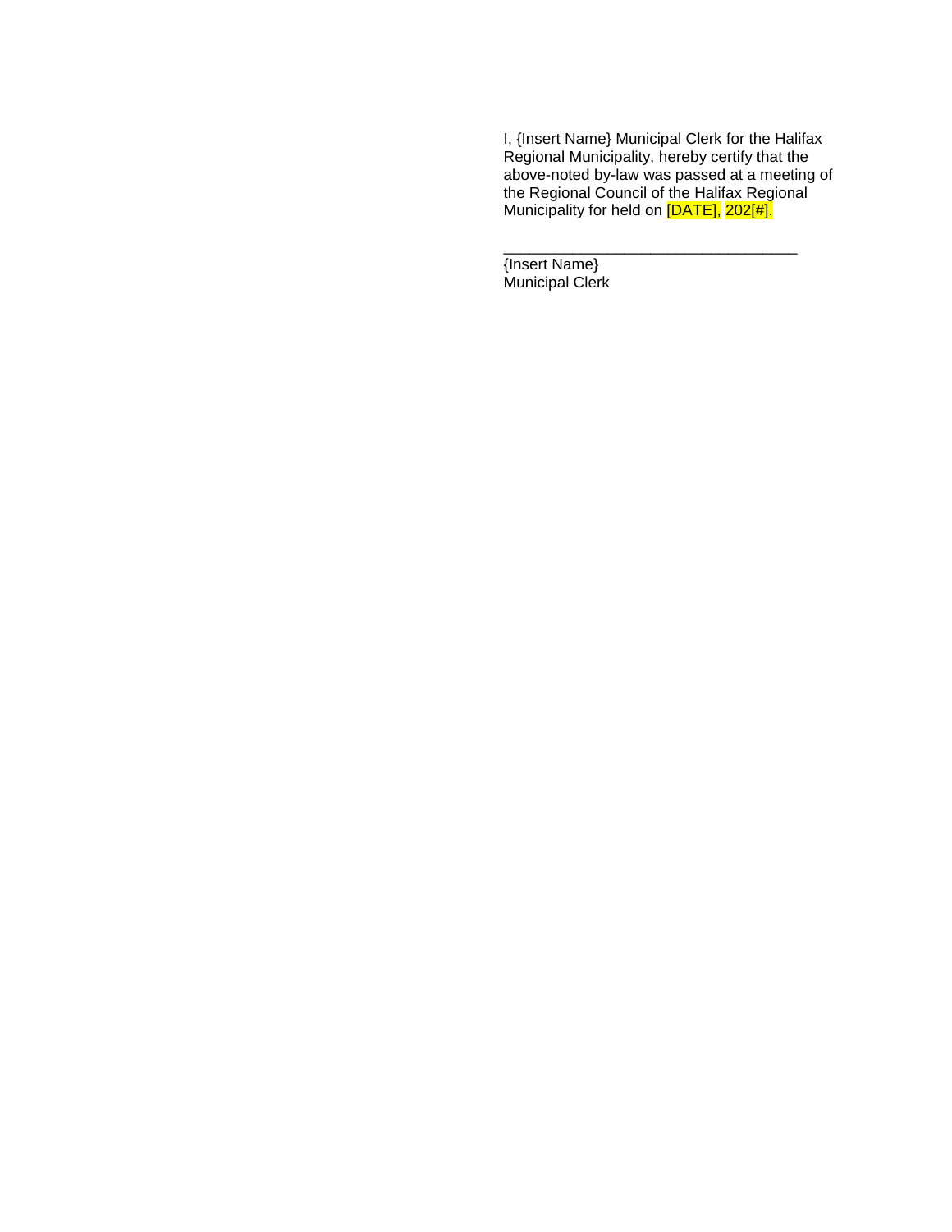I, {Insert Name} Municipal Clerk for the Halifax Regional Municipality, hereby certify that the above-noted by-law was passed at a meeting of the Regional Council of the Halifax Regional Municipality for held on [DATE], 202[#].

\_\_\_\_\_\_\_\_\_\_\_\_\_\_\_\_\_\_\_\_\_\_\_\_\_\_\_\_\_\_\_\_\_\_

{Insert Name}
Municipal Clerk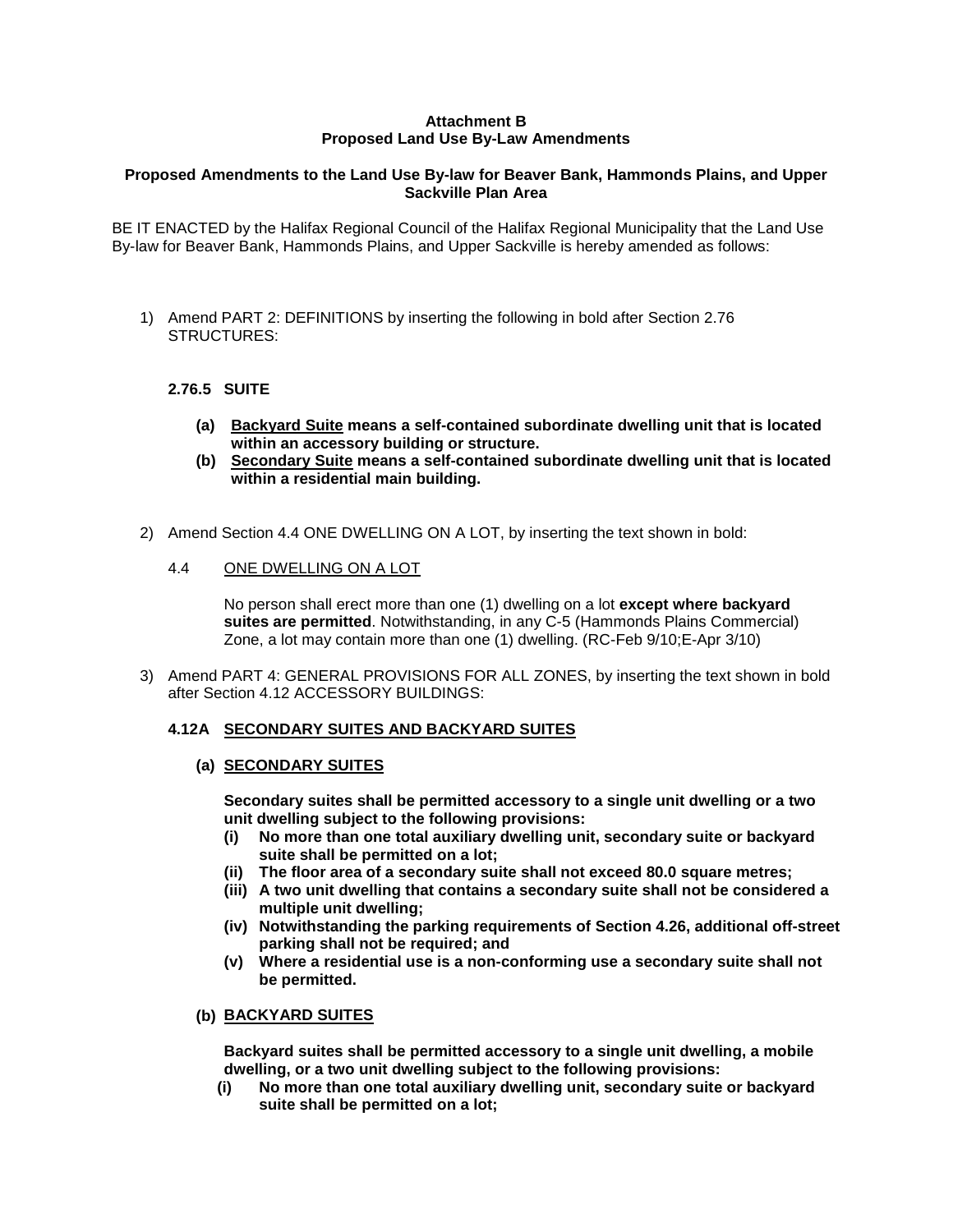**Attachment B**
**Proposed Land Use By-Law Amendments**

**Proposed Amendments to the Land Use By-law for Beaver Bank, Hammonds Plains, and Upper Sackville Plan Area**

BE IT ENACTED by the Halifax Regional Council of the Halifax Regional Municipality that the Land Use By-law for Beaver Bank, Hammonds Plains, and Upper Sackville is hereby amended as follows:

1) Amend PART 2: DEFINITIONS by inserting the following in bold after Section 2.76 STRUCTURES:

   **2.76.5 SUITE**

   **(a) <u>Backyard Suite</u> means a self-contained subordinate dwelling unit that is located within an accessory building or structure.**
   **(b) <u>Secondary Suite</u> means a self-contained subordinate dwelling unit that is located within a residential main building.**

2) Amend Section 4.4 ONE DWELLING ON A LOT, by inserting the text shown in bold:

   4.4 <u>ONE DWELLING ON A LOT</u>

   No person shall erect more than one (1) dwelling on a lot **except where backyard suites are permitted**. Notwithstanding, in any C-5 (Hammonds Plains Commercial) Zone, a lot may contain more than one (1) dwelling. (RC-Feb 9/10;E-Apr 3/10)

3) Amend PART 4: GENERAL PROVISIONS FOR ALL ZONES, by inserting the text shown in bold after Section 4.12 ACCESSORY BUILDINGS:

   **4.12A <u>SECONDARY SUITES AND BACKYARD SUITES</u>**

   **(a) <u>SECONDARY SUITES</u>**

   **Secondary suites shall be permitted accessory to a single unit dwelling or a two unit dwelling subject to the following provisions:**
   **(i) No more than one total auxiliary dwelling unit, secondary suite or backyard suite shall be permitted on a lot;**
   **(ii) The floor area of a secondary suite shall not exceed 80.0 square metres;**
   **(iii) A two unit dwelling that contains a secondary suite shall not be considered a multiple unit dwelling;**
   **(iv) Notwithstanding the parking requirements of Section 4.26, additional off-street parking shall not be required; and**
   **(v) Where a residential use is a non-conforming use a secondary suite shall not be permitted.**

   **(b) <u>BACKYARD SUITES</u>**

   **Backyard suites shall be permitted accessory to a single unit dwelling, a mobile dwelling, or a two unit dwelling subject to the following provisions:**
   **(i) No more than one total auxiliary dwelling unit, secondary suite or backyard suite shall be permitted on a lot;**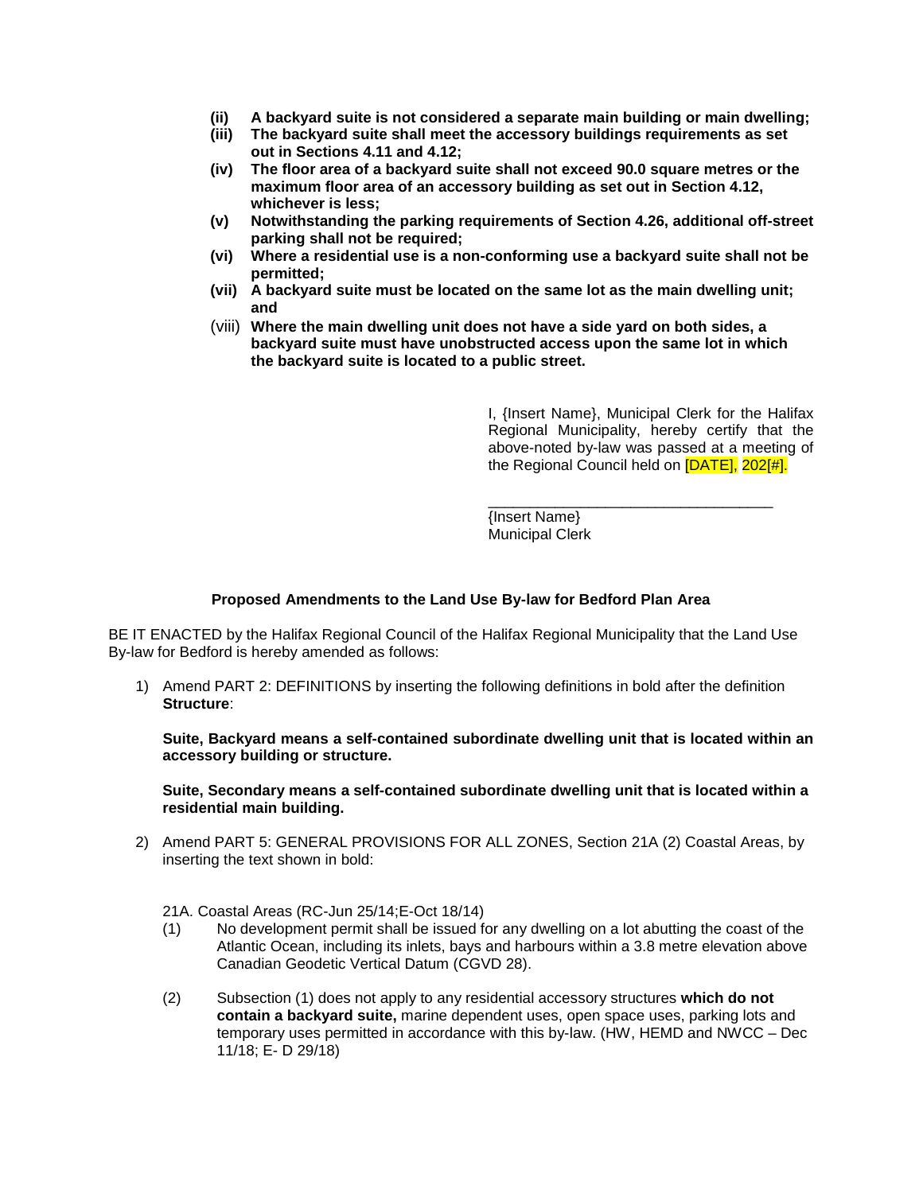- **(ii)** **A backyard suite is not considered a separate main building or main dwelling;**
- **(iii)** **The backyard suite shall meet the accessory buildings requirements as set out in Sections 4.11 and 4.12;**
- **(iv)** **The floor area of a backyard suite shall not exceed 90.0 square metres or the maximum floor area of an accessory building as set out in Section 4.12, whichever is less;**
- **(v)** **Notwithstanding the parking requirements of Section 4.26, additional off-street parking shall not be required;**
- **(vi)** **Where a residential use is a non-conforming use a backyard suite shall not be permitted;**
- **(vii)** **A backyard suite must be located on the same lot as the main dwelling unit; and**
- (viii) **Where the main dwelling unit does not have a side yard on both sides, a backyard suite must have unobstructed access upon the same lot in which the backyard suite is located to a public street.**

I, {Insert Name}, Municipal Clerk for the Halifax Regional Municipality, hereby certify that the above-noted by-law was passed at a meeting of the Regional Council held on [DATE], 202[#].

\_\_\_\_\_\_\_\_\_\_\_\_\_\_\_\_\_\_\_\_\_\_\_\_\_\_\_\_\_\_\_\_\_\_\_
{Insert Name}
Municipal Clerk

**Proposed Amendments to the Land Use By-law for Bedford Plan Area**

BE IT ENACTED by the Halifax Regional Council of the Halifax Regional Municipality that the Land Use By-law for Bedford is hereby amended as follows:

1) Amend PART 2: DEFINITIONS by inserting the following definitions in bold after the definition **Structure**:

   **Suite, Backyard means a self-contained subordinate dwelling unit that is located within an accessory building or structure.**

   **Suite, Secondary means a self-contained subordinate dwelling unit that is located within a residential main building.**

2) Amend PART 5: GENERAL PROVISIONS FOR ALL ZONES, Section 21A (2) Coastal Areas, by inserting the text shown in bold:

   21A. Coastal Areas (RC-Jun 25/14;E-Oct 18/14)

   (1) No development permit shall be issued for any dwelling on a lot abutting the coast of the Atlantic Ocean, including its inlets, bays and harbours within a 3.8 metre elevation above Canadian Geodetic Vertical Datum (CGVD 28).

   (2) Subsection (1) does not apply to any residential accessory structures **which do not contain a backyard suite,** marine dependent uses, open space uses, parking lots and temporary uses permitted in accordance with this by-law. (HW, HEMD and NWCC – Dec 11/18; E- D 29/18)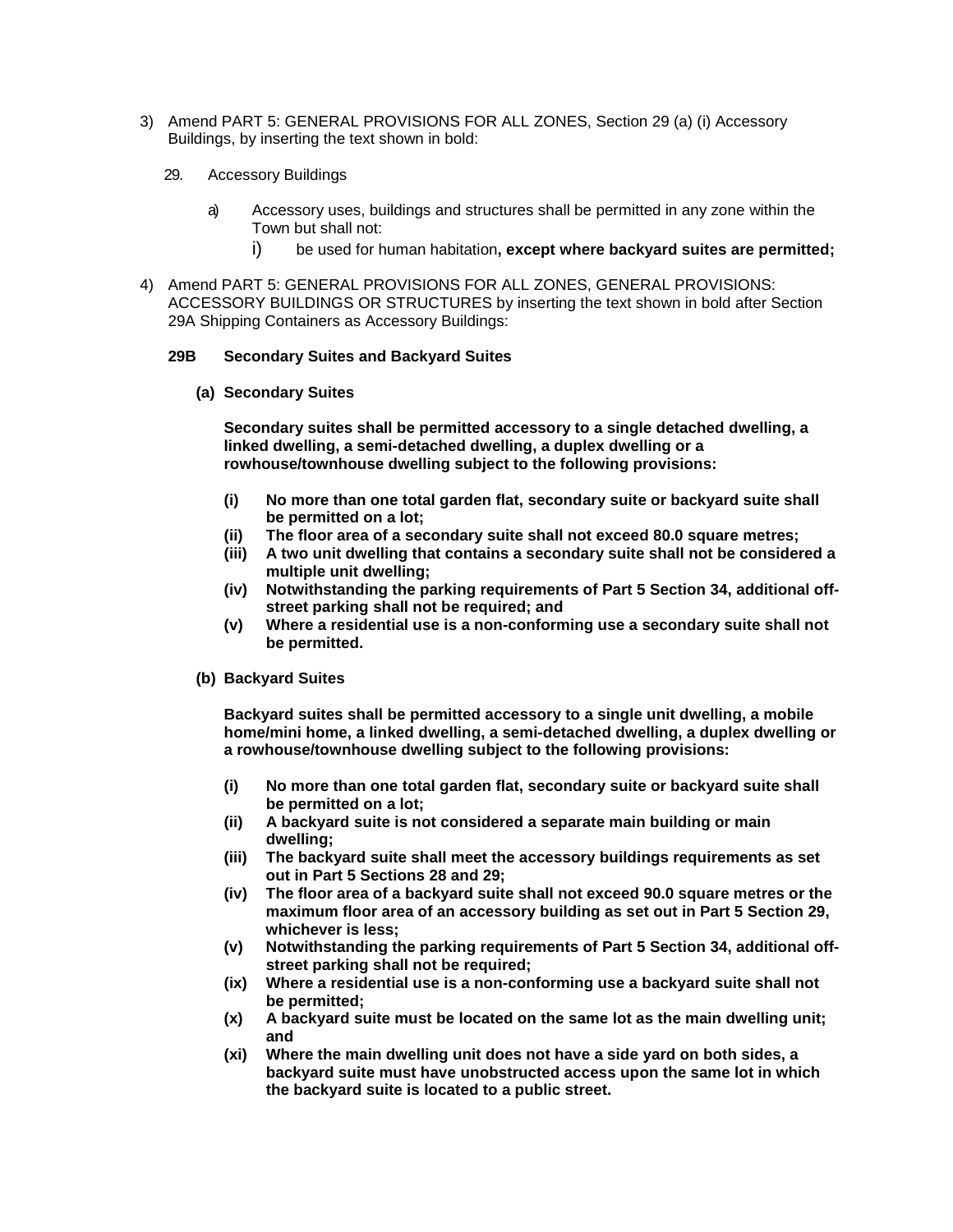3) Amend PART 5: GENERAL PROVISIONS FOR ALL ZONES, Section 29 (a) (i) Accessory Buildings, by inserting the text shown in bold:

   29. Accessory Buildings

      a) Accessory uses, buildings and structures shall be permitted in any zone within the Town but shall not:

         i) be used for human habitation**, except where backyard suites are permitted;**

4) Amend PART 5: GENERAL PROVISIONS FOR ALL ZONES, GENERAL PROVISIONS: ACCESSORY BUILDINGS OR STRUCTURES by inserting the text shown in bold after Section 29A Shipping Containers as Accessory Buildings:

   **29B Secondary Suites and Backyard Suites**

   **(a) Secondary Suites**

   **Secondary suites shall be permitted accessory to a single detached dwelling, a linked dwelling, a semi-detached dwelling, a duplex dwelling or a rowhouse/townhouse dwelling subject to the following provisions:**

   **(i) No more than one total garden flat, secondary suite or backyard suite shall be permitted on a lot;**
   **(ii) The floor area of a secondary suite shall not exceed 80.0 square metres;**
   **(iii) A two unit dwelling that contains a secondary suite shall not be considered a multiple unit dwelling;**
   **(iv) Notwithstanding the parking requirements of Part 5 Section 34, additional off-street parking shall not be required; and**
   **(v) Where a residential use is a non-conforming use a secondary suite shall not be permitted.**

   **(b) Backyard Suites**

   **Backyard suites shall be permitted accessory to a single unit dwelling, a mobile home/mini home, a linked dwelling, a semi-detached dwelling, a duplex dwelling or a rowhouse/townhouse dwelling subject to the following provisions:**

   **(i) No more than one total garden flat, secondary suite or backyard suite shall be permitted on a lot;**
   **(ii) A backyard suite is not considered a separate main building or main dwelling;**
   **(iii) The backyard suite shall meet the accessory buildings requirements as set out in Part 5 Sections 28 and 29;**
   **(iv) The floor area of a backyard suite shall not exceed 90.0 square metres or the maximum floor area of an accessory building as set out in Part 5 Section 29, whichever is less;**
   **(v) Notwithstanding the parking requirements of Part 5 Section 34, additional off-street parking shall not be required;**
   **(ix) Where a residential use is a non-conforming use a backyard suite shall not be permitted;**
   **(x) A backyard suite must be located on the same lot as the main dwelling unit; and**
   **(xi) Where the main dwelling unit does not have a side yard on both sides, a backyard suite must have unobstructed access upon the same lot in which the backyard suite is located to a public street.**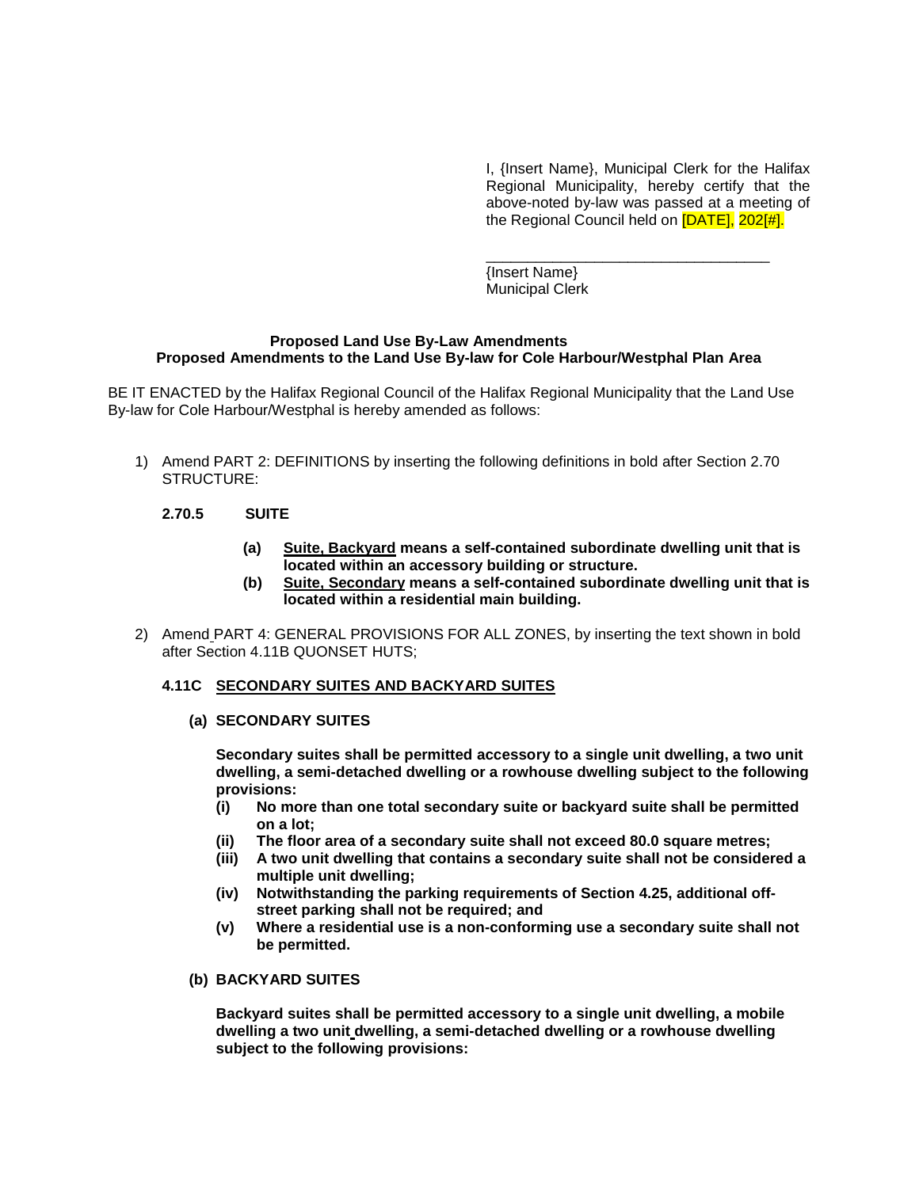I, {Insert Name}, Municipal Clerk for the Halifax Regional Municipality, hereby certify that the above-noted by-law was passed at a meeting of the Regional Council held on [DATE], 202[#].

\_\_\_\_\_\_\_\_\_\_\_\_\_\_\_\_\_\_\_\_\_\_\_\_\_\_\_\_\_\_\_\_\_\_\_\_
{Insert Name}
Municipal Clerk

**Proposed Land Use By-Law Amendments**
**Proposed Amendments to the Land Use By-law for Cole Harbour/Westphal Plan Area**

BE IT ENACTED by the Halifax Regional Council of the Halifax Regional Municipality that the Land Use By-law for Cole Harbour/Westphal is hereby amended as follows:

1) Amend PART 2: DEFINITIONS by inserting the following definitions in bold after Section 2.70 STRUCTURE:

**2.70.5 SUITE**

- **(a) <u>Suite, Backyard</u> means a self-contained subordinate dwelling unit that is located within an accessory building or structure.**
- **(b) <u>Suite, Secondary</u> means a self-contained subordinate dwelling unit that is located within a residential main building.**

2) Amend PART 4: GENERAL PROVISIONS FOR ALL ZONES, by inserting the text shown in bold after Section 4.11B QUONSET HUTS;

**4.11C <u>SECONDARY SUITES AND BACKYARD SUITES</u>**

**(a) SECONDARY SUITES**

**Secondary suites shall be permitted accessory to a single unit dwelling, a two unit dwelling, a semi-detached dwelling or a rowhouse dwelling subject to the following provisions:**

- **(i) No more than one total secondary suite or backyard suite shall be permitted on a lot;**
- **(ii) The floor area of a secondary suite shall not exceed 80.0 square metres;**
- **(iii) A two unit dwelling that contains a secondary suite shall not be considered a multiple unit dwelling;**
- **(iv) Notwithstanding the parking requirements of Section 4.25, additional off-street parking shall not be required; and**
- **(v) Where a residential use is a non-conforming use a secondary suite shall not be permitted.**

**(b) BACKYARD SUITES**

**Backyard suites shall be permitted accessory to a single unit dwelling, a mobile dwelling a two unit dwelling, a semi-detached dwelling or a rowhouse dwelling subject to the following provisions:**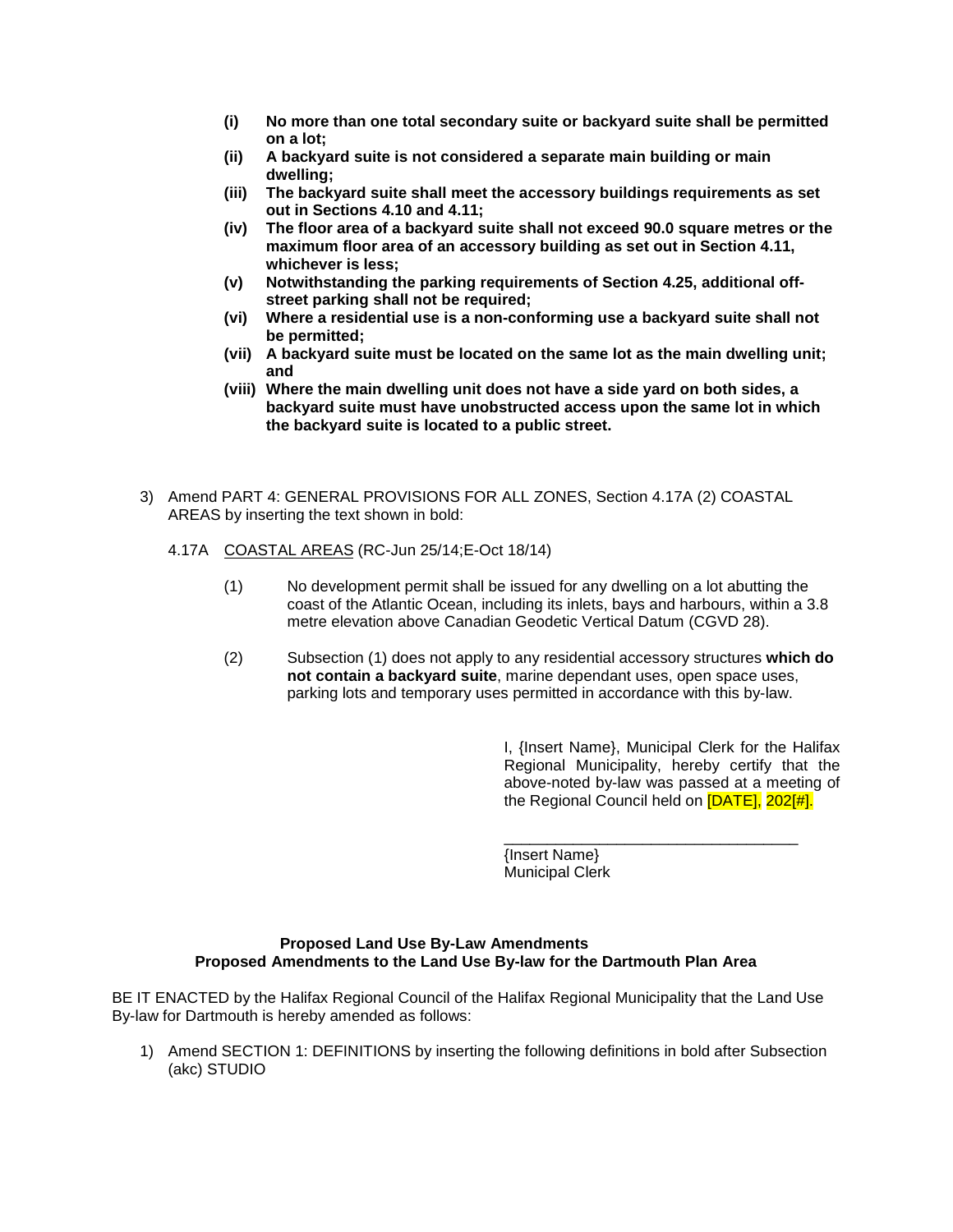- **(i) No more than one total secondary suite or backyard suite shall be permitted on a lot;**
- **(ii) A backyard suite is not considered a separate main building or main dwelling;**
- **(iii) The backyard suite shall meet the accessory buildings requirements as set out in Sections 4.10 and 4.11;**
- **(iv) The floor area of a backyard suite shall not exceed 90.0 square metres or the maximum floor area of an accessory building as set out in Section 4.11, whichever is less;**
- **(v) Notwithstanding the parking requirements of Section 4.25, additional off-street parking shall not be required;**
- **(vi) Where a residential use is a non-conforming use a backyard suite shall not be permitted;**
- **(vii) A backyard suite must be located on the same lot as the main dwelling unit; and**
- **(viii) Where the main dwelling unit does not have a side yard on both sides, a backyard suite must have unobstructed access upon the same lot in which the backyard suite is located to a public street.**

3) Amend PART 4: GENERAL PROVISIONS FOR ALL ZONES, Section 4.17A (2) COASTAL AREAS by inserting the text shown in bold:

4.17A COASTAL AREAS (RC-Jun 25/14;E-Oct 18/14)

(1) No development permit shall be issued for any dwelling on a lot abutting the coast of the Atlantic Ocean, including its inlets, bays and harbours, within a 3.8 metre elevation above Canadian Geodetic Vertical Datum (CGVD 28).

(2) Subsection (1) does not apply to any residential accessory structures **which do not contain a backyard suite**, marine dependant uses, open space uses, parking lots and temporary uses permitted in accordance with this by-law.

I, {Insert Name}, Municipal Clerk for the Halifax Regional Municipality, hereby certify that the above-noted by-law was passed at a meeting of the Regional Council held on [DATE], 202[#].

___________________________________

{Insert Name}
Municipal Clerk

**Proposed Land Use By-Law Amendments**
**Proposed Amendments to the Land Use By-law for the Dartmouth Plan Area**

BE IT ENACTED by the Halifax Regional Council of the Halifax Regional Municipality that the Land Use By-law for Dartmouth is hereby amended as follows:

1) Amend SECTION 1: DEFINITIONS by inserting the following definitions in bold after Subsection (akc) STUDIO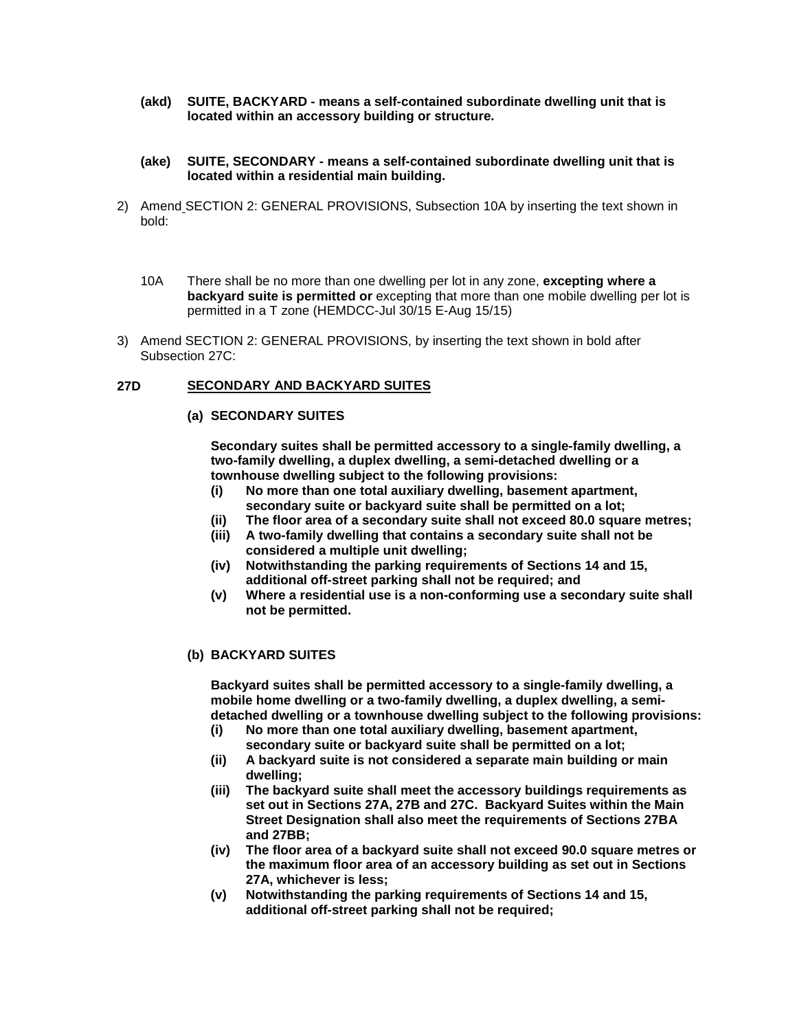**(akd) SUITE, BACKYARD - means a self-contained subordinate dwelling unit that is located within an accessory building or structure.**

**(ake) SUITE, SECONDARY - means a self-contained subordinate dwelling unit that is located within a residential main building.**

2) Amend SECTION 2: GENERAL PROVISIONS, Subsection 10A by inserting the text shown in bold:

10A There shall be no more than one dwelling per lot in any zone, **excepting where a backyard suite is permitted or** excepting that more than one mobile dwelling per lot is permitted in a T zone (HEMDCC-Jul 30/15 E-Aug 15/15)

3) Amend SECTION 2: GENERAL PROVISIONS, by inserting the text shown in bold after Subsection 27C:

**27D <u>SECONDARY AND BACKYARD SUITES</u>**

**(a) SECONDARY SUITES**

**Secondary suites shall be permitted accessory to a single-family dwelling, a two-family dwelling, a duplex dwelling, a semi-detached dwelling or a townhouse dwelling subject to the following provisions:**

- **(i) No more than one total auxiliary dwelling, basement apartment, secondary suite or backyard suite shall be permitted on a lot;**
- **(ii) The floor area of a secondary suite shall not exceed 80.0 square metres;**
- **(iii) A two-family dwelling that contains a secondary suite shall not be considered a multiple unit dwelling;**
- **(iv) Notwithstanding the parking requirements of Sections 14 and 15, additional off-street parking shall not be required; and**
- **(v) Where a residential use is a non-conforming use a secondary suite shall not be permitted.**

**(b) BACKYARD SUITES**

**Backyard suites shall be permitted accessory to a single-family dwelling, a mobile home dwelling or a two-family dwelling, a duplex dwelling, a semi-detached dwelling or a townhouse dwelling subject to the following provisions:**

- **(i) No more than one total auxiliary dwelling, basement apartment, secondary suite or backyard suite shall be permitted on a lot;**
- **(ii) A backyard suite is not considered a separate main building or main dwelling;**
- **(iii) The backyard suite shall meet the accessory buildings requirements as set out in Sections 27A, 27B and 27C. Backyard Suites within the Main Street Designation shall also meet the requirements of Sections 27BA and 27BB;**
- **(iv) The floor area of a backyard suite shall not exceed 90.0 square metres or the maximum floor area of an accessory building as set out in Sections 27A, whichever is less;**
- **(v) Notwithstanding the parking requirements of Sections 14 and 15, additional off-street parking shall not be required;**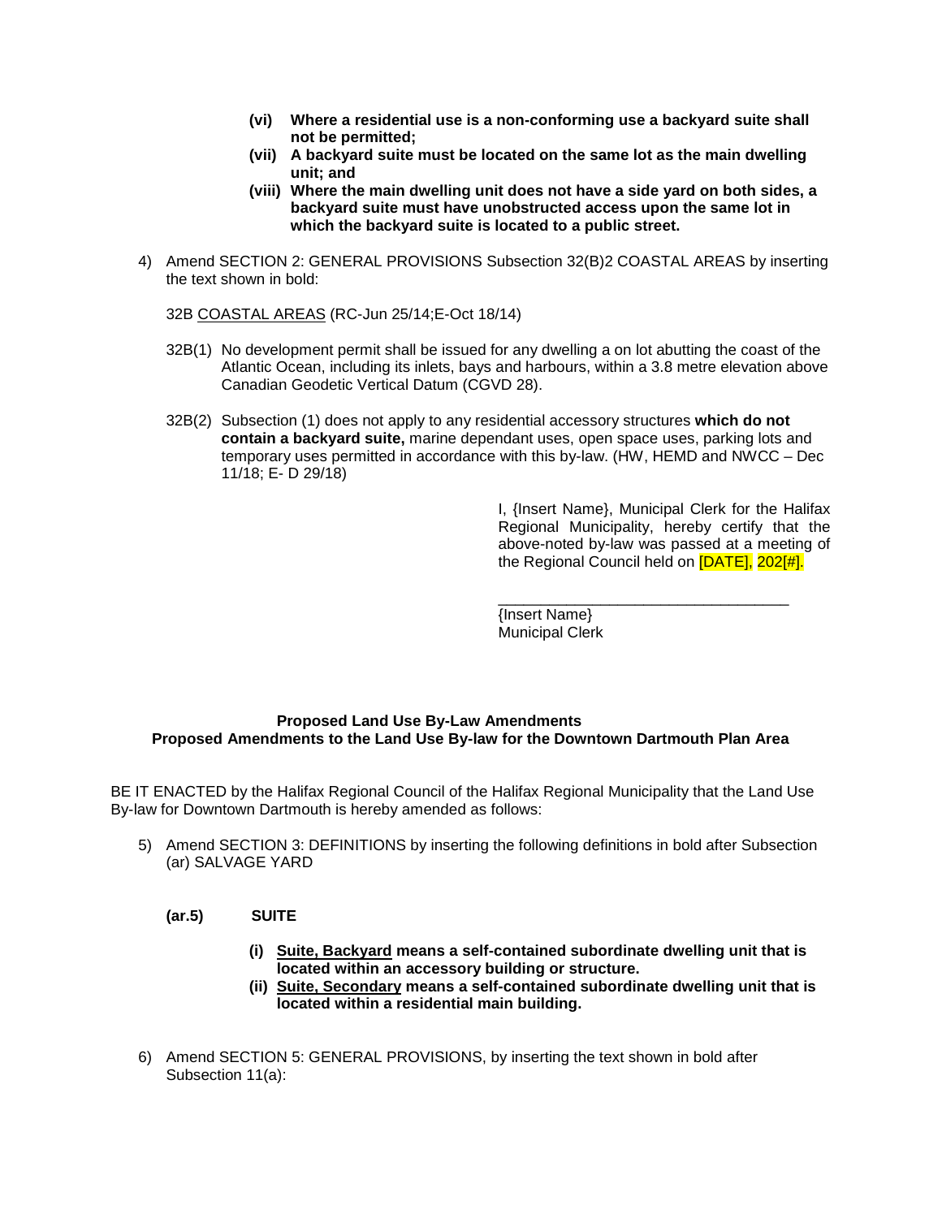- **(vi) Where a residential use is a non-conforming use a backyard suite shall not be permitted;**
- **(vii) A backyard suite must be located on the same lot as the main dwelling unit; and**
- **(viii) Where the main dwelling unit does not have a side yard on both sides, a backyard suite must have unobstructed access upon the same lot in which the backyard suite is located to a public street.**

4) Amend SECTION 2: GENERAL PROVISIONS Subsection 32(B)2 COASTAL AREAS by inserting the text shown in bold:

32B COASTAL AREAS (RC-Jun 25/14;E-Oct 18/14)

32B(1) No development permit shall be issued for any dwelling a on lot abutting the coast of the Atlantic Ocean, including its inlets, bays and harbours, within a 3.8 metre elevation above Canadian Geodetic Vertical Datum (CGVD 28).

32B(2) Subsection (1) does not apply to any residential accessory structures **which do not contain a backyard suite,** marine dependant uses, open space uses, parking lots and temporary uses permitted in accordance with this by-law. (HW, HEMD and NWCC – Dec 11/18; E- D 29/18)

I, {Insert Name}, Municipal Clerk for the Halifax Regional Municipality, hereby certify that the above-noted by-law was passed at a meeting of the Regional Council held on [DATE], 202[#].

\_\_\_\_\_\_\_\_\_\_\_\_\_\_\_\_\_\_\_\_\_\_\_\_\_\_\_\_\_\_\_\_\_\_
{Insert Name}
Municipal Clerk

**Proposed Land Use By-Law Amendments**
**Proposed Amendments to the Land Use By-law for the Downtown Dartmouth Plan Area**

BE IT ENACTED by the Halifax Regional Council of the Halifax Regional Municipality that the Land Use By-law for Downtown Dartmouth is hereby amended as follows:

5) Amend SECTION 3: DEFINITIONS by inserting the following definitions in bold after Subsection (ar) SALVAGE YARD

**(ar.5) SUITE**

- **(i) Suite, Backyard means a self-contained subordinate dwelling unit that is located within an accessory building or structure.**
- **(ii) Suite, Secondary means a self-contained subordinate dwelling unit that is located within a residential main building.**

6) Amend SECTION 5: GENERAL PROVISIONS, by inserting the text shown in bold after Subsection 11(a):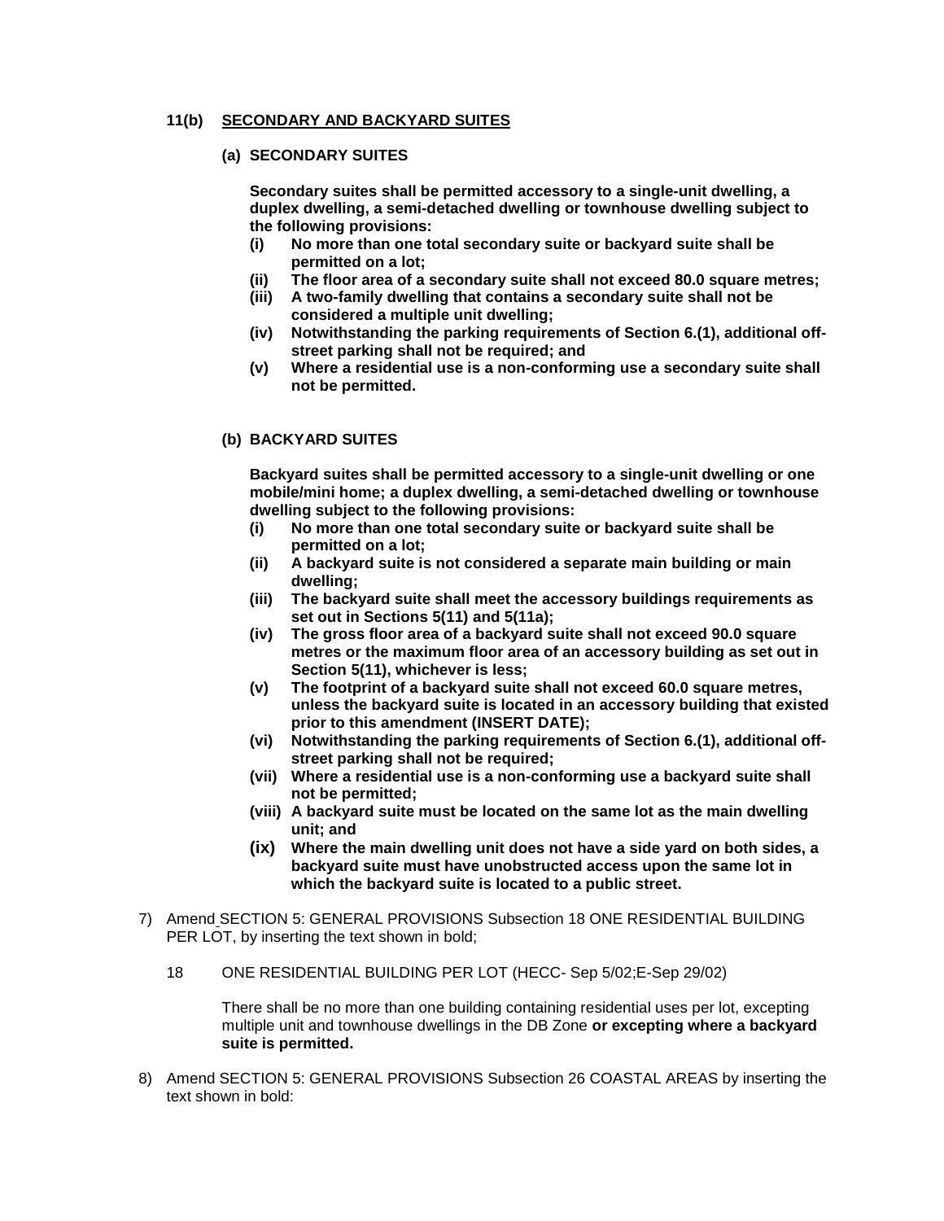**11(b) <u>SECONDARY AND BACKYARD SUITES</u>**

**(a) SECONDARY SUITES**

**Secondary suites shall be permitted accessory to a single-unit dwelling, a duplex dwelling, a semi-detached dwelling or townhouse dwelling subject to the following provisions:**

- **(i) No more than one total secondary suite or backyard suite shall be permitted on a lot;**
- **(ii) The floor area of a secondary suite shall not exceed 80.0 square metres;**
- **(iii) A two-family dwelling that contains a secondary suite shall not be considered a multiple unit dwelling;**
- **(iv) Notwithstanding the parking requirements of Section 6.(1), additional off-street parking shall not be required; and**
- **(v) Where a residential use is a non-conforming use a secondary suite shall not be permitted.**

**(b) BACKYARD SUITES**

**Backyard suites shall be permitted accessory to a single-unit dwelling or one mobile/mini home; a duplex dwelling, a semi-detached dwelling or townhouse dwelling subject to the following provisions:**

- **(i) No more than one total secondary suite or backyard suite shall be permitted on a lot;**
- **(ii) A backyard suite is not considered a separate main building or main dwelling;**
- **(iii) The backyard suite shall meet the accessory buildings requirements as set out in Sections 5(11) and 5(11a);**
- **(iv) The gross floor area of a backyard suite shall not exceed 90.0 square metres or the maximum floor area of an accessory building as set out in Section 5(11), whichever is less;**
- **(v) The footprint of a backyard suite shall not exceed 60.0 square metres, unless the backyard suite is located in an accessory building that existed prior to this amendment (INSERT DATE);**
- **(vi) Notwithstanding the parking requirements of Section 6.(1), additional off-street parking shall not be required;**
- **(vii) Where a residential use is a non-conforming use a backyard suite shall not be permitted;**
- **(viii) A backyard suite must be located on the same lot as the main dwelling unit; and**
- **(ix) Where the main dwelling unit does not have a side yard on both sides, a backyard suite must have unobstructed access upon the same lot in which the backyard suite is located to a public street.**

7) Amend SECTION 5: GENERAL PROVISIONS Subsection 18 ONE RESIDENTIAL BUILDING PER LOT, by inserting the text shown in bold;

18 ONE RESIDENTIAL BUILDING PER LOT (HECC- Sep 5/02;E-Sep 29/02)

There shall be no more than one building containing residential uses per lot, excepting multiple unit and townhouse dwellings in the DB Zone **or excepting where a backyard suite is permitted.**

8) Amend SECTION 5: GENERAL PROVISIONS Subsection 26 COASTAL AREAS by inserting the text shown in bold: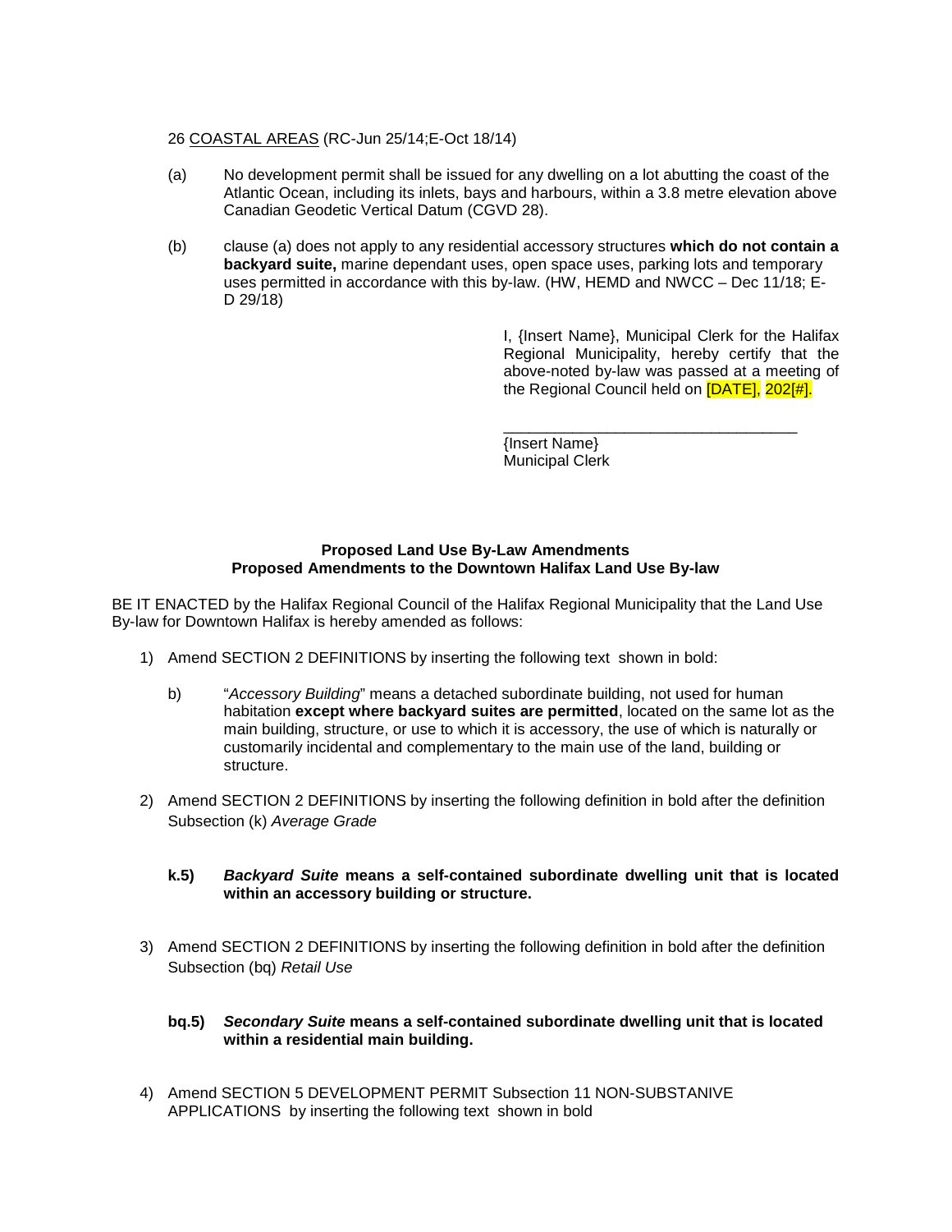26 COASTAL AREAS (RC-Jun 25/14;E-Oct 18/14)

(a) No development permit shall be issued for any dwelling on a lot abutting the coast of the Atlantic Ocean, including its inlets, bays and harbours, within a 3.8 metre elevation above Canadian Geodetic Vertical Datum (CGVD 28).

(b) clause (a) does not apply to any residential accessory structures **which do not contain a backyard suite,** marine dependant uses, open space uses, parking lots and temporary uses permitted in accordance with this by-law. (HW, HEMD and NWCC – Dec 11/18; E-D 29/18)

I, {Insert Name}, Municipal Clerk for the Halifax Regional Municipality, hereby certify that the above-noted by-law was passed at a meeting of the Regional Council held on [DATE], 202[#].

\_\_\_\_\_\_\_\_\_\_\_\_\_\_\_\_\_\_\_\_\_\_\_\_\_\_\_\_\_\_\_\_\_\_
{Insert Name}
Municipal Clerk

**Proposed Land Use By-Law Amendments**
**Proposed Amendments to the Downtown Halifax Land Use By-law**

BE IT ENACTED by the Halifax Regional Council of the Halifax Regional Municipality that the Land Use By-law for Downtown Halifax is hereby amended as follows:

1) Amend SECTION 2 DEFINITIONS by inserting the following text shown in bold:

   b) "*Accessory Building*" means a detached subordinate building, not used for human habitation **except where backyard suites are permitted**, located on the same lot as the main building, structure, or use to which it is accessory, the use of which is naturally or customarily incidental and complementary to the main use of the land, building or structure.

2) Amend SECTION 2 DEFINITIONS by inserting the following definition in bold after the definition Subsection (k) *Average Grade*

   **k.5) *Backyard Suite* means a self-contained subordinate dwelling unit that is located within an accessory building or structure.**

3) Amend SECTION 2 DEFINITIONS by inserting the following definition in bold after the definition Subsection (bq) *Retail Use*

   **bq.5) *Secondary Suite* means a self-contained subordinate dwelling unit that is located within a residential main building.**

4) Amend SECTION 5 DEVELOPMENT PERMIT Subsection 11 NON-SUBSTANIVE APPLICATIONS by inserting the following text shown in bold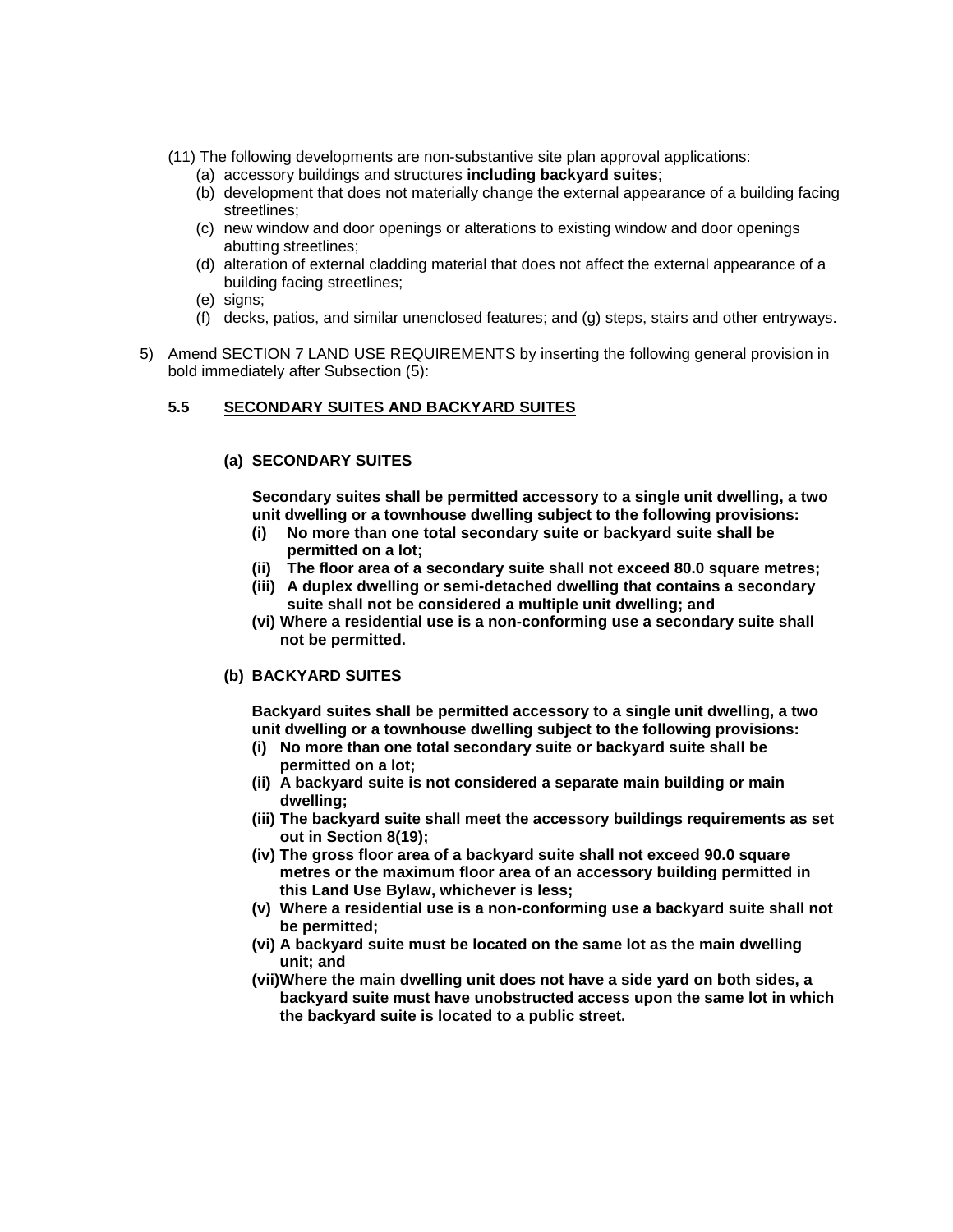(11) The following developments are non-substantive site plan approval applications:

(a) accessory buildings and structures **including backyard suites**;
(b) development that does not materially change the external appearance of a building facing streetlines;
(c) new window and door openings or alterations to existing window and door openings abutting streetlines;
(d) alteration of external cladding material that does not affect the external appearance of a building facing streetlines;
(e) signs;
(f) decks, patios, and similar unenclosed features; and (g) steps, stairs and other entryways.

5) Amend SECTION 7 LAND USE REQUIREMENTS by inserting the following general provision in bold immediately after Subsection (5):

**5.5 SECONDARY SUITES AND BACKYARD SUITES**

**(a) SECONDARY SUITES**

**Secondary suites shall be permitted accessory to a single unit dwelling, a two unit dwelling or a townhouse dwelling subject to the following provisions:**

**(i) No more than one total secondary suite or backyard suite shall be permitted on a lot;**
**(ii) The floor area of a secondary suite shall not exceed 80.0 square metres;**
**(iii) A duplex dwelling or semi-detached dwelling that contains a secondary suite shall not be considered a multiple unit dwelling; and**
**(vi) Where a residential use is a non-conforming use a secondary suite shall not be permitted.**

**(b) BACKYARD SUITES**

**Backyard suites shall be permitted accessory to a single unit dwelling, a two unit dwelling or a townhouse dwelling subject to the following provisions:**

**(i) No more than one total secondary suite or backyard suite shall be permitted on a lot;**
**(ii) A backyard suite is not considered a separate main building or main dwelling;**
**(iii) The backyard suite shall meet the accessory buildings requirements as set out in Section 8(19);**
**(iv) The gross floor area of a backyard suite shall not exceed 90.0 square metres or the maximum floor area of an accessory building permitted in this Land Use Bylaw, whichever is less;**
**(v) Where a residential use is a non-conforming use a backyard suite shall not be permitted;**
**(vi) A backyard suite must be located on the same lot as the main dwelling unit; and**
**(vii) Where the main dwelling unit does not have a side yard on both sides, a backyard suite must have unobstructed access upon the same lot in which the backyard suite is located to a public street.**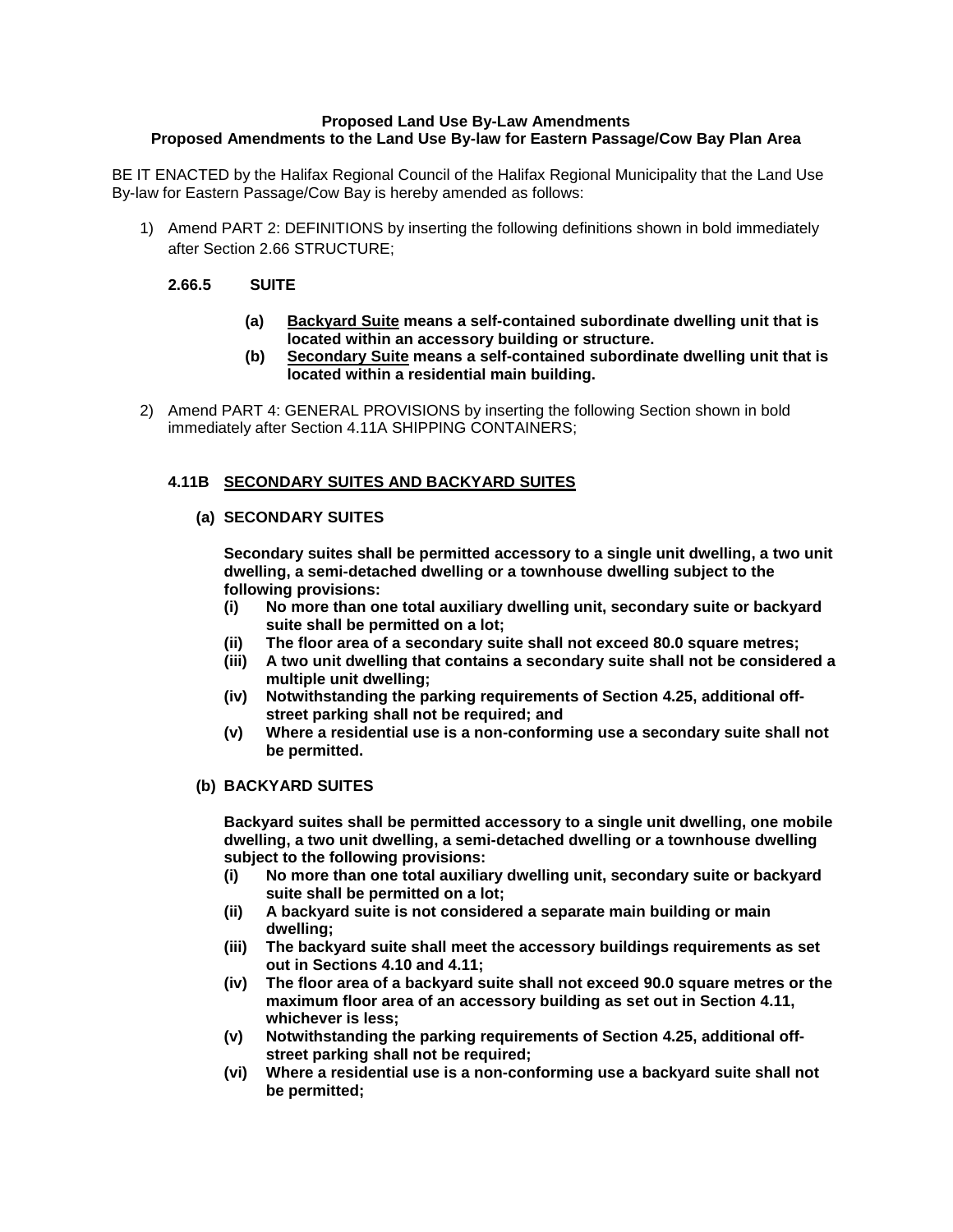**Proposed Land Use By-Law Amendments**
**Proposed Amendments to the Land Use By-law for Eastern Passage/Cow Bay Plan Area**

BE IT ENACTED by the Halifax Regional Council of the Halifax Regional Municipality that the Land Use By-law for Eastern Passage/Cow Bay is hereby amended as follows:

1) Amend PART 2: DEFINITIONS by inserting the following definitions shown in bold immediately after Section 2.66 STRUCTURE;

   **2.66.5 SUITE**

   **(a) <u>Backyard Suite</u> means a self-contained subordinate dwelling unit that is located within an accessory building or structure.**
   **(b) <u>Secondary Suite</u> means a self-contained subordinate dwelling unit that is located within a residential main building.**

2) Amend PART 4: GENERAL PROVISIONS by inserting the following Section shown in bold immediately after Section 4.11A SHIPPING CONTAINERS;

   **4.11B <u>SECONDARY SUITES AND BACKYARD SUITES</u>**

   **(a) SECONDARY SUITES**

   **Secondary suites shall be permitted accessory to a single unit dwelling, a two unit dwelling, a semi-detached dwelling or a townhouse dwelling subject to the following provisions:**
   **(i) No more than one total auxiliary dwelling unit, secondary suite or backyard suite shall be permitted on a lot;**
   **(ii) The floor area of a secondary suite shall not exceed 80.0 square metres;**
   **(iii) A two unit dwelling that contains a secondary suite shall not be considered a multiple unit dwelling;**
   **(iv) Notwithstanding the parking requirements of Section 4.25, additional off-street parking shall not be required; and**
   **(v) Where a residential use is a non-conforming use a secondary suite shall not be permitted.**

   **(b) BACKYARD SUITES**

   **Backyard suites shall be permitted accessory to a single unit dwelling, one mobile dwelling, a two unit dwelling, a semi-detached dwelling or a townhouse dwelling subject to the following provisions:**
   **(i) No more than one total auxiliary dwelling unit, secondary suite or backyard suite shall be permitted on a lot;**
   **(ii) A backyard suite is not considered a separate main building or main dwelling;**
   **(iii) The backyard suite shall meet the accessory buildings requirements as set out in Sections 4.10 and 4.11;**
   **(iv) The floor area of a backyard suite shall not exceed 90.0 square metres or the maximum floor area of an accessory building as set out in Section 4.11, whichever is less;**
   **(v) Notwithstanding the parking requirements of Section 4.25, additional off-street parking shall not be required;**
   **(vi) Where a residential use is a non-conforming use a backyard suite shall not be permitted;**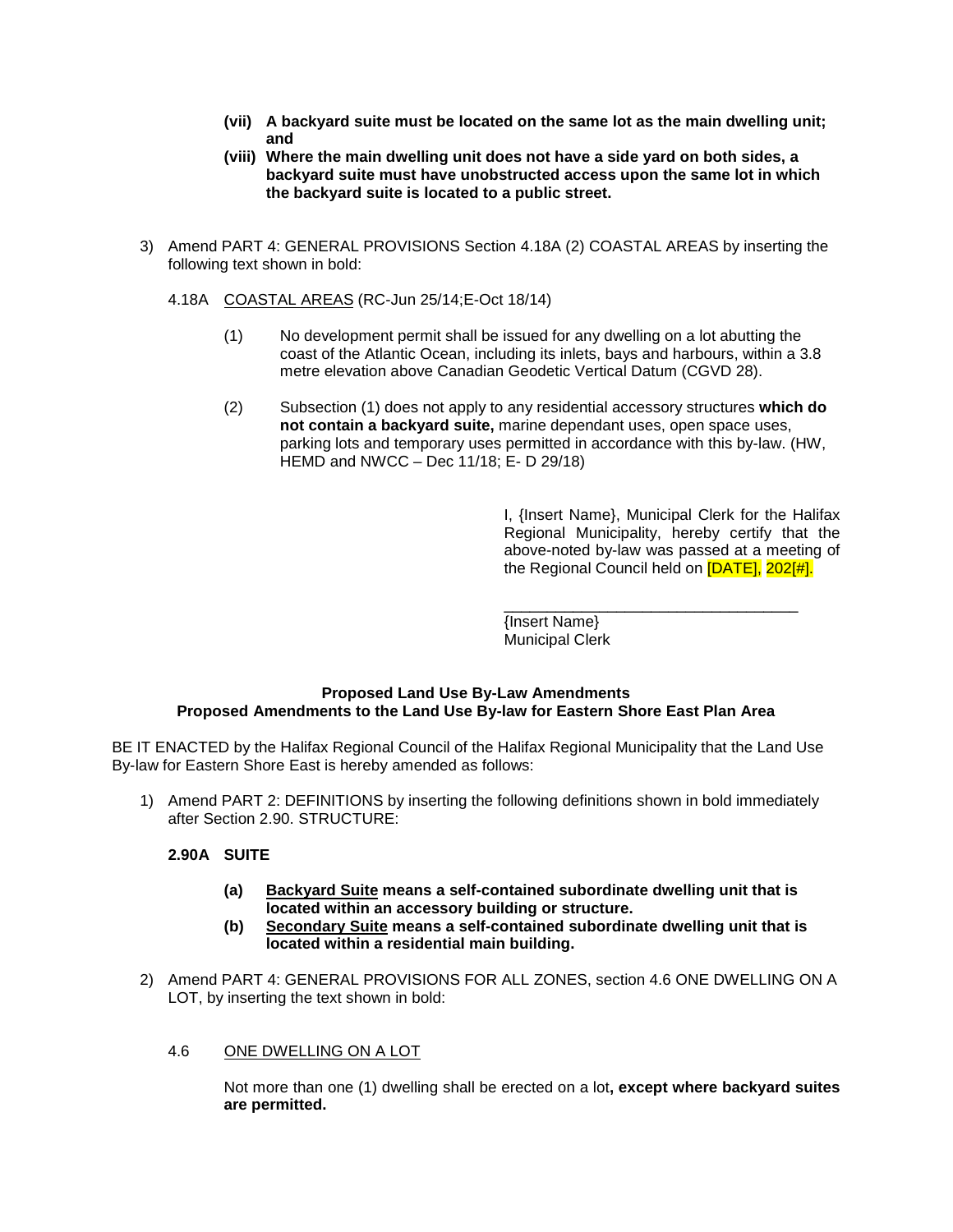**(vii) A backyard suite must be located on the same lot as the main dwelling unit; and**

**(viii) Where the main dwelling unit does not have a side yard on both sides, a backyard suite must have unobstructed access upon the same lot in which the backyard suite is located to a public street.**

3) Amend PART 4: GENERAL PROVISIONS Section 4.18A (2) COASTAL AREAS by inserting the following text shown in bold:

4.18A COASTAL AREAS (RC-Jun 25/14;E-Oct 18/14)

(1) No development permit shall be issued for any dwelling on a lot abutting the coast of the Atlantic Ocean, including its inlets, bays and harbours, within a 3.8 metre elevation above Canadian Geodetic Vertical Datum (CGVD 28).

(2) Subsection (1) does not apply to any residential accessory structures **which do not contain a backyard suite,** marine dependant uses, open space uses, parking lots and temporary uses permitted in accordance with this by-law. (HW, HEMD and NWCC – Dec 11/18; E- D 29/18)

I, {Insert Name}, Municipal Clerk for the Halifax Regional Municipality, hereby certify that the above-noted by-law was passed at a meeting of the Regional Council held on [DATE], 202[#].

___________________________________
{Insert Name}
Municipal Clerk

**Proposed Land Use By-Law Amendments**
**Proposed Amendments to the Land Use By-law for Eastern Shore East Plan Area**

BE IT ENACTED by the Halifax Regional Council of the Halifax Regional Municipality that the Land Use By-law for Eastern Shore East is hereby amended as follows:

1) Amend PART 2: DEFINITIONS by inserting the following definitions shown in bold immediately after Section 2.90. STRUCTURE:

**2.90A SUITE**

**(a) <u>Backyard Suite</u> means a self-contained subordinate dwelling unit that is located within an accessory building or structure.**

**(b) <u>Secondary Suite</u> means a self-contained subordinate dwelling unit that is located within a residential main building.**

2) Amend PART 4: GENERAL PROVISIONS FOR ALL ZONES, section 4.6 ONE DWELLING ON A LOT, by inserting the text shown in bold:

4.6 ONE DWELLING ON A LOT

Not more than one (1) dwelling shall be erected on a lot**, except where backyard suites are permitted.**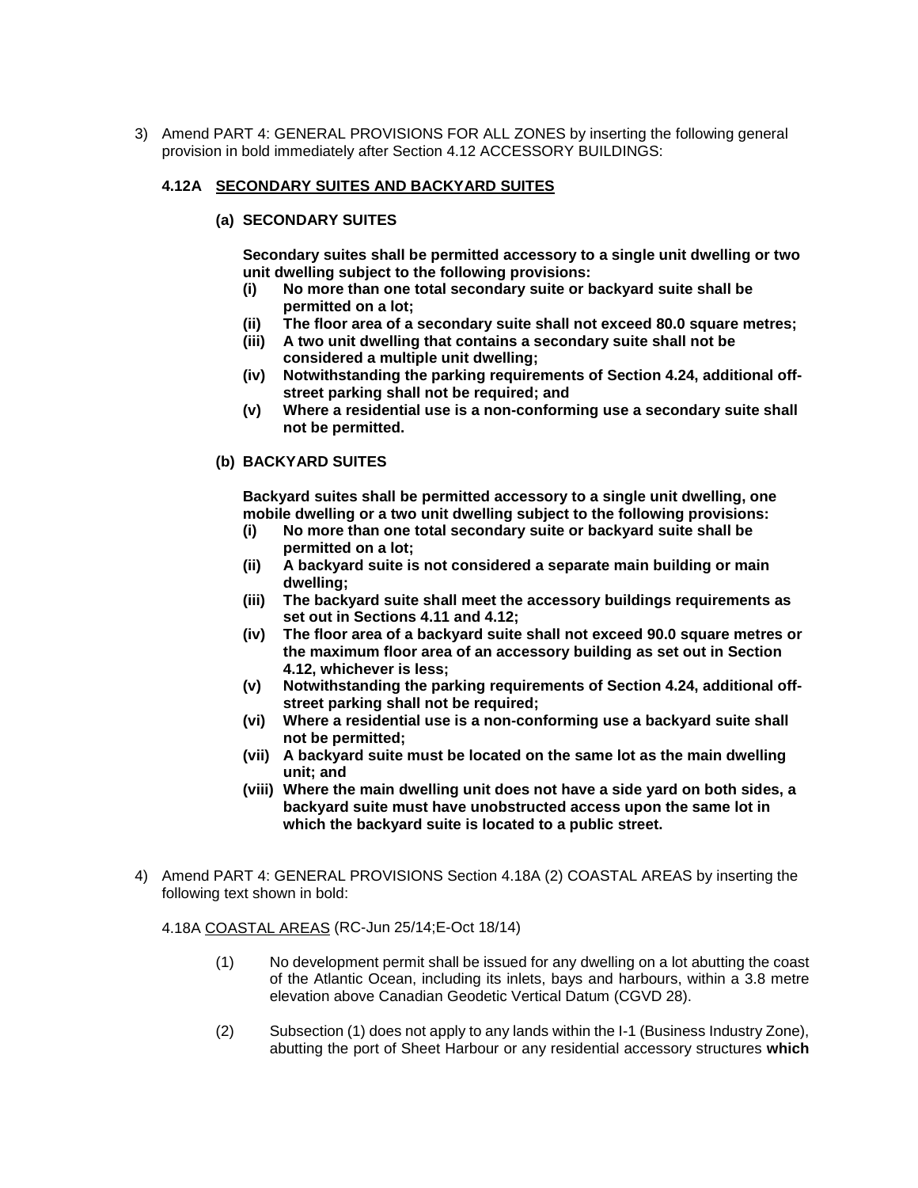3) Amend PART 4: GENERAL PROVISIONS FOR ALL ZONES by inserting the following general provision in bold immediately after Section 4.12 ACCESSORY BUILDINGS:

**4.12A <u>SECONDARY SUITES AND BACKYARD SUITES</u>**

**(a) SECONDARY SUITES**

**Secondary suites shall be permitted accessory to a single unit dwelling or two unit dwelling subject to the following provisions:**

- **(i) No more than one total secondary suite or backyard suite shall be permitted on a lot;**
- **(ii) The floor area of a secondary suite shall not exceed 80.0 square metres;**
- **(iii) A two unit dwelling that contains a secondary suite shall not be considered a multiple unit dwelling;**
- **(iv) Notwithstanding the parking requirements of Section 4.24, additional off-street parking shall not be required; and**
- **(v) Where a residential use is a non-conforming use a secondary suite shall not be permitted.**

**(b) BACKYARD SUITES**

**Backyard suites shall be permitted accessory to a single unit dwelling, one mobile dwelling or a two unit dwelling subject to the following provisions:**

- **(i) No more than one total secondary suite or backyard suite shall be permitted on a lot;**
- **(ii) A backyard suite is not considered a separate main building or main dwelling;**
- **(iii) The backyard suite shall meet the accessory buildings requirements as set out in Sections 4.11 and 4.12;**
- **(iv) The floor area of a backyard suite shall not exceed 90.0 square metres or the maximum floor area of an accessory building as set out in Section 4.12, whichever is less;**
- **(v) Notwithstanding the parking requirements of Section 4.24, additional off-street parking shall not be required;**
- **(vi) Where a residential use is a non-conforming use a backyard suite shall not be permitted;**
- **(vii) A backyard suite must be located on the same lot as the main dwelling unit; and**
- **(viii) Where the main dwelling unit does not have a side yard on both sides, a backyard suite must have unobstructed access upon the same lot in which the backyard suite is located to a public street.**

4) Amend PART 4: GENERAL PROVISIONS Section 4.18A (2) COASTAL AREAS by inserting the following text shown in bold:

4.18A <u>COASTAL AREAS</u> (RC-Jun 25/14;E-Oct 18/14)

(1) No development permit shall be issued for any dwelling on a lot abutting the coast of the Atlantic Ocean, including its inlets, bays and harbours, within a 3.8 metre elevation above Canadian Geodetic Vertical Datum (CGVD 28).

(2) Subsection (1) does not apply to any lands within the I-1 (Business Industry Zone), abutting the port of Sheet Harbour or any residential accessory structures **which**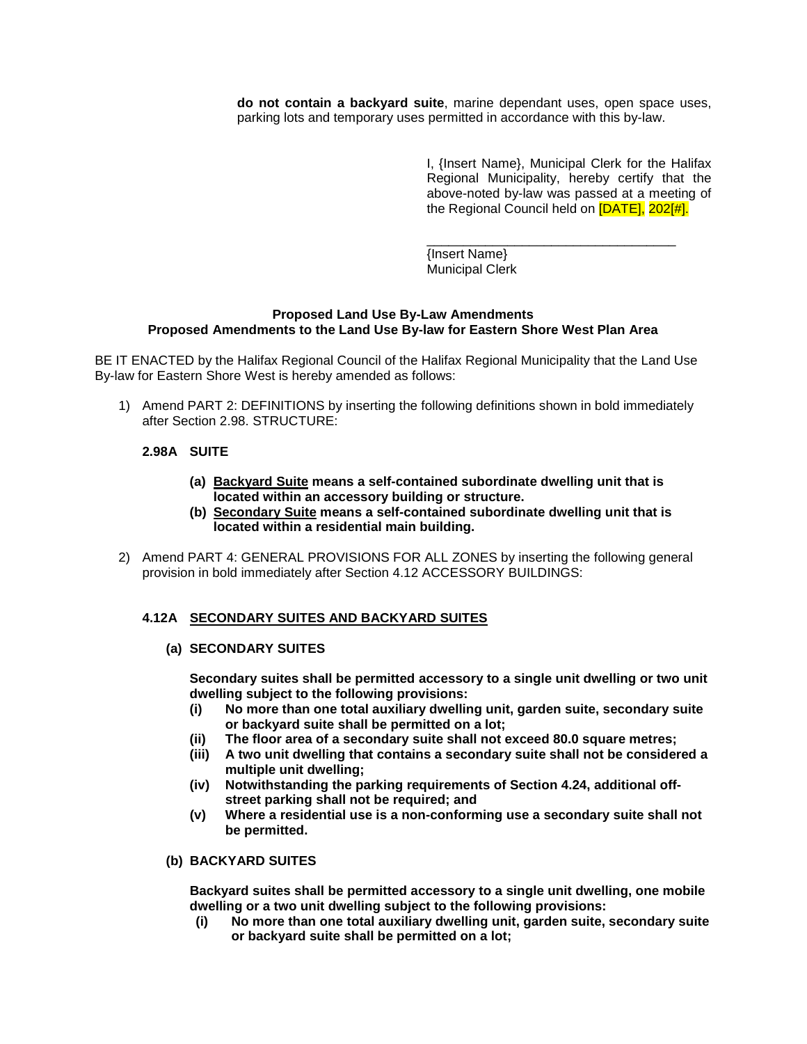**do not contain a backyard suite**, marine dependant uses, open space uses, parking lots and temporary uses permitted in accordance with this by-law.

I, {Insert Name}, Municipal Clerk for the Halifax Regional Municipality, hereby certify that the above-noted by-law was passed at a meeting of the Regional Council held on [DATE], 202[#].

\_\_\_\_\_\_\_\_\_\_\_\_\_\_\_\_\_\_\_\_\_\_\_\_\_\_\_\_\_\_\_\_\_\_
{Insert Name}
Municipal Clerk

**Proposed Land Use By-Law Amendments**
**Proposed Amendments to the Land Use By-law for Eastern Shore West Plan Area**

BE IT ENACTED by the Halifax Regional Council of the Halifax Regional Municipality that the Land Use By-law for Eastern Shore West is hereby amended as follows:

1) Amend PART 2: DEFINITIONS by inserting the following definitions shown in bold immediately after Section 2.98. STRUCTURE:

**2.98A SUITE**

- **(a) <u>Backyard Suite</u> means a self-contained subordinate dwelling unit that is located within an accessory building or structure.**
- **(b) <u>Secondary Suite</u> means a self-contained subordinate dwelling unit that is located within a residential main building.**

2) Amend PART 4: GENERAL PROVISIONS FOR ALL ZONES by inserting the following general provision in bold immediately after Section 4.12 ACCESSORY BUILDINGS:

**4.12A <u>SECONDARY SUITES AND BACKYARD SUITES</u>**

**(a) SECONDARY SUITES**

**Secondary suites shall be permitted accessory to a single unit dwelling or two unit dwelling subject to the following provisions:**

- **(i) No more than one total auxiliary dwelling unit, garden suite, secondary suite or backyard suite shall be permitted on a lot;**
- **(ii) The floor area of a secondary suite shall not exceed 80.0 square metres;**
- **(iii) A two unit dwelling that contains a secondary suite shall not be considered a multiple unit dwelling;**
- **(iv) Notwithstanding the parking requirements of Section 4.24, additional off-street parking shall not be required; and**
- **(v) Where a residential use is a non-conforming use a secondary suite shall not be permitted.**

**(b) BACKYARD SUITES**

**Backyard suites shall be permitted accessory to a single unit dwelling, one mobile dwelling or a two unit dwelling subject to the following provisions:**

- **(i) No more than one total auxiliary dwelling unit, garden suite, secondary suite or backyard suite shall be permitted on a lot;**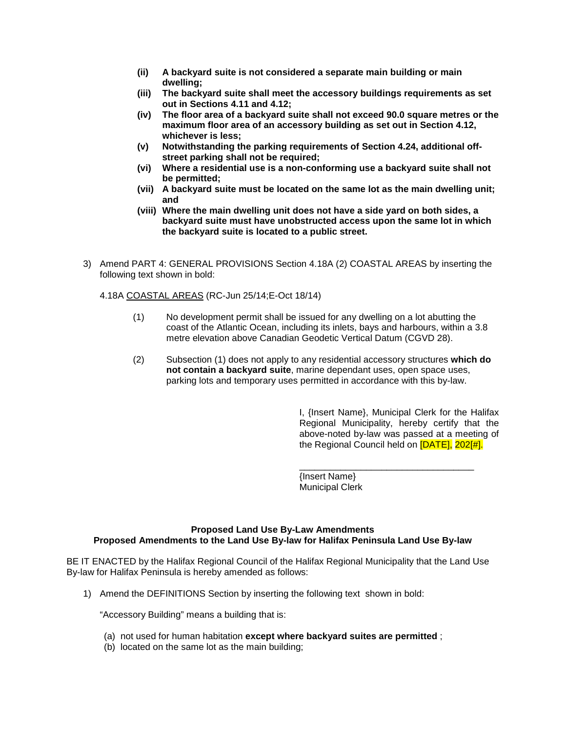- **(ii) A backyard suite is not considered a separate main building or main dwelling;**
- **(iii) The backyard suite shall meet the accessory buildings requirements as set out in Sections 4.11 and 4.12;**
- **(iv) The floor area of a backyard suite shall not exceed 90.0 square metres or the maximum floor area of an accessory building as set out in Section 4.12, whichever is less;**
- **(v) Notwithstanding the parking requirements of Section 4.24, additional off-street parking shall not be required;**
- **(vi) Where a residential use is a non-conforming use a backyard suite shall not be permitted;**
- **(vii) A backyard suite must be located on the same lot as the main dwelling unit; and**
- **(viii) Where the main dwelling unit does not have a side yard on both sides, a backyard suite must have unobstructed access upon the same lot in which the backyard suite is located to a public street.**

3) Amend PART 4: GENERAL PROVISIONS Section 4.18A (2) COASTAL AREAS by inserting the following text shown in bold:

4.18A COASTAL AREAS (RC-Jun 25/14;E-Oct 18/14)

(1) No development permit shall be issued for any dwelling on a lot abutting the coast of the Atlantic Ocean, including its inlets, bays and harbours, within a 3.8 metre elevation above Canadian Geodetic Vertical Datum (CGVD 28).

(2) Subsection (1) does not apply to any residential accessory structures **which do not contain a backyard suite**, marine dependant uses, open space uses, parking lots and temporary uses permitted in accordance with this by-law.

I, {Insert Name}, Municipal Clerk for the Halifax Regional Municipality, hereby certify that the above-noted by-law was passed at a meeting of the Regional Council held on [DATE], 202[#].

\_\_\_\_\_\_\_\_\_\_\_\_\_\_\_\_\_\_\_\_\_\_\_\_\_\_\_\_\_\_\_\_\_\_

{Insert Name}
Municipal Clerk

**Proposed Land Use By-Law Amendments**
**Proposed Amendments to the Land Use By-law for Halifax Peninsula Land Use By-law**

BE IT ENACTED by the Halifax Regional Council of the Halifax Regional Municipality that the Land Use By-law for Halifax Peninsula is hereby amended as follows:

1) Amend the DEFINITIONS Section by inserting the following text shown in bold:

"Accessory Building" means a building that is:

(a) not used for human habitation **except where backyard suites are permitted** ;
(b) located on the same lot as the main building;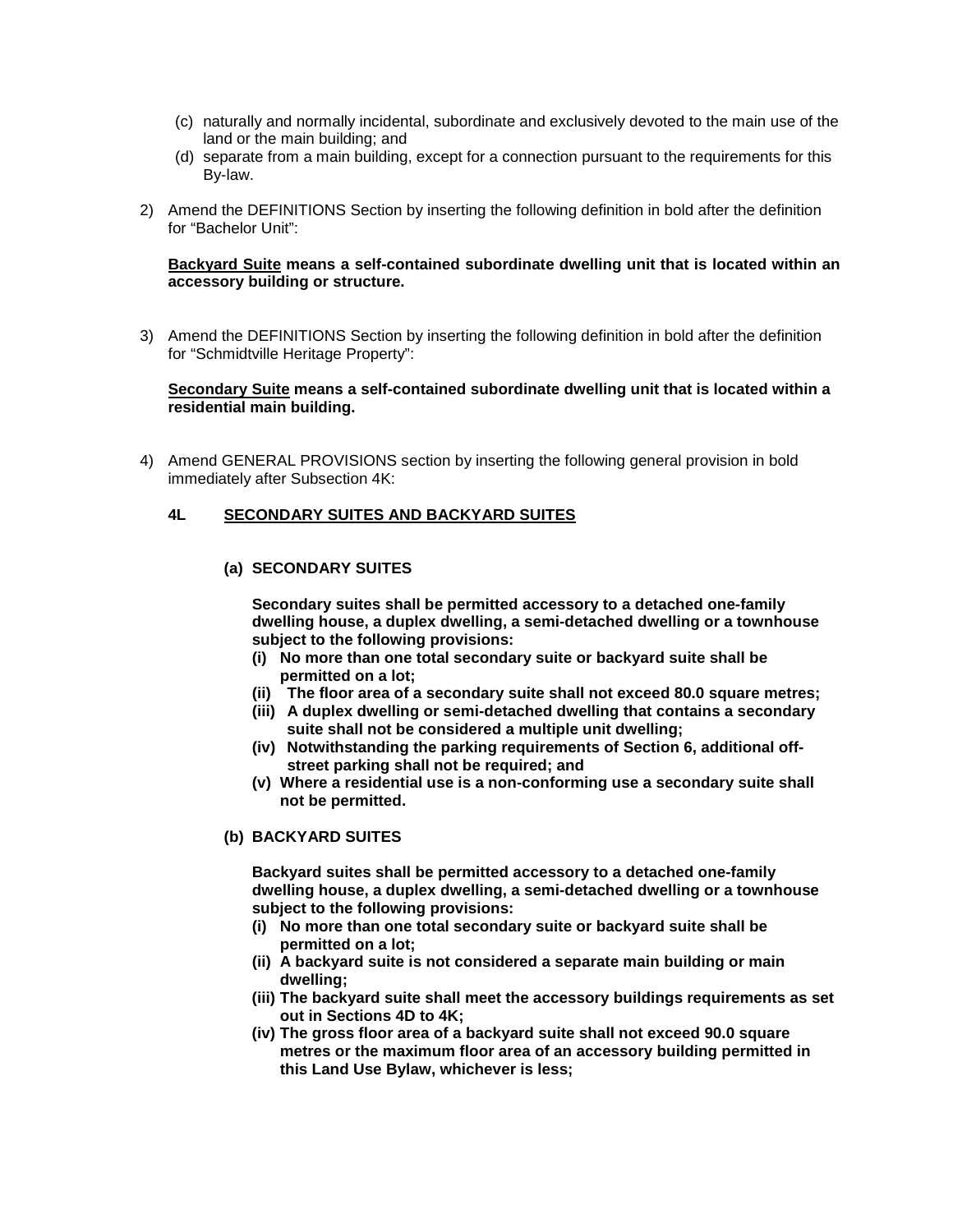(c) naturally and normally incidental, subordinate and exclusively devoted to the main use of the land or the main building; and
(d) separate from a main building, except for a connection pursuant to the requirements for this By-law.

2) Amend the DEFINITIONS Section by inserting the following definition in bold after the definition for "Bachelor Unit":

**<u>Backyard Suite</u> means a self-contained subordinate dwelling unit that is located within an accessory building or structure.**

3) Amend the DEFINITIONS Section by inserting the following definition in bold after the definition for "Schmidtville Heritage Property":

**<u>Secondary Suite</u> means a self-contained subordinate dwelling unit that is located within a residential main building.**

4) Amend GENERAL PROVISIONS section by inserting the following general provision in bold immediately after Subsection 4K:

**4L <u>SECONDARY SUITES AND BACKYARD SUITES</u>**

**(a) SECONDARY SUITES**

**Secondary suites shall be permitted accessory to a detached one-family dwelling house, a duplex dwelling, a semi-detached dwelling or a townhouse subject to the following provisions:**

**(i) No more than one total secondary suite or backyard suite shall be permitted on a lot;**
**(ii) The floor area of a secondary suite shall not exceed 80.0 square metres;**
**(iii) A duplex dwelling or semi-detached dwelling that contains a secondary suite shall not be considered a multiple unit dwelling;**
**(iv) Notwithstanding the parking requirements of Section 6, additional off-street parking shall not be required; and**
**(v) Where a residential use is a non-conforming use a secondary suite shall not be permitted.**

**(b) BACKYARD SUITES**

**Backyard suites shall be permitted accessory to a detached one-family dwelling house, a duplex dwelling, a semi-detached dwelling or a townhouse subject to the following provisions:**

**(i) No more than one total secondary suite or backyard suite shall be permitted on a lot;**
**(ii) A backyard suite is not considered a separate main building or main dwelling;**
**(iii) The backyard suite shall meet the accessory buildings requirements as set out in Sections 4D to 4K;**
**(iv) The gross floor area of a backyard suite shall not exceed 90.0 square metres or the maximum floor area of an accessory building permitted in this Land Use Bylaw, whichever is less;**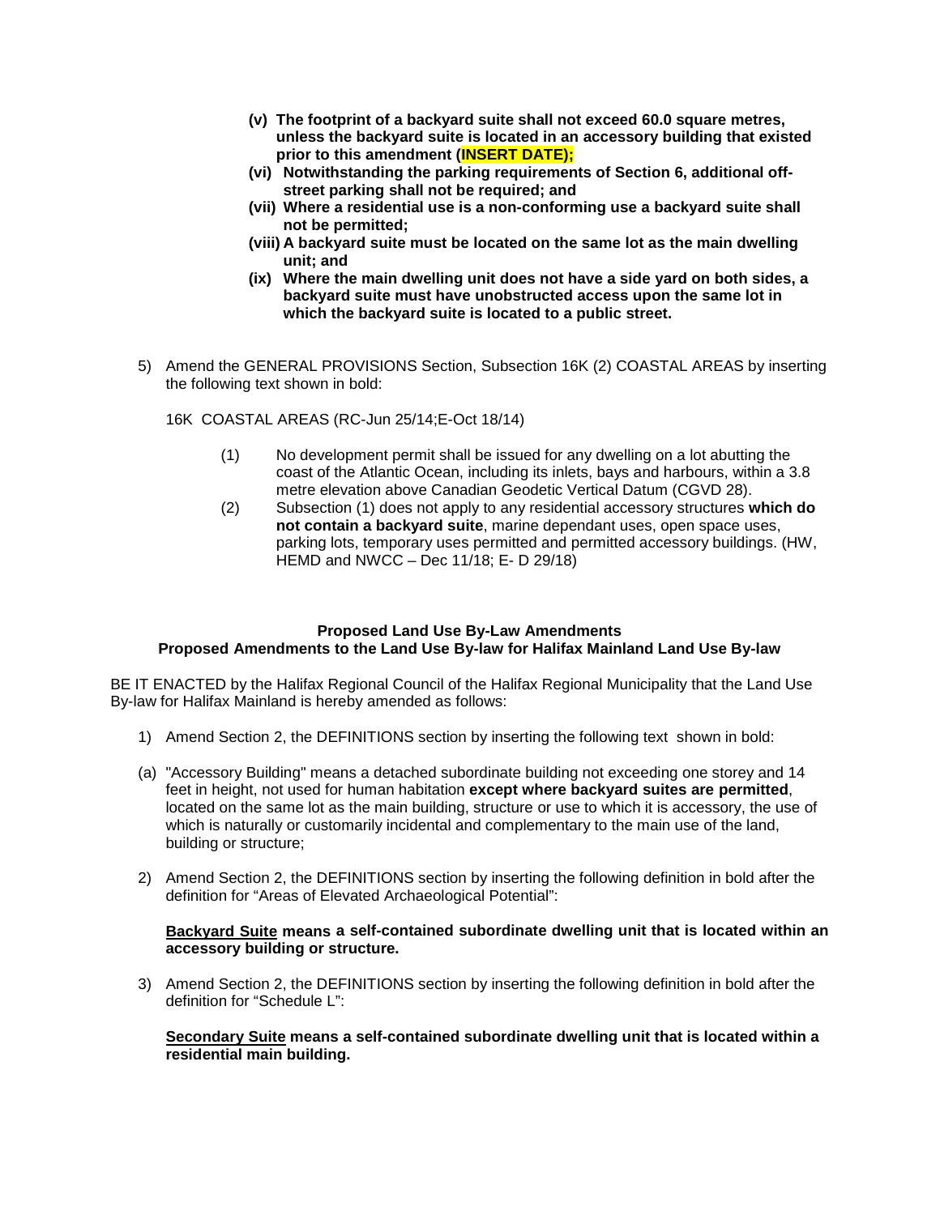**(v) The footprint of a backyard suite shall not exceed 60.0 square metres, unless the backyard suite is located in an accessory building that existed prior to this amendment (INSERT DATE);**

**(vi) Notwithstanding the parking requirements of Section 6, additional off-street parking shall not be required; and**

**(vii) Where a residential use is a non-conforming use a backyard suite shall not be permitted;**

**(viii) A backyard suite must be located on the same lot as the main dwelling unit; and**

**(ix) Where the main dwelling unit does not have a side yard on both sides, a backyard suite must have unobstructed access upon the same lot in which the backyard suite is located to a public street.**

5) Amend the GENERAL PROVISIONS Section, Subsection 16K (2) COASTAL AREAS by inserting the following text shown in bold:

16K COASTAL AREAS (RC-Jun 25/14;E-Oct 18/14)

(1) No development permit shall be issued for any dwelling on a lot abutting the coast of the Atlantic Ocean, including its inlets, bays and harbours, within a 3.8 metre elevation above Canadian Geodetic Vertical Datum (CGVD 28).

(2) Subsection (1) does not apply to any residential accessory structures **which do not contain a backyard suite**, marine dependant uses, open space uses, parking lots, temporary uses permitted and permitted accessory buildings. (HW, HEMD and NWCC – Dec 11/18; E- D 29/18)

**Proposed Land Use By-Law Amendments**
**Proposed Amendments to the Land Use By-law for Halifax Mainland Land Use By-law**

BE IT ENACTED by the Halifax Regional Council of the Halifax Regional Municipality that the Land Use By-law for Halifax Mainland is hereby amended as follows:

1) Amend Section 2, the DEFINITIONS section by inserting the following text shown in bold:

(a) "Accessory Building" means a detached subordinate building not exceeding one storey and 14 feet in height, not used for human habitation **except where backyard suites are permitted**, located on the same lot as the main building, structure or use to which it is accessory, the use of which is naturally or customarily incidental and complementary to the main use of the land, building or structure;

2) Amend Section 2, the DEFINITIONS section by inserting the following definition in bold after the definition for "Areas of Elevated Archaeological Potential":

**Backyard Suite means a self-contained subordinate dwelling unit that is located within an accessory building or structure.**

3) Amend Section 2, the DEFINITIONS section by inserting the following definition in bold after the definition for "Schedule L":

**Secondary Suite means a self-contained subordinate dwelling unit that is located within a residential main building.**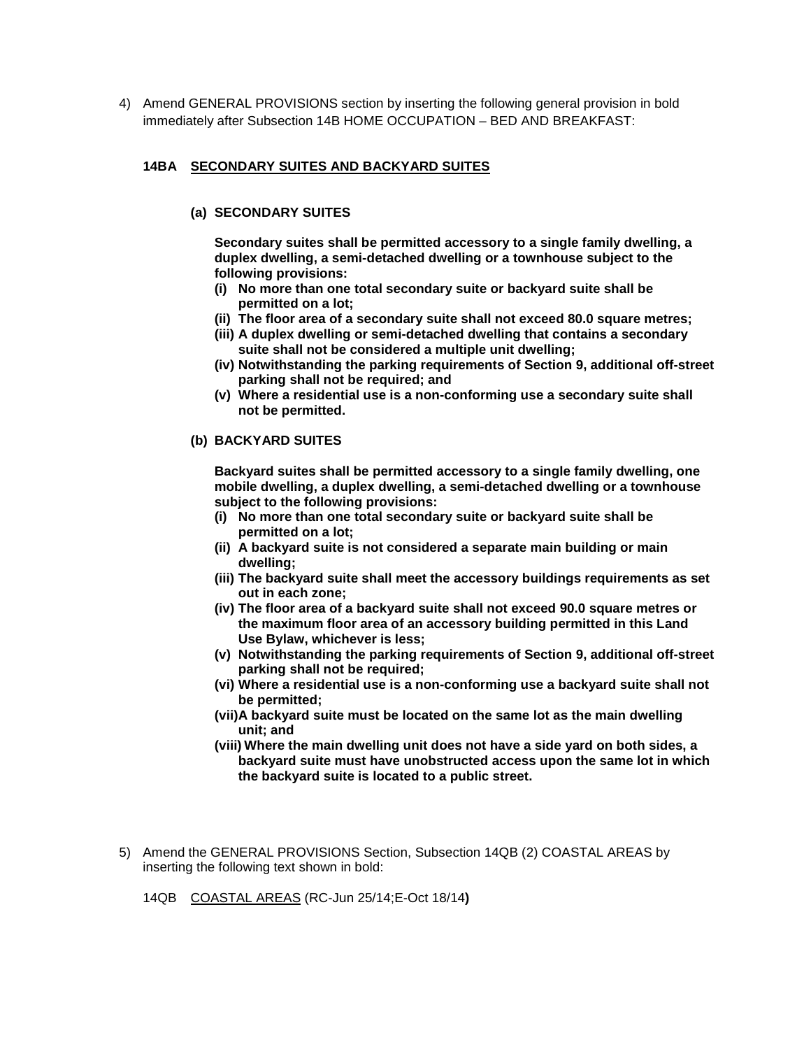4) Amend GENERAL PROVISIONS section by inserting the following general provision in bold immediately after Subsection 14B HOME OCCUPATION – BED AND BREAKFAST:

**14BA <u>SECONDARY SUITES AND BACKYARD SUITES</u>**

**(a) SECONDARY SUITES**

**Secondary suites shall be permitted accessory to a single family dwelling, a duplex dwelling, a semi-detached dwelling or a townhouse subject to the following provisions:**

**(i) No more than one total secondary suite or backyard suite shall be permitted on a lot;**

**(ii) The floor area of a secondary suite shall not exceed 80.0 square metres;**

**(iii) A duplex dwelling or semi-detached dwelling that contains a secondary suite shall not be considered a multiple unit dwelling;**

**(iv) Notwithstanding the parking requirements of Section 9, additional off-street parking shall not be required; and**

**(v) Where a residential use is a non-conforming use a secondary suite shall not be permitted.**

**(b) BACKYARD SUITES**

**Backyard suites shall be permitted accessory to a single family dwelling, one mobile dwelling, a duplex dwelling, a semi-detached dwelling or a townhouse subject to the following provisions:**

**(i) No more than one total secondary suite or backyard suite shall be permitted on a lot;**

**(ii) A backyard suite is not considered a separate main building or main dwelling;**

**(iii) The backyard suite shall meet the accessory buildings requirements as set out in each zone;**

**(iv) The floor area of a backyard suite shall not exceed 90.0 square metres or the maximum floor area of an accessory building permitted in this Land Use Bylaw, whichever is less;**

**(v) Notwithstanding the parking requirements of Section 9, additional off-street parking shall not be required;**

**(vi) Where a residential use is a non-conforming use a backyard suite shall not be permitted;**

**(vii) A backyard suite must be located on the same lot as the main dwelling unit; and**

**(viii) Where the main dwelling unit does not have a side yard on both sides, a backyard suite must have unobstructed access upon the same lot in which the backyard suite is located to a public street.**

5) Amend the GENERAL PROVISIONS Section, Subsection 14QB (2) COASTAL AREAS by inserting the following text shown in bold:

14QB <u>COASTAL AREAS</u> (RC-Jun 25/14;E-Oct 18/14**)**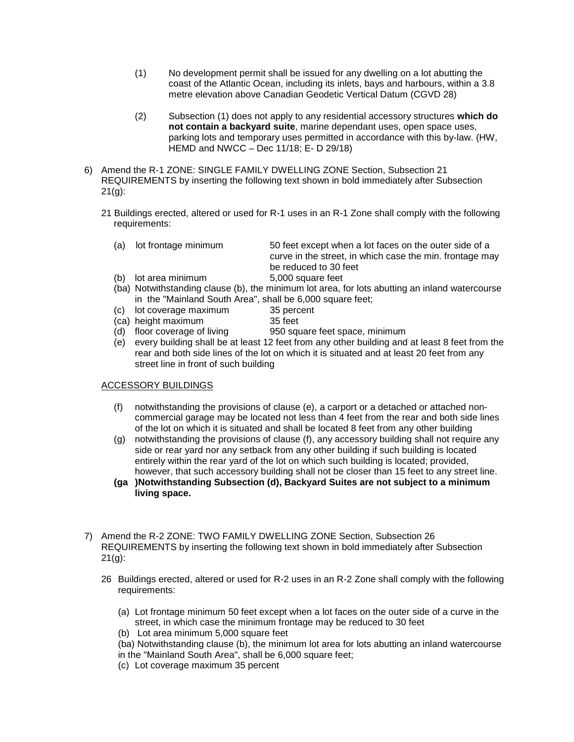(1) No development permit shall be issued for any dwelling on a lot abutting the coast of the Atlantic Ocean, including its inlets, bays and harbours, within a 3.8 metre elevation above Canadian Geodetic Vertical Datum (CGVD 28)

(2) Subsection (1) does not apply to any residential accessory structures **which do not contain a backyard suite**, marine dependant uses, open space uses, parking lots and temporary uses permitted in accordance with this by-law. (HW, HEMD and NWCC – Dec 11/18; E- D 29/18)

6) Amend the R-1 ZONE: SINGLE FAMILY DWELLING ZONE Section, Subsection 21 REQUIREMENTS by inserting the following text shown in bold immediately after Subsection 21(g):

21 Buildings erected, altered or used for R-1 uses in an R-1 Zone shall comply with the following requirements:

(a) lot frontage minimum 50 feet except when a lot faces on the outer side of a curve in the street, in which case the min. frontage may be reduced to 30 feet
(b) lot area minimum 5,000 square feet
(ba) Notwithstanding clause (b), the minimum lot area, for lots abutting an inland watercourse in the "Mainland South Area", shall be 6,000 square feet;
(c) lot coverage maximum 35 percent
(ca) height maximum 35 feet
(d) floor coverage of living 950 square feet space, minimum
(e) every building shall be at least 12 feet from any other building and at least 8 feet from the rear and both side lines of the lot on which it is situated and at least 20 feet from any street line in front of such building

ACCESSORY BUILDINGS

(f) notwithstanding the provisions of clause (e), a carport or a detached or attached non-commercial garage may be located not less than 4 feet from the rear and both side lines of the lot on which it is situated and shall be located 8 feet from any other building
(g) notwithstanding the provisions of clause (f), any accessory building shall not require any side or rear yard nor any setback from any other building if such building is located entirely within the rear yard of the lot on which such building is located; provided, however, that such accessory building shall not be closer than 15 feet to any street line.
**(ga )Notwithstanding Subsection (d), Backyard Suites are not subject to a minimum living space.**

7) Amend the R-2 ZONE: TWO FAMILY DWELLING ZONE Section, Subsection 26 REQUIREMENTS by inserting the following text shown in bold immediately after Subsection 21(g):

26 Buildings erected, altered or used for R-2 uses in an R-2 Zone shall comply with the following requirements:

(a) Lot frontage minimum 50 feet except when a lot faces on the outer side of a curve in the street, in which case the minimum frontage may be reduced to 30 feet
(b) Lot area minimum 5,000 square feet
(ba) Notwithstanding clause (b), the minimum lot area for lots abutting an inland watercourse in the "Mainland South Area", shall be 6,000 square feet;
(c) Lot coverage maximum 35 percent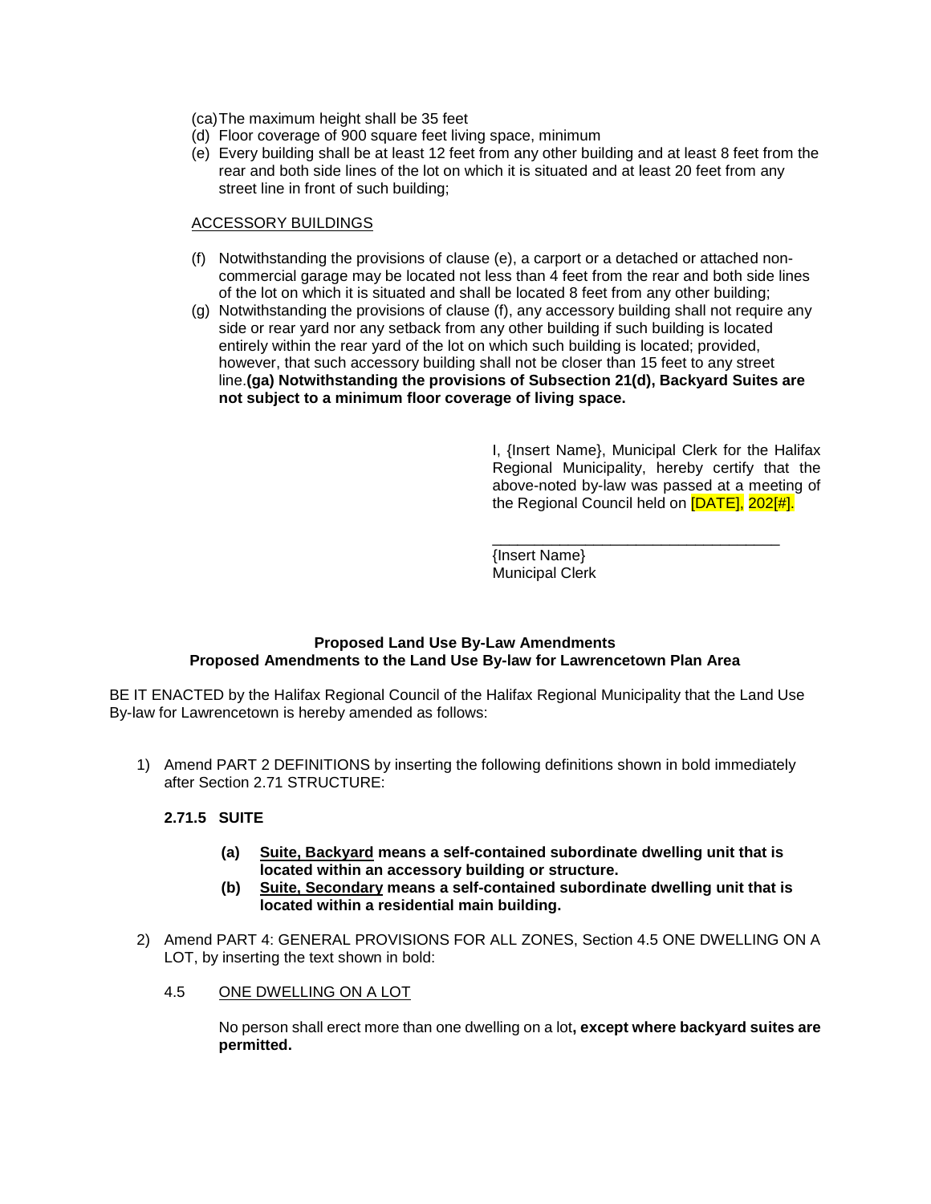(ca) The maximum height shall be 35 feet
(d) Floor coverage of 900 square feet living space, minimum
(e) Every building shall be at least 12 feet from any other building and at least 8 feet from the rear and both side lines of the lot on which it is situated and at least 20 feet from any street line in front of such building;

ACCESSORY BUILDINGS

(f) Notwithstanding the provisions of clause (e), a carport or a detached or attached non-commercial garage may be located not less than 4 feet from the rear and both side lines of the lot on which it is situated and shall be located 8 feet from any other building;
(g) Notwithstanding the provisions of clause (f), any accessory building shall not require any side or rear yard nor any setback from any other building if such building is located entirely within the rear yard of the lot on which such building is located; provided, however, that such accessory building shall not be closer than 15 feet to any street line.**(ga) Notwithstanding the provisions of Subsection 21(d), Backyard Suites are not subject to a minimum floor coverage of living space.**

I, {Insert Name}, Municipal Clerk for the Halifax Regional Municipality, hereby certify that the above-noted by-law was passed at a meeting of the Regional Council held on [DATE], 202[#].

\_\_\_\_\_\_\_\_\_\_\_\_\_\_\_\_\_\_\_\_\_\_\_\_\_\_\_\_\_\_\_\_\_\_\_
{Insert Name}
Municipal Clerk

**Proposed Land Use By-Law Amendments**
**Proposed Amendments to the Land Use By-law for Lawrencetown Plan Area**

BE IT ENACTED by the Halifax Regional Council of the Halifax Regional Municipality that the Land Use By-law for Lawrencetown is hereby amended as follows:

1) Amend PART 2 DEFINITIONS by inserting the following definitions shown in bold immediately after Section 2.71 STRUCTURE:

**2.71.5 SUITE**

**(a) Suite, Backyard means a self-contained subordinate dwelling unit that is located within an accessory building or structure.**
**(b) Suite, Secondary means a self-contained subordinate dwelling unit that is located within a residential main building.**

2) Amend PART 4: GENERAL PROVISIONS FOR ALL ZONES, Section 4.5 ONE DWELLING ON A LOT, by inserting the text shown in bold:

4.5 ONE DWELLING ON A LOT

No person shall erect more than one dwelling on a lot**, except where backyard suites are permitted.**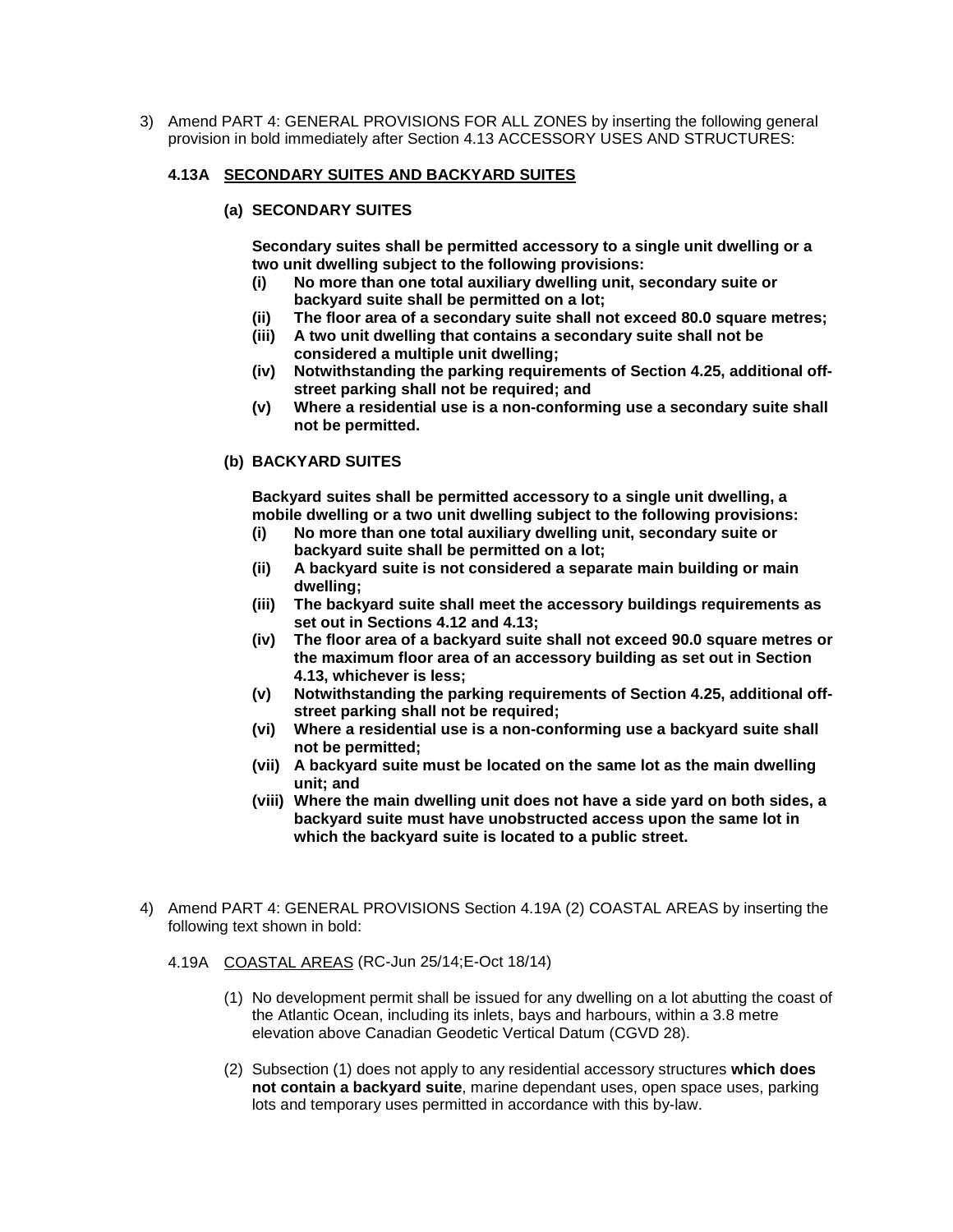3) Amend PART 4: GENERAL PROVISIONS FOR ALL ZONES by inserting the following general provision in bold immediately after Section 4.13 ACCESSORY USES AND STRUCTURES:

**4.13A <u>SECONDARY SUITES AND BACKYARD SUITES</u>**

**(a) SECONDARY SUITES**

**Secondary suites shall be permitted accessory to a single unit dwelling or a two unit dwelling subject to the following provisions:**

- **(i) No more than one total auxiliary dwelling unit, secondary suite or backyard suite shall be permitted on a lot;**
- **(ii) The floor area of a secondary suite shall not exceed 80.0 square metres;**
- **(iii) A two unit dwelling that contains a secondary suite shall not be considered a multiple unit dwelling;**
- **(iv) Notwithstanding the parking requirements of Section 4.25, additional off-street parking shall not be required; and**
- **(v) Where a residential use is a non-conforming use a secondary suite shall not be permitted.**

**(b) BACKYARD SUITES**

**Backyard suites shall be permitted accessory to a single unit dwelling, a mobile dwelling or a two unit dwelling subject to the following provisions:**

- **(i) No more than one total auxiliary dwelling unit, secondary suite or backyard suite shall be permitted on a lot;**
- **(ii) A backyard suite is not considered a separate main building or main dwelling;**
- **(iii) The backyard suite shall meet the accessory buildings requirements as set out in Sections 4.12 and 4.13;**
- **(iv) The floor area of a backyard suite shall not exceed 90.0 square metres or the maximum floor area of an accessory building as set out in Section 4.13, whichever is less;**
- **(v) Notwithstanding the parking requirements of Section 4.25, additional off-street parking shall not be required;**
- **(vi) Where a residential use is a non-conforming use a backyard suite shall not be permitted;**
- **(vii) A backyard suite must be located on the same lot as the main dwelling unit; and**
- **(viii) Where the main dwelling unit does not have a side yard on both sides, a backyard suite must have unobstructed access upon the same lot in which the backyard suite is located to a public street.**

4) Amend PART 4: GENERAL PROVISIONS Section 4.19A (2) COASTAL AREAS by inserting the following text shown in bold:

4.19A <u>COASTAL AREAS</u> (RC-Jun 25/14;E-Oct 18/14)

(1) No development permit shall be issued for any dwelling on a lot abutting the coast of the Atlantic Ocean, including its inlets, bays and harbours, within a 3.8 metre elevation above Canadian Geodetic Vertical Datum (CGVD 28).

(2) Subsection (1) does not apply to any residential accessory structures **which does not contain a backyard suite**, marine dependant uses, open space uses, parking lots and temporary uses permitted in accordance with this by-law.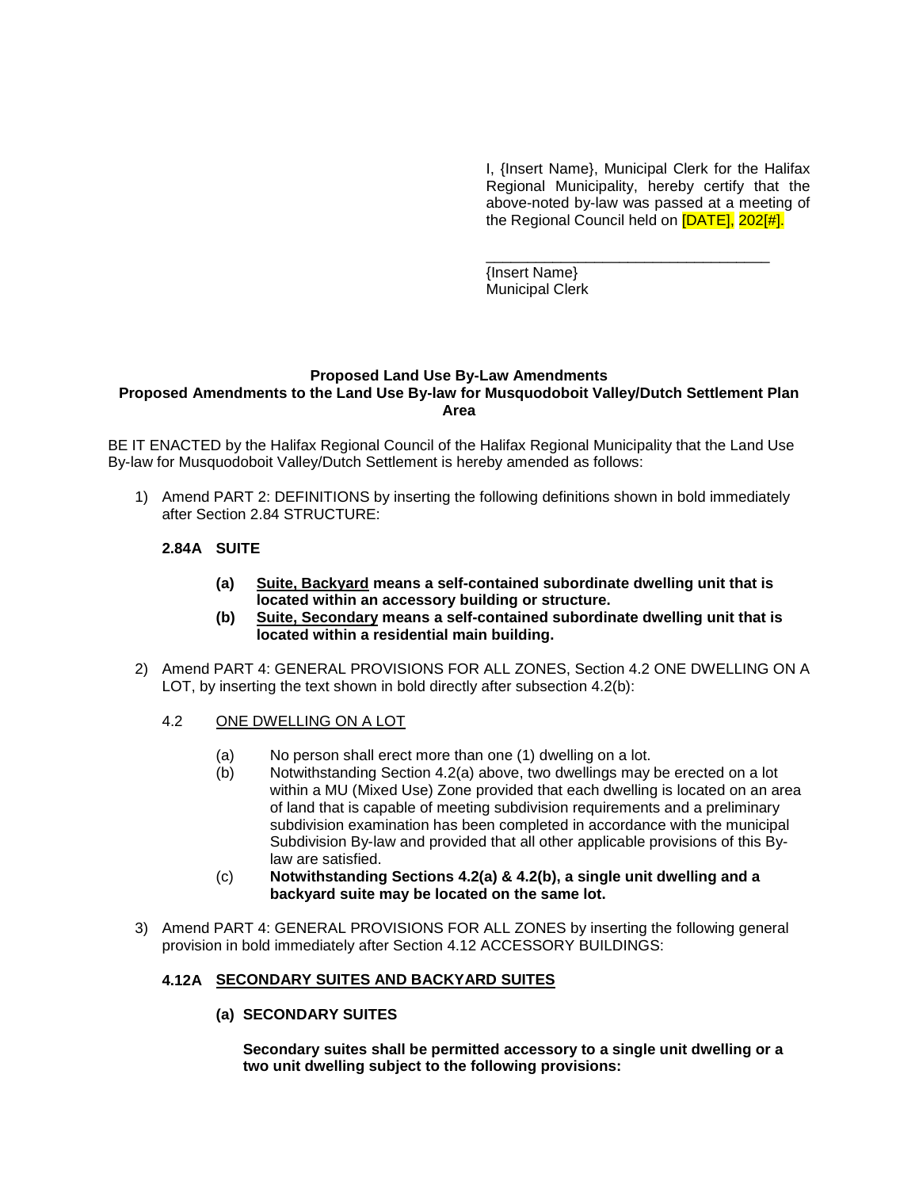I, {Insert Name}, Municipal Clerk for the Halifax Regional Municipality, hereby certify that the above-noted by-law was passed at a meeting of the Regional Council held on [DATE], 202[#].

\_\_\_\_\_\_\_\_\_\_\_\_\_\_\_\_\_\_\_\_\_\_\_\_\_\_\_\_\_\_\_\_\_\_\_

{Insert Name}
Municipal Clerk

**Proposed Land Use By-Law Amendments**
**Proposed Amendments to the Land Use By-law for Musquodoboit Valley/Dutch Settlement Plan Area**

BE IT ENACTED by the Halifax Regional Council of the Halifax Regional Municipality that the Land Use By-law for Musquodoboit Valley/Dutch Settlement is hereby amended as follows:

1) Amend PART 2: DEFINITIONS by inserting the following definitions shown in bold immediately after Section 2.84 STRUCTURE:

**2.84A SUITE**

- **(a)** **Suite, Backyard means a self-contained subordinate dwelling unit that is located within an accessory building or structure.**
- **(b)** **Suite, Secondary means a self-contained subordinate dwelling unit that is located within a residential main building.**

2) Amend PART 4: GENERAL PROVISIONS FOR ALL ZONES, Section 4.2 ONE DWELLING ON A LOT, by inserting the text shown in bold directly after subsection 4.2(b):

4.2 ONE DWELLING ON A LOT

- (a) No person shall erect more than one (1) dwelling on a lot.
- (b) Notwithstanding Section 4.2(a) above, two dwellings may be erected on a lot within a MU (Mixed Use) Zone provided that each dwelling is located on an area of land that is capable of meeting subdivision requirements and a preliminary subdivision examination has been completed in accordance with the municipal Subdivision By-law and provided that all other applicable provisions of this By-law are satisfied.
- (c) **Notwithstanding Sections 4.2(a) & 4.2(b), a single unit dwelling and a backyard suite may be located on the same lot.**

3) Amend PART 4: GENERAL PROVISIONS FOR ALL ZONES by inserting the following general provision in bold immediately after Section 4.12 ACCESSORY BUILDINGS:

**4.12A SECONDARY SUITES AND BACKYARD SUITES**

**(a) SECONDARY SUITES**

**Secondary suites shall be permitted accessory to a single unit dwelling or a two unit dwelling subject to the following provisions:**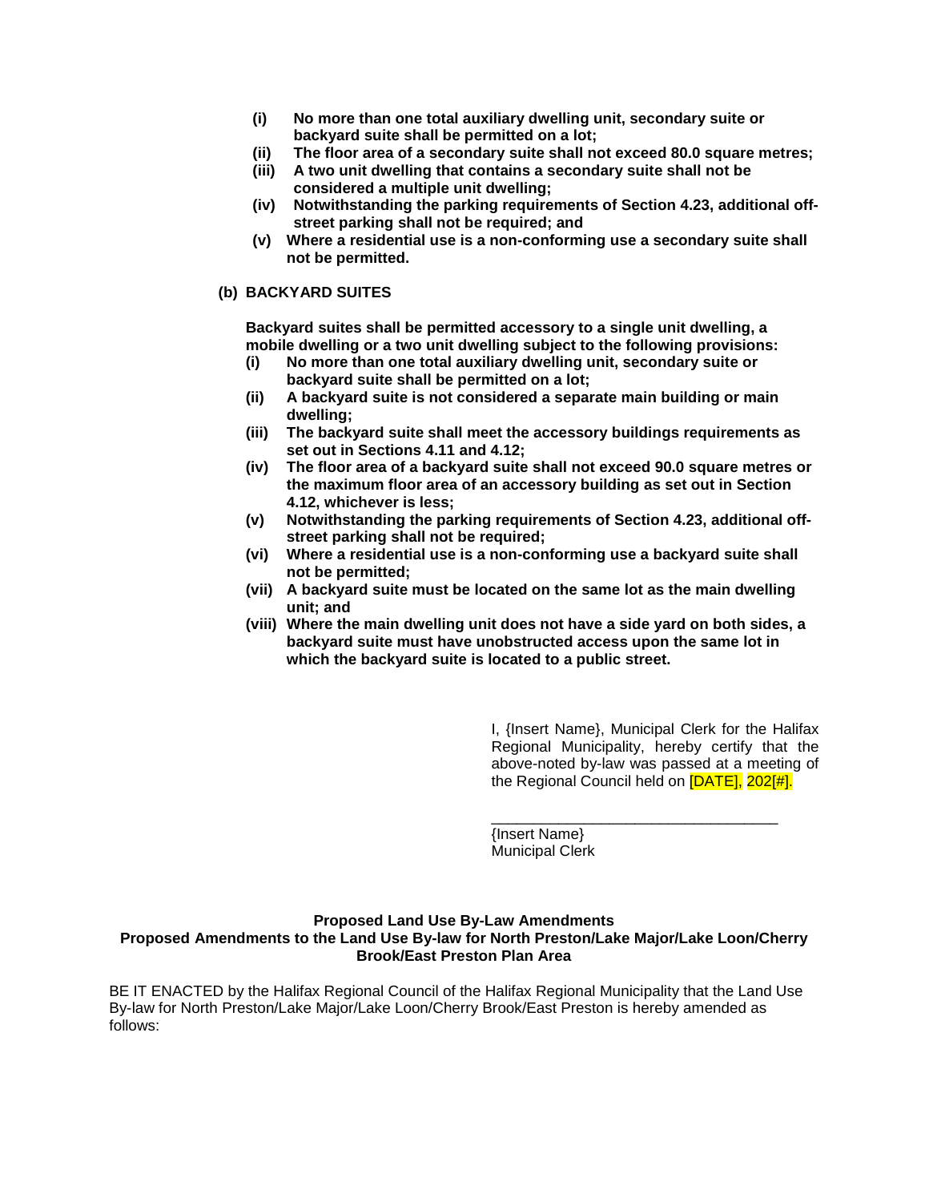**(i) No more than one total auxiliary dwelling unit, secondary suite or backyard suite shall be permitted on a lot;**

**(ii) The floor area of a secondary suite shall not exceed 80.0 square metres;**

**(iii) A two unit dwelling that contains a secondary suite shall not be considered a multiple unit dwelling;**

**(iv) Notwithstanding the parking requirements of Section 4.23, additional off-street parking shall not be required; and**

**(v) Where a residential use is a non-conforming use a secondary suite shall not be permitted.**

**(b) BACKYARD SUITES**

**Backyard suites shall be permitted accessory to a single unit dwelling, a mobile dwelling or a two unit dwelling subject to the following provisions:**

**(i) No more than one total auxiliary dwelling unit, secondary suite or backyard suite shall be permitted on a lot;**

**(ii) A backyard suite is not considered a separate main building or main dwelling;**

**(iii) The backyard suite shall meet the accessory buildings requirements as set out in Sections 4.11 and 4.12;**

**(iv) The floor area of a backyard suite shall not exceed 90.0 square metres or the maximum floor area of an accessory building as set out in Section 4.12, whichever is less;**

**(v) Notwithstanding the parking requirements of Section 4.23, additional off-street parking shall not be required;**

**(vi) Where a residential use is a non-conforming use a backyard suite shall not be permitted;**

**(vii) A backyard suite must be located on the same lot as the main dwelling unit; and**

**(viii) Where the main dwelling unit does not have a side yard on both sides, a backyard suite must have unobstructed access upon the same lot in which the backyard suite is located to a public street.**

I, {Insert Name}, Municipal Clerk for the Halifax Regional Municipality, hereby certify that the above-noted by-law was passed at a meeting of the Regional Council held on [DATE], 202[#].

___________________________________

{Insert Name}
Municipal Clerk

**Proposed Land Use By-Law Amendments**

**Proposed Amendments to the Land Use By-law for North Preston/Lake Major/Lake Loon/Cherry Brook/East Preston Plan Area**

BE IT ENACTED by the Halifax Regional Council of the Halifax Regional Municipality that the Land Use By-law for North Preston/Lake Major/Lake Loon/Cherry Brook/East Preston is hereby amended as follows: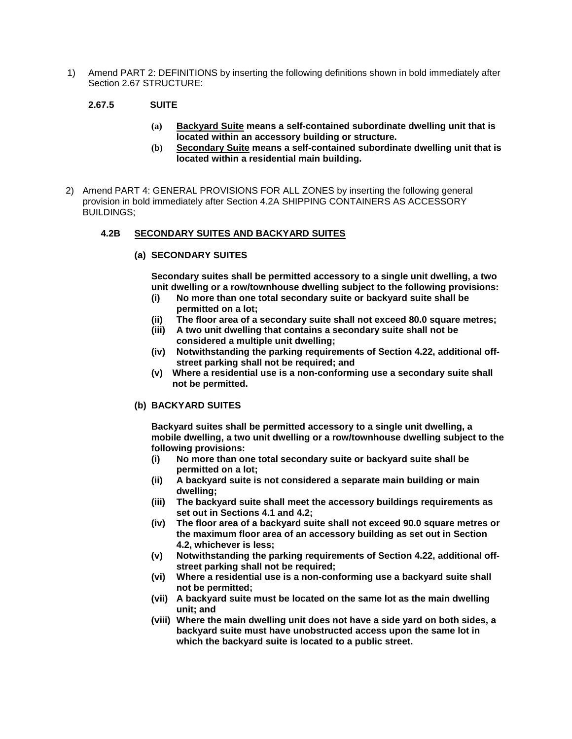1) Amend PART 2: DEFINITIONS by inserting the following definitions shown in bold immediately after Section 2.67 STRUCTURE:

**2.67.5 SUITE**

- **(a)** **<u>Backyard Suite</u> means a self-contained subordinate dwelling unit that is located within an accessory building or structure.**
- **(b)** **<u>Secondary Suite</u> means a self-contained subordinate dwelling unit that is located within a residential main building.**

2) Amend PART 4: GENERAL PROVISIONS FOR ALL ZONES by inserting the following general provision in bold immediately after Section 4.2A SHIPPING CONTAINERS AS ACCESSORY BUILDINGS;

**4.2B <u>SECONDARY SUITES AND BACKYARD SUITES</u>**

**(a) SECONDARY SUITES**

**Secondary suites shall be permitted accessory to a single unit dwelling, a two unit dwelling or a row/townhouse dwelling subject to the following provisions:**

- **(i) No more than one total secondary suite or backyard suite shall be permitted on a lot;**
- **(ii) The floor area of a secondary suite shall not exceed 80.0 square metres;**
- **(iii) A two unit dwelling that contains a secondary suite shall not be considered a multiple unit dwelling;**
- **(iv) Notwithstanding the parking requirements of Section 4.22, additional off-street parking shall not be required; and**
- **(v) Where a residential use is a non-conforming use a secondary suite shall not be permitted.**

**(b) BACKYARD SUITES**

**Backyard suites shall be permitted accessory to a single unit dwelling, a mobile dwelling, a two unit dwelling or a row/townhouse dwelling subject to the following provisions:**

- **(i) No more than one total secondary suite or backyard suite shall be permitted on a lot;**
- **(ii) A backyard suite is not considered a separate main building or main dwelling;**
- **(iii) The backyard suite shall meet the accessory buildings requirements as set out in Sections 4.1 and 4.2;**
- **(iv) The floor area of a backyard suite shall not exceed 90.0 square metres or the maximum floor area of an accessory building as set out in Section 4.2, whichever is less;**
- **(v) Notwithstanding the parking requirements of Section 4.22, additional off-street parking shall not be required;**
- **(vi) Where a residential use is a non-conforming use a backyard suite shall not be permitted;**
- **(vii) A backyard suite must be located on the same lot as the main dwelling unit; and**
- **(viii) Where the main dwelling unit does not have a side yard on both sides, a backyard suite must have unobstructed access upon the same lot in which the backyard suite is located to a public street.**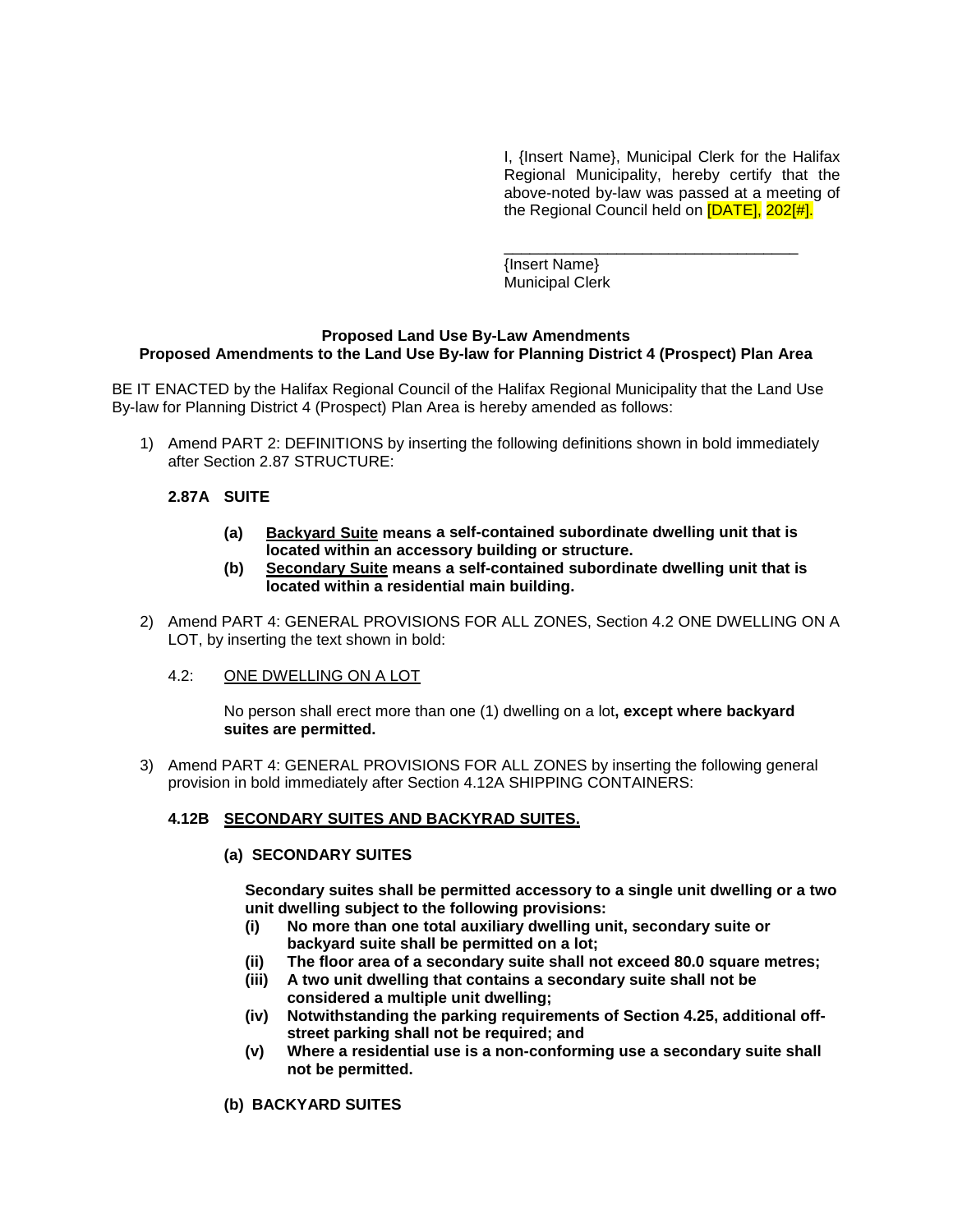I, {Insert Name}, Municipal Clerk for the Halifax Regional Municipality, hereby certify that the above-noted by-law was passed at a meeting of the Regional Council held on [DATE], 202[#].

\_\_\_\_\_\_\_\_\_\_\_\_\_\_\_\_\_\_\_\_\_\_\_\_\_\_\_\_\_\_\_\_\_\_\_
{Insert Name}
Municipal Clerk

**Proposed Land Use By-Law Amendments**
**Proposed Amendments to the Land Use By-law for Planning District 4 (Prospect) Plan Area**

BE IT ENACTED by the Halifax Regional Council of the Halifax Regional Municipality that the Land Use By-law for Planning District 4 (Prospect) Plan Area is hereby amended as follows:

1) Amend PART 2: DEFINITIONS by inserting the following definitions shown in bold immediately after Section 2.87 STRUCTURE:

   **2.87A SUITE**

   - **(a) <u>Backyard Suite</u> means a self-contained subordinate dwelling unit that is located within an accessory building or structure.**
   - **(b) <u>Secondary Suite</u> means a self-contained subordinate dwelling unit that is located within a residential main building.**

2) Amend PART 4: GENERAL PROVISIONS FOR ALL ZONES, Section 4.2 ONE DWELLING ON A LOT, by inserting the text shown in bold:

   4.2: <u>ONE DWELLING ON A LOT</u>

   No person shall erect more than one (1) dwelling on a lot**, except where backyard suites are permitted.**

3) Amend PART 4: GENERAL PROVISIONS FOR ALL ZONES by inserting the following general provision in bold immediately after Section 4.12A SHIPPING CONTAINERS:

   **4.12B <u>SECONDARY SUITES AND BACKYRAD SUITES.</u>**

   **(a) SECONDARY SUITES**

   **Secondary suites shall be permitted accessory to a single unit dwelling or a two unit dwelling subject to the following provisions:**

   - **(i) No more than one total auxiliary dwelling unit, secondary suite or backyard suite shall be permitted on a lot;**
   - **(ii) The floor area of a secondary suite shall not exceed 80.0 square metres;**
   - **(iii) A two unit dwelling that contains a secondary suite shall not be considered a multiple unit dwelling;**
   - **(iv) Notwithstanding the parking requirements of Section 4.25, additional off-street parking shall not be required; and**
   - **(v) Where a residential use is a non-conforming use a secondary suite shall not be permitted.**

   **(b) BACKYARD SUITES**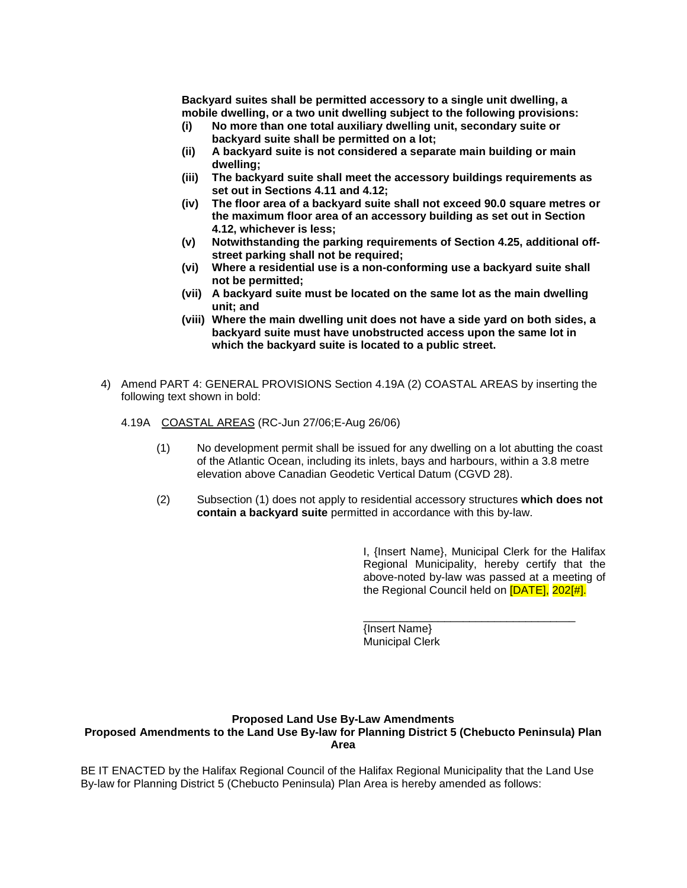**Backyard suites shall be permitted accessory to a single unit dwelling, a mobile dwelling, or a two unit dwelling subject to the following provisions:**

**(i) No more than one total auxiliary dwelling unit, secondary suite or backyard suite shall be permitted on a lot;**

**(ii) A backyard suite is not considered a separate main building or main dwelling;**

**(iii) The backyard suite shall meet the accessory buildings requirements as set out in Sections 4.11 and 4.12;**

**(iv) The floor area of a backyard suite shall not exceed 90.0 square metres or the maximum floor area of an accessory building as set out in Section 4.12, whichever is less;**

**(v) Notwithstanding the parking requirements of Section 4.25, additional off-street parking shall not be required;**

**(vi) Where a residential use is a non-conforming use a backyard suite shall not be permitted;**

**(vii) A backyard suite must be located on the same lot as the main dwelling unit; and**

**(viii) Where the main dwelling unit does not have a side yard on both sides, a backyard suite must have unobstructed access upon the same lot in which the backyard suite is located to a public street.**

4) Amend PART 4: GENERAL PROVISIONS Section 4.19A (2) COASTAL AREAS by inserting the following text shown in bold:

4.19A COASTAL AREAS (RC-Jun 27/06;E-Aug 26/06)

(1) No development permit shall be issued for any dwelling on a lot abutting the coast of the Atlantic Ocean, including its inlets, bays and harbours, within a 3.8 metre elevation above Canadian Geodetic Vertical Datum (CGVD 28).

(2) Subsection (1) does not apply to residential accessory structures **which does not contain a backyard suite** permitted in accordance with this by-law.

I, {Insert Name}, Municipal Clerk for the Halifax Regional Municipality, hereby certify that the above-noted by-law was passed at a meeting of the Regional Council held on [DATE], 202[#].

\_\_\_\_\_\_\_\_\_\_\_\_\_\_\_\_\_\_\_\_\_\_\_\_\_\_\_\_\_\_\_\_\_\_

{Insert Name}
Municipal Clerk

**Proposed Land Use By-Law Amendments**
**Proposed Amendments to the Land Use By-law for Planning District 5 (Chebucto Peninsula) Plan Area**

BE IT ENACTED by the Halifax Regional Council of the Halifax Regional Municipality that the Land Use By-law for Planning District 5 (Chebucto Peninsula) Plan Area is hereby amended as follows: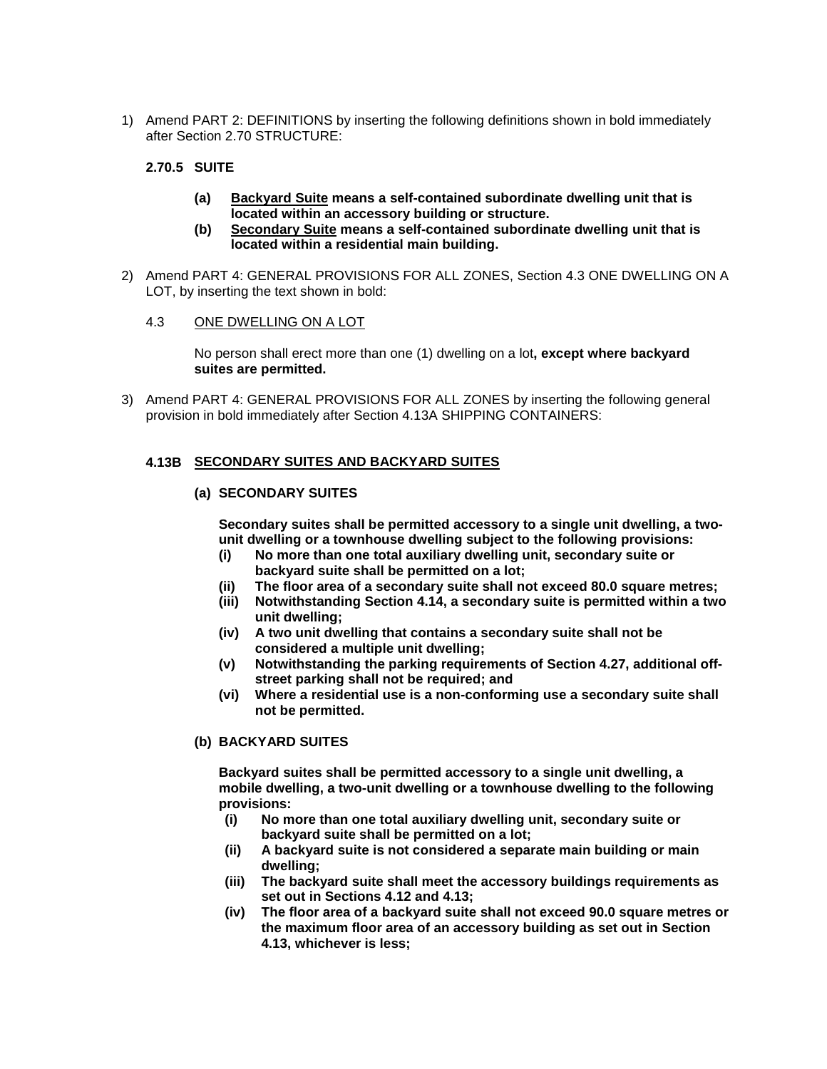1) Amend PART 2: DEFINITIONS by inserting the following definitions shown in bold immediately after Section 2.70 STRUCTURE:

**2.70.5 SUITE**

- **(a) Backyard Suite means a self-contained subordinate dwelling unit that is located within an accessory building or structure.**
- **(b) Secondary Suite means a self-contained subordinate dwelling unit that is located within a residential main building.**

2) Amend PART 4: GENERAL PROVISIONS FOR ALL ZONES, Section 4.3 ONE DWELLING ON A LOT, by inserting the text shown in bold:

4.3 ONE DWELLING ON A LOT

No person shall erect more than one (1) dwelling on a lot**, except where backyard suites are permitted.**

3) Amend PART 4: GENERAL PROVISIONS FOR ALL ZONES by inserting the following general provision in bold immediately after Section 4.13A SHIPPING CONTAINERS:

**4.13B SECONDARY SUITES AND BACKYARD SUITES**

**(a) SECONDARY SUITES**

**Secondary suites shall be permitted accessory to a single unit dwelling, a two-unit dwelling or a townhouse dwelling subject to the following provisions:**

- **(i) No more than one total auxiliary dwelling unit, secondary suite or backyard suite shall be permitted on a lot;**
- **(ii) The floor area of a secondary suite shall not exceed 80.0 square metres;**
- **(iii) Notwithstanding Section 4.14, a secondary suite is permitted within a two unit dwelling;**
- **(iv) A two unit dwelling that contains a secondary suite shall not be considered a multiple unit dwelling;**
- **(v) Notwithstanding the parking requirements of Section 4.27, additional off-street parking shall not be required; and**
- **(vi) Where a residential use is a non-conforming use a secondary suite shall not be permitted.**

**(b) BACKYARD SUITES**

**Backyard suites shall be permitted accessory to a single unit dwelling, a mobile dwelling, a two-unit dwelling or a townhouse dwelling to the following provisions:**

- **(i) No more than one total auxiliary dwelling unit, secondary suite or backyard suite shall be permitted on a lot;**
- **(ii) A backyard suite is not considered a separate main building or main dwelling;**
- **(iii) The backyard suite shall meet the accessory buildings requirements as set out in Sections 4.12 and 4.13;**
- **(iv) The floor area of a backyard suite shall not exceed 90.0 square metres or the maximum floor area of an accessory building as set out in Section 4.13, whichever is less;**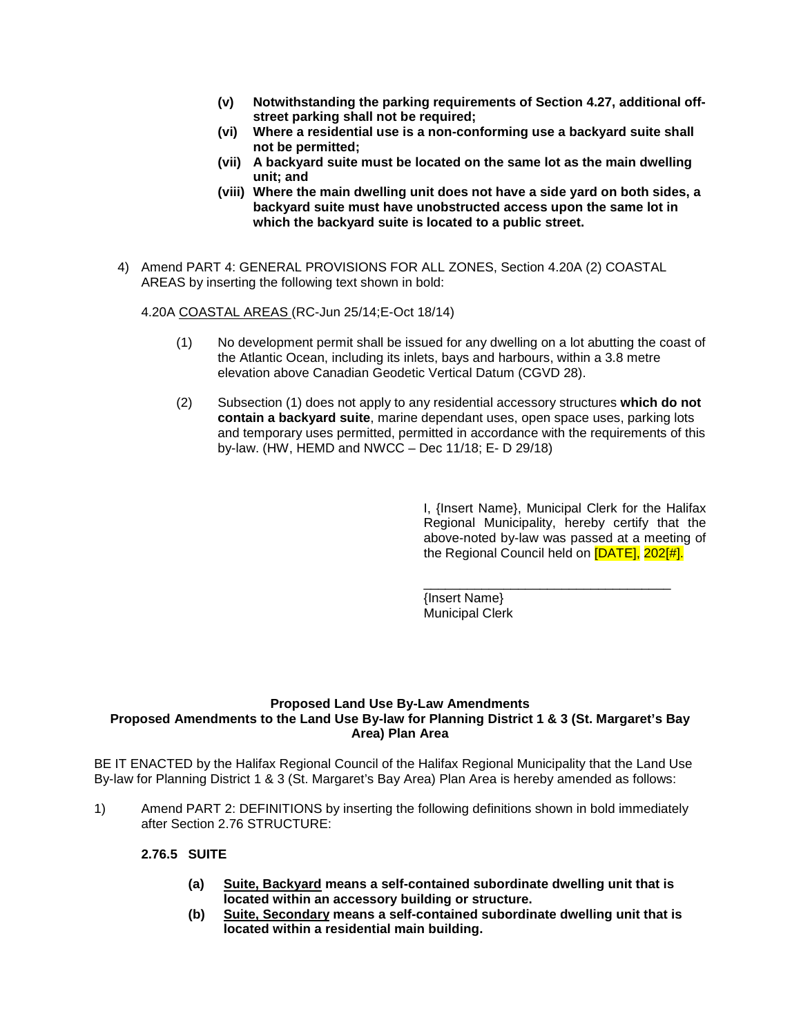- **(v) Notwithstanding the parking requirements of Section 4.27, additional off-street parking shall not be required;**
- **(vi) Where a residential use is a non-conforming use a backyard suite shall not be permitted;**
- **(vii) A backyard suite must be located on the same lot as the main dwelling unit; and**
- **(viii) Where the main dwelling unit does not have a side yard on both sides, a backyard suite must have unobstructed access upon the same lot in which the backyard suite is located to a public street.**

4) Amend PART 4: GENERAL PROVISIONS FOR ALL ZONES, Section 4.20A (2) COASTAL AREAS by inserting the following text shown in bold:

4.20A COASTAL AREAS (RC-Jun 25/14;E-Oct 18/14)

(1) No development permit shall be issued for any dwelling on a lot abutting the coast of the Atlantic Ocean, including its inlets, bays and harbours, within a 3.8 metre elevation above Canadian Geodetic Vertical Datum (CGVD 28).

(2) Subsection (1) does not apply to any residential accessory structures **which do not contain a backyard suite**, marine dependant uses, open space uses, parking lots and temporary uses permitted, permitted in accordance with the requirements of this by-law. (HW, HEMD and NWCC – Dec 11/18; E- D 29/18)

I, {Insert Name}, Municipal Clerk for the Halifax Regional Municipality, hereby certify that the above-noted by-law was passed at a meeting of the Regional Council held on [DATE], 202[#].

___________________________________
{Insert Name}
Municipal Clerk

**Proposed Land Use By-Law Amendments**
**Proposed Amendments to the Land Use By-law for Planning District 1 & 3 (St. Margaret's Bay Area) Plan Area**

BE IT ENACTED by the Halifax Regional Council of the Halifax Regional Municipality that the Land Use By-law for Planning District 1 & 3 (St. Margaret's Bay Area) Plan Area is hereby amended as follows:

1) Amend PART 2: DEFINITIONS by inserting the following definitions shown in bold immediately after Section 2.76 STRUCTURE:

**2.76.5 SUITE**

- **(a) Suite, Backyard means a self-contained subordinate dwelling unit that is located within an accessory building or structure.**
- **(b) Suite, Secondary means a self-contained subordinate dwelling unit that is located within a residential main building.**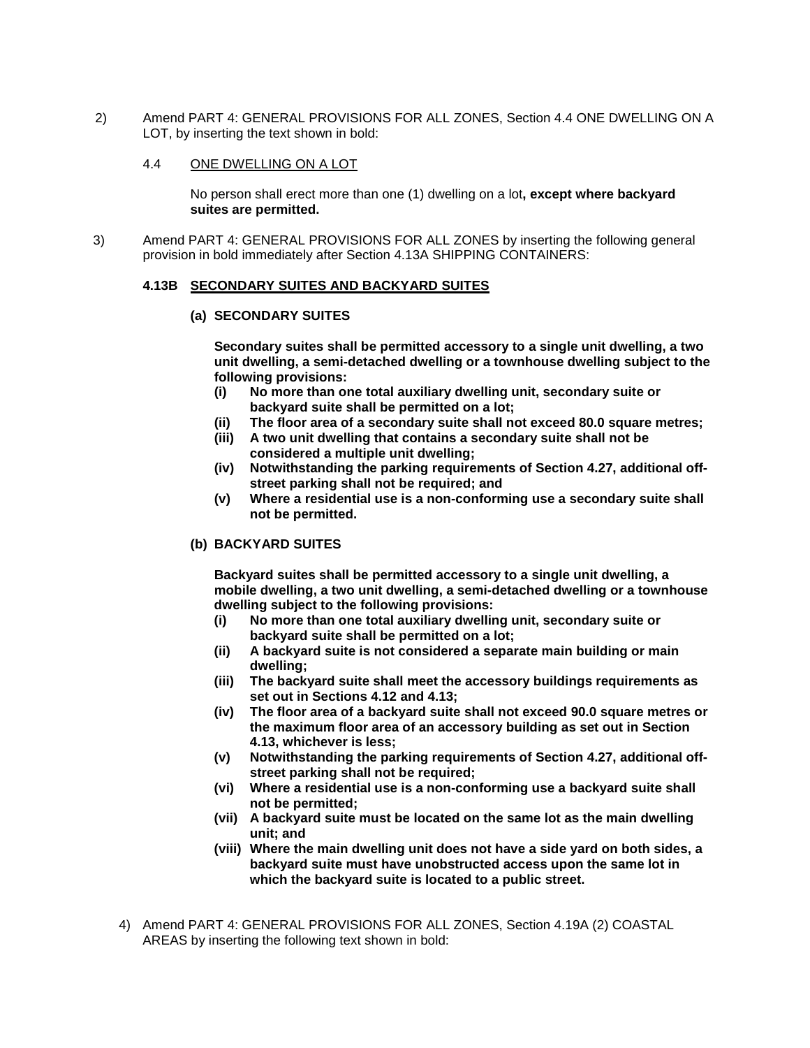2) Amend PART 4: GENERAL PROVISIONS FOR ALL ZONES, Section 4.4 ONE DWELLING ON A LOT, by inserting the text shown in bold:

4.4 ONE DWELLING ON A LOT

No person shall erect more than one (1) dwelling on a lot**, except where backyard suites are permitted.**

3) Amend PART 4: GENERAL PROVISIONS FOR ALL ZONES by inserting the following general provision in bold immediately after Section 4.13A SHIPPING CONTAINERS:

**4.13B SECONDARY SUITES AND BACKYARD SUITES**

**(a) SECONDARY SUITES**

**Secondary suites shall be permitted accessory to a single unit dwelling, a two unit dwelling, a semi-detached dwelling or a townhouse dwelling subject to the following provisions:**

- **(i) No more than one total auxiliary dwelling unit, secondary suite or backyard suite shall be permitted on a lot;**
- **(ii) The floor area of a secondary suite shall not exceed 80.0 square metres;**
- **(iii) A two unit dwelling that contains a secondary suite shall not be considered a multiple unit dwelling;**
- **(iv) Notwithstanding the parking requirements of Section 4.27, additional off-street parking shall not be required; and**
- **(v) Where a residential use is a non-conforming use a secondary suite shall not be permitted.**

**(b) BACKYARD SUITES**

**Backyard suites shall be permitted accessory to a single unit dwelling, a mobile dwelling, a two unit dwelling, a semi-detached dwelling or a townhouse dwelling subject to the following provisions:**

- **(i) No more than one total auxiliary dwelling unit, secondary suite or backyard suite shall be permitted on a lot;**
- **(ii) A backyard suite is not considered a separate main building or main dwelling;**
- **(iii) The backyard suite shall meet the accessory buildings requirements as set out in Sections 4.12 and 4.13;**
- **(iv) The floor area of a backyard suite shall not exceed 90.0 square metres or the maximum floor area of an accessory building as set out in Section 4.13, whichever is less;**
- **(v) Notwithstanding the parking requirements of Section 4.27, additional off-street parking shall not be required;**
- **(vi) Where a residential use is a non-conforming use a backyard suite shall not be permitted;**
- **(vii) A backyard suite must be located on the same lot as the main dwelling unit; and**
- **(viii) Where the main dwelling unit does not have a side yard on both sides, a backyard suite must have unobstructed access upon the same lot in which the backyard suite is located to a public street.**

4) Amend PART 4: GENERAL PROVISIONS FOR ALL ZONES, Section 4.19A (2) COASTAL AREAS by inserting the following text shown in bold: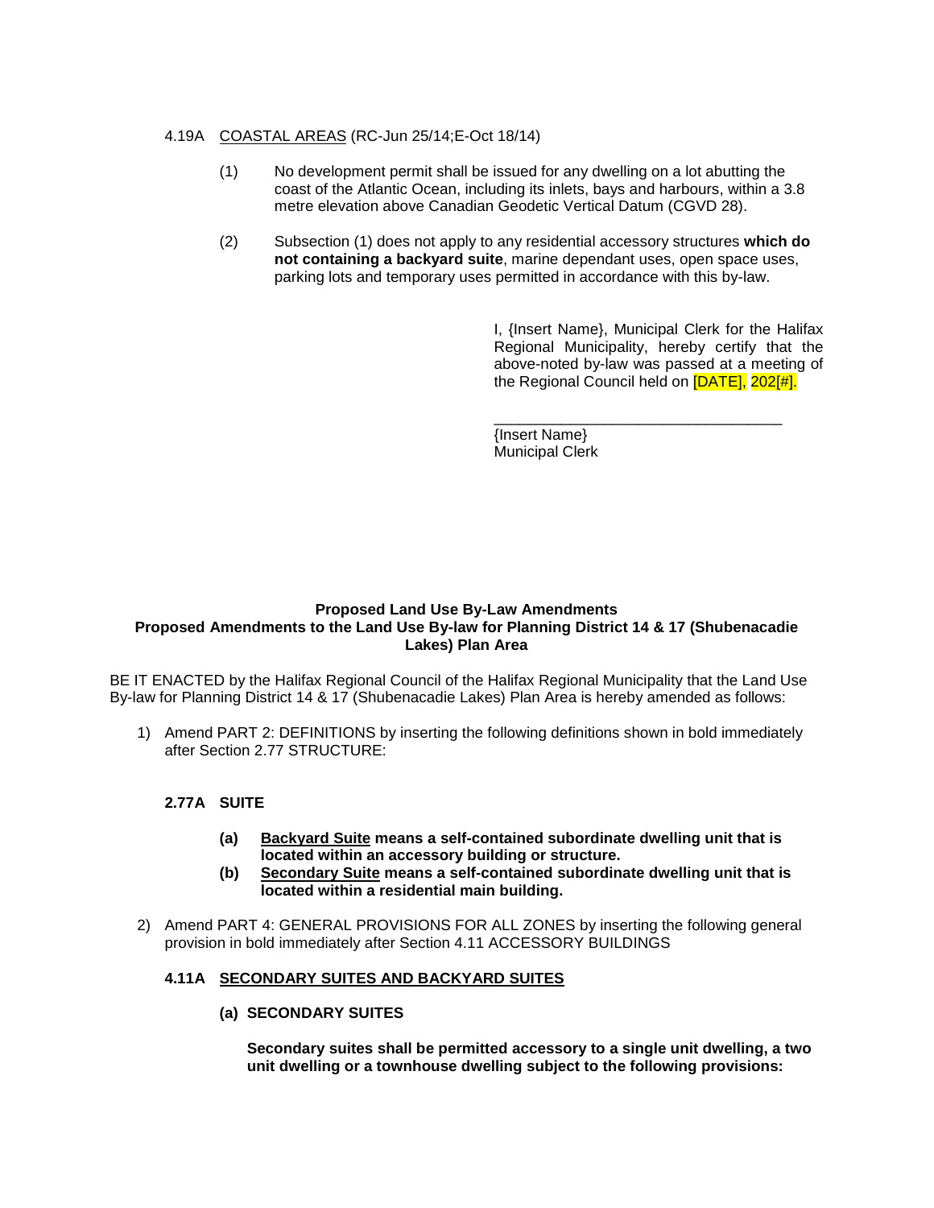4.19A <u>COASTAL AREAS</u> (RC-Jun 25/14;E-Oct 18/14)

(1) No development permit shall be issued for any dwelling on a lot abutting the coast of the Atlantic Ocean, including its inlets, bays and harbours, within a 3.8 metre elevation above Canadian Geodetic Vertical Datum (CGVD 28).

(2) Subsection (1) does not apply to any residential accessory structures **which do not containing a backyard suite**, marine dependant uses, open space uses, parking lots and temporary uses permitted in accordance with this by-law.

I, {Insert Name}, Municipal Clerk for the Halifax Regional Municipality, hereby certify that the above-noted by-law was passed at a meeting of the Regional Council held on [DATE], 202[#].

___________________________________
{Insert Name}
Municipal Clerk

**Proposed Land Use By-Law Amendments**
**Proposed Amendments to the Land Use By-law for Planning District 14 & 17 (Shubenacadie Lakes) Plan Area**

BE IT ENACTED by the Halifax Regional Council of the Halifax Regional Municipality that the Land Use By-law for Planning District 14 & 17 (Shubenacadie Lakes) Plan Area is hereby amended as follows:

1) Amend PART 2: DEFINITIONS by inserting the following definitions shown in bold immediately after Section 2.77 STRUCTURE:

**2.77A SUITE**

**(a) <u>Backyard Suite</u> means a self-contained subordinate dwelling unit that is located within an accessory building or structure.**
**(b) <u>Secondary Suite</u> means a self-contained subordinate dwelling unit that is located within a residential main building.**

2) Amend PART 4: GENERAL PROVISIONS FOR ALL ZONES by inserting the following general provision in bold immediately after Section 4.11 ACCESSORY BUILDINGS

**4.11A <u>SECONDARY SUITES AND BACKYARD SUITES</u>**

**(a) SECONDARY SUITES**

**Secondary suites shall be permitted accessory to a single unit dwelling, a two unit dwelling or a townhouse dwelling subject to the following provisions:**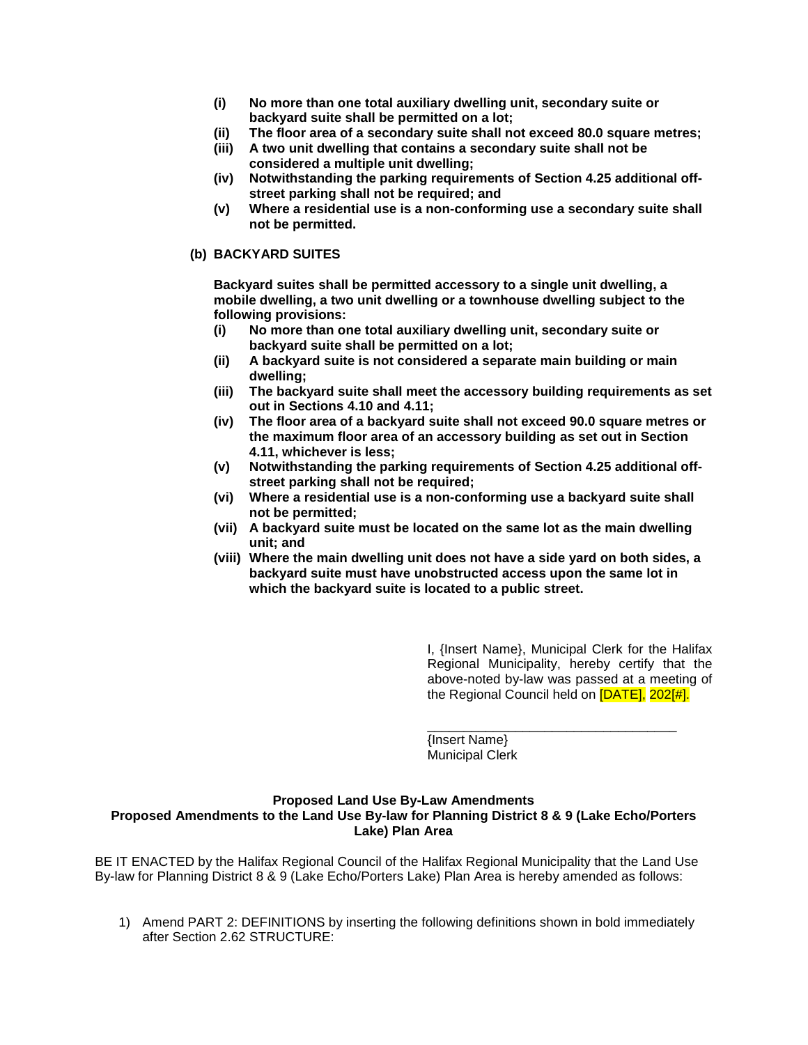- **(i) No more than one total auxiliary dwelling unit, secondary suite or backyard suite shall be permitted on a lot;**
- **(ii) The floor area of a secondary suite shall not exceed 80.0 square metres;**
- **(iii) A two unit dwelling that contains a secondary suite shall not be considered a multiple unit dwelling;**
- **(iv) Notwithstanding the parking requirements of Section 4.25 additional off-street parking shall not be required; and**
- **(v) Where a residential use is a non-conforming use a secondary suite shall not be permitted.**

**(b) BACKYARD SUITES**

**Backyard suites shall be permitted accessory to a single unit dwelling, a mobile dwelling, a two unit dwelling or a townhouse dwelling subject to the following provisions:**

- **(i) No more than one total auxiliary dwelling unit, secondary suite or backyard suite shall be permitted on a lot;**
- **(ii) A backyard suite is not considered a separate main building or main dwelling;**
- **(iii) The backyard suite shall meet the accessory building requirements as set out in Sections 4.10 and 4.11;**
- **(iv) The floor area of a backyard suite shall not exceed 90.0 square metres or the maximum floor area of an accessory building as set out in Section 4.11, whichever is less;**
- **(v) Notwithstanding the parking requirements of Section 4.25 additional off-street parking shall not be required;**
- **(vi) Where a residential use is a non-conforming use a backyard suite shall not be permitted;**
- **(vii) A backyard suite must be located on the same lot as the main dwelling unit; and**
- **(viii) Where the main dwelling unit does not have a side yard on both sides, a backyard suite must have unobstructed access upon the same lot in which the backyard suite is located to a public street.**

I, {Insert Name}, Municipal Clerk for the Halifax Regional Municipality, hereby certify that the above-noted by-law was passed at a meeting of the Regional Council held on [DATE], 202[#].

\_\_\_\_\_\_\_\_\_\_\_\_\_\_\_\_\_\_\_\_\_\_\_\_\_\_\_\_\_\_\_\_\_\_
{Insert Name}
Municipal Clerk

**Proposed Land Use By-Law Amendments**
**Proposed Amendments to the Land Use By-law for Planning District 8 & 9 (Lake Echo/Porters Lake) Plan Area**

BE IT ENACTED by the Halifax Regional Council of the Halifax Regional Municipality that the Land Use By-law for Planning District 8 & 9 (Lake Echo/Porters Lake) Plan Area is hereby amended as follows:

1) Amend PART 2: DEFINITIONS by inserting the following definitions shown in bold immediately after Section 2.62 STRUCTURE: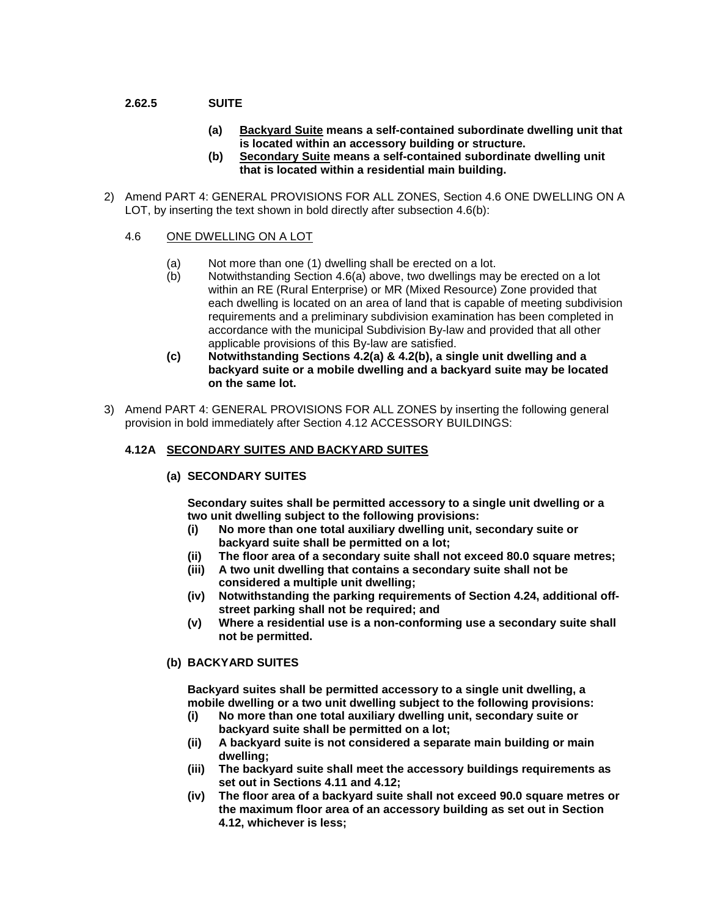**2.62.5 SUITE**

**(a) <u>Backyard Suite</u> means a self-contained subordinate dwelling unit that is located within an accessory building or structure.**

**(b) <u>Secondary Suite</u> means a self-contained subordinate dwelling unit that is located within a residential main building.**

2) Amend PART 4: GENERAL PROVISIONS FOR ALL ZONES, Section 4.6 ONE DWELLING ON A LOT, by inserting the text shown in bold directly after subsection 4.6(b):

4.6 <u>ONE DWELLING ON A LOT</u>

(a) Not more than one (1) dwelling shall be erected on a lot.

(b) Notwithstanding Section 4.6(a) above, two dwellings may be erected on a lot within an RE (Rural Enterprise) or MR (Mixed Resource) Zone provided that each dwelling is located on an area of land that is capable of meeting subdivision requirements and a preliminary subdivision examination has been completed in accordance with the municipal Subdivision By-law and provided that all other applicable provisions of this By-law are satisfied.

**(c) Notwithstanding Sections 4.2(a) & 4.2(b), a single unit dwelling and a backyard suite or a mobile dwelling and a backyard suite may be located on the same lot.**

3) Amend PART 4: GENERAL PROVISIONS FOR ALL ZONES by inserting the following general provision in bold immediately after Section 4.12 ACCESSORY BUILDINGS:

**4.12A <u>SECONDARY SUITES AND BACKYARD SUITES</u>**

**(a) SECONDARY SUITES**

**Secondary suites shall be permitted accessory to a single unit dwelling or a two unit dwelling subject to the following provisions:**

**(i) No more than one total auxiliary dwelling unit, secondary suite or backyard suite shall be permitted on a lot;**

**(ii) The floor area of a secondary suite shall not exceed 80.0 square metres;**

**(iii) A two unit dwelling that contains a secondary suite shall not be considered a multiple unit dwelling;**

**(iv) Notwithstanding the parking requirements of Section 4.24, additional off-street parking shall not be required; and**

**(v) Where a residential use is a non-conforming use a secondary suite shall not be permitted.**

**(b) BACKYARD SUITES**

**Backyard suites shall be permitted accessory to a single unit dwelling, a mobile dwelling or a two unit dwelling subject to the following provisions:**

**(i) No more than one total auxiliary dwelling unit, secondary suite or backyard suite shall be permitted on a lot;**

**(ii) A backyard suite is not considered a separate main building or main dwelling;**

**(iii) The backyard suite shall meet the accessory buildings requirements as set out in Sections 4.11 and 4.12;**

**(iv) The floor area of a backyard suite shall not exceed 90.0 square metres or the maximum floor area of an accessory building as set out in Section 4.12, whichever is less;**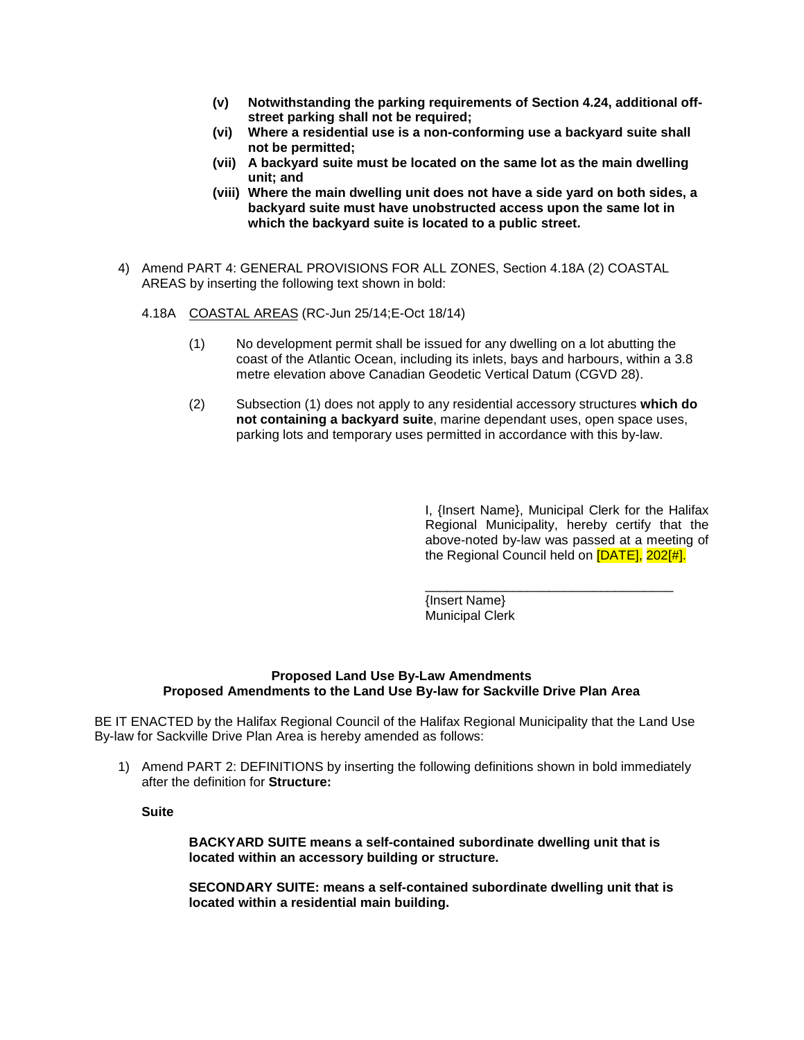- **(v) Notwithstanding the parking requirements of Section 4.24, additional off-street parking shall not be required;**
- **(vi) Where a residential use is a non-conforming use a backyard suite shall not be permitted;**
- **(vii) A backyard suite must be located on the same lot as the main dwelling unit; and**
- **(viii) Where the main dwelling unit does not have a side yard on both sides, a backyard suite must have unobstructed access upon the same lot in which the backyard suite is located to a public street.**

4) Amend PART 4: GENERAL PROVISIONS FOR ALL ZONES, Section 4.18A (2) COASTAL AREAS by inserting the following text shown in bold:

4.18A COASTAL AREAS (RC-Jun 25/14;E-Oct 18/14)

(1) No development permit shall be issued for any dwelling on a lot abutting the coast of the Atlantic Ocean, including its inlets, bays and harbours, within a 3.8 metre elevation above Canadian Geodetic Vertical Datum (CGVD 28).

(2) Subsection (1) does not apply to any residential accessory structures **which do not containing a backyard suite**, marine dependant uses, open space uses, parking lots and temporary uses permitted in accordance with this by-law.

I, {Insert Name}, Municipal Clerk for the Halifax Regional Municipality, hereby certify that the above-noted by-law was passed at a meeting of the Regional Council held on [DATE], 202[#].

\_\_\_\_\_\_\_\_\_\_\_\_\_\_\_\_\_\_\_\_\_\_\_\_\_\_\_\_\_\_\_\_\_\_

{Insert Name}
Municipal Clerk

**Proposed Land Use By-Law Amendments**
**Proposed Amendments to the Land Use By-law for Sackville Drive Plan Area**

BE IT ENACTED by the Halifax Regional Council of the Halifax Regional Municipality that the Land Use By-law for Sackville Drive Plan Area is hereby amended as follows:

1) Amend PART 2: DEFINITIONS by inserting the following definitions shown in bold immediately after the definition for **Structure:**

**Suite**

**BACKYARD SUITE means a self-contained subordinate dwelling unit that is located within an accessory building or structure.**

**SECONDARY SUITE: means a self-contained subordinate dwelling unit that is located within a residential main building.**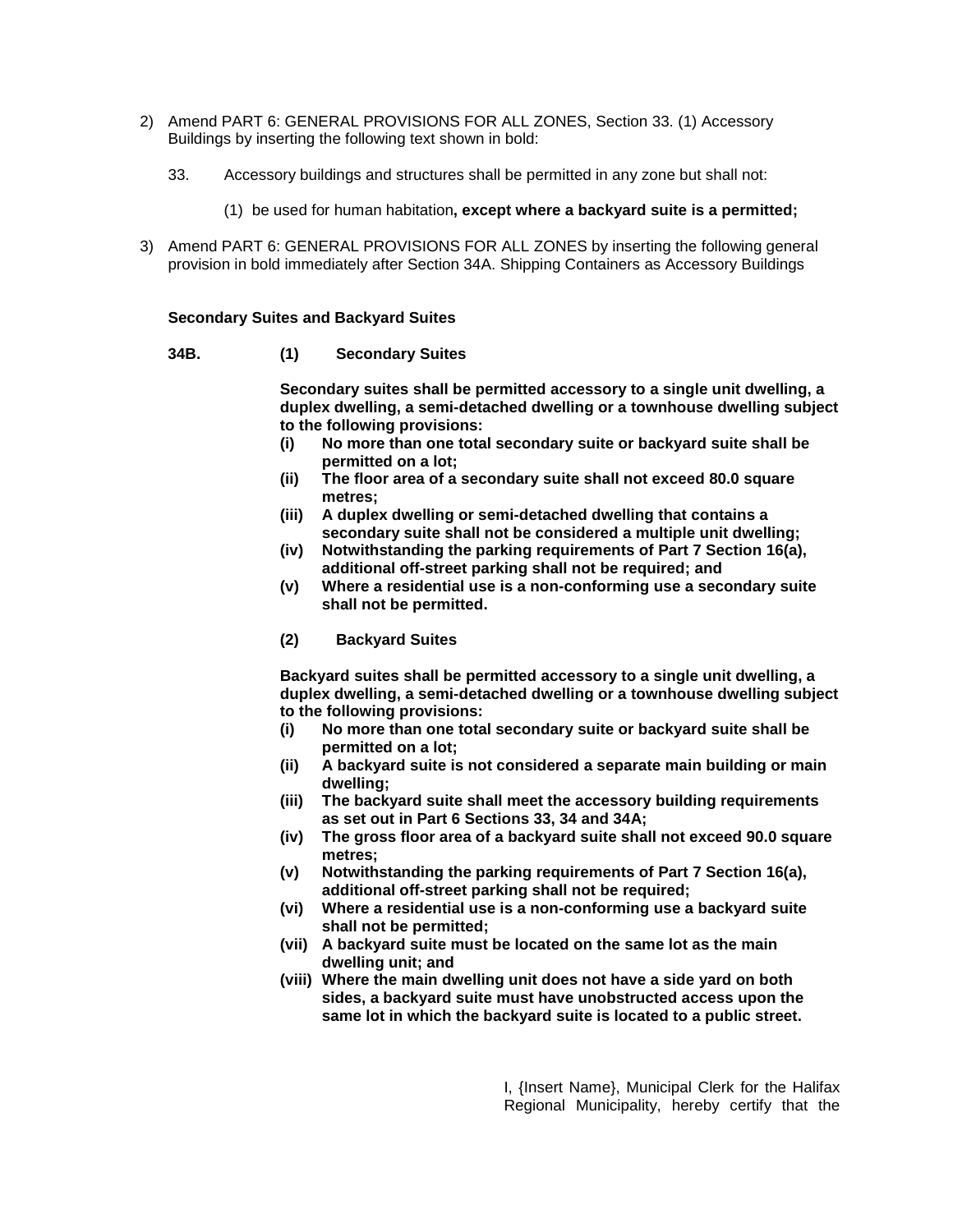2) Amend PART 6: GENERAL PROVISIONS FOR ALL ZONES, Section 33. (1) Accessory Buildings by inserting the following text shown in bold:

33. Accessory buildings and structures shall be permitted in any zone but shall not:

(1) be used for human habitation**, except where a backyard suite is a permitted;**

3) Amend PART 6: GENERAL PROVISIONS FOR ALL ZONES by inserting the following general provision in bold immediately after Section 34A. Shipping Containers as Accessory Buildings

**Secondary Suites and Backyard Suites**

**34B. (1) Secondary Suites**

**Secondary suites shall be permitted accessory to a single unit dwelling, a duplex dwelling, a semi-detached dwelling or a townhouse dwelling subject to the following provisions:**

**(i) No more than one total secondary suite or backyard suite shall be permitted on a lot;**
**(ii) The floor area of a secondary suite shall not exceed 80.0 square metres;**
**(iii) A duplex dwelling or semi-detached dwelling that contains a secondary suite shall not be considered a multiple unit dwelling;**
**(iv) Notwithstanding the parking requirements of Part 7 Section 16(a), additional off-street parking shall not be required; and**
**(v) Where a residential use is a non-conforming use a secondary suite shall not be permitted.**

**(2) Backyard Suites**

**Backyard suites shall be permitted accessory to a single unit dwelling, a duplex dwelling, a semi-detached dwelling or a townhouse dwelling subject to the following provisions:**

**(i) No more than one total secondary suite or backyard suite shall be permitted on a lot;**
**(ii) A backyard suite is not considered a separate main building or main dwelling;**
**(iii) The backyard suite shall meet the accessory building requirements as set out in Part 6 Sections 33, 34 and 34A;**
**(iv) The gross floor area of a backyard suite shall not exceed 90.0 square metres;**
**(v) Notwithstanding the parking requirements of Part 7 Section 16(a), additional off-street parking shall not be required;**
**(vi) Where a residential use is a non-conforming use a backyard suite shall not be permitted;**
**(vii) A backyard suite must be located on the same lot as the main dwelling unit; and**
**(viii) Where the main dwelling unit does not have a side yard on both sides, a backyard suite must have unobstructed access upon the same lot in which the backyard suite is located to a public street.**

I, {Insert Name}, Municipal Clerk for the Halifax Regional Municipality, hereby certify that the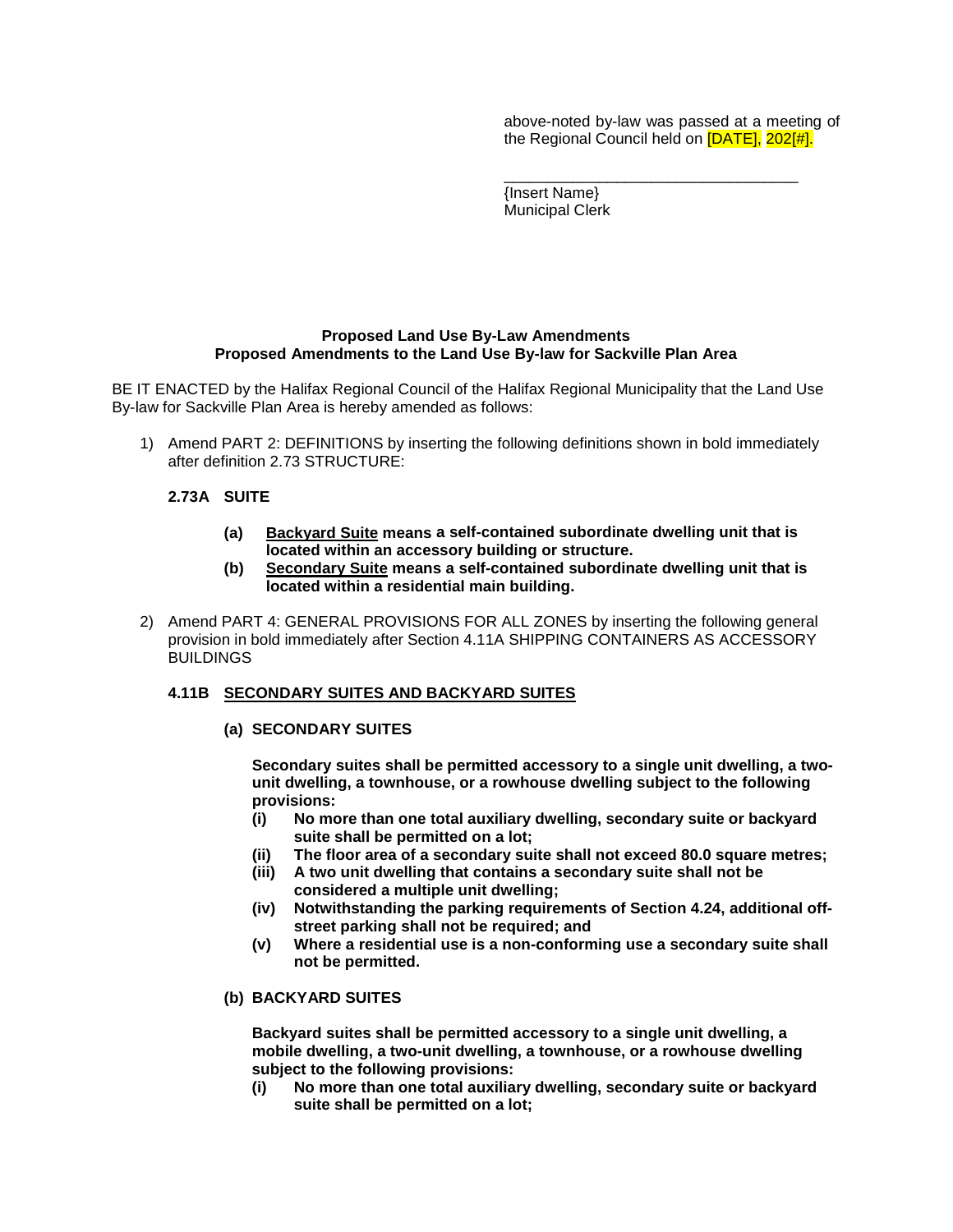above-noted by-law was passed at a meeting of the Regional Council held on [DATE], 202[#].

\_\_\_\_\_\_\_\_\_\_\_\_\_\_\_\_\_\_\_\_\_\_\_\_\_\_\_\_\_\_\_\_\_\_\_

{Insert Name}
Municipal Clerk

**Proposed Land Use By-Law Amendments**
**Proposed Amendments to the Land Use By-law for Sackville Plan Area**

BE IT ENACTED by the Halifax Regional Council of the Halifax Regional Municipality that the Land Use By-law for Sackville Plan Area is hereby amended as follows:

1) Amend PART 2: DEFINITIONS by inserting the following definitions shown in bold immediately after definition 2.73 STRUCTURE:

**2.73A SUITE**

- **(a)** **<u>Backyard Suite</u> means a self-contained subordinate dwelling unit that is located within an accessory building or structure.**
- **(b)** **<u>Secondary Suite</u> means a self-contained subordinate dwelling unit that is located within a residential main building.**

2) Amend PART 4: GENERAL PROVISIONS FOR ALL ZONES by inserting the following general provision in bold immediately after Section 4.11A SHIPPING CONTAINERS AS ACCESSORY BUILDINGS

**4.11B <u>SECONDARY SUITES AND BACKYARD SUITES</u>**

**(a) SECONDARY SUITES**

**Secondary suites shall be permitted accessory to a single unit dwelling, a two-unit dwelling, a townhouse, or a rowhouse dwelling subject to the following provisions:**

- **(i)** **No more than one total auxiliary dwelling, secondary suite or backyard suite shall be permitted on a lot;**
- **(ii)** **The floor area of a secondary suite shall not exceed 80.0 square metres;**
- **(iii)** **A two unit dwelling that contains a secondary suite shall not be considered a multiple unit dwelling;**
- **(iv)** **Notwithstanding the parking requirements of Section 4.24, additional off-street parking shall not be required; and**
- **(v)** **Where a residential use is a non-conforming use a secondary suite shall not be permitted.**

**(b) BACKYARD SUITES**

**Backyard suites shall be permitted accessory to a single unit dwelling, a mobile dwelling, a two-unit dwelling, a townhouse, or a rowhouse dwelling subject to the following provisions:**

- **(i)** **No more than one total auxiliary dwelling, secondary suite or backyard suite shall be permitted on a lot;**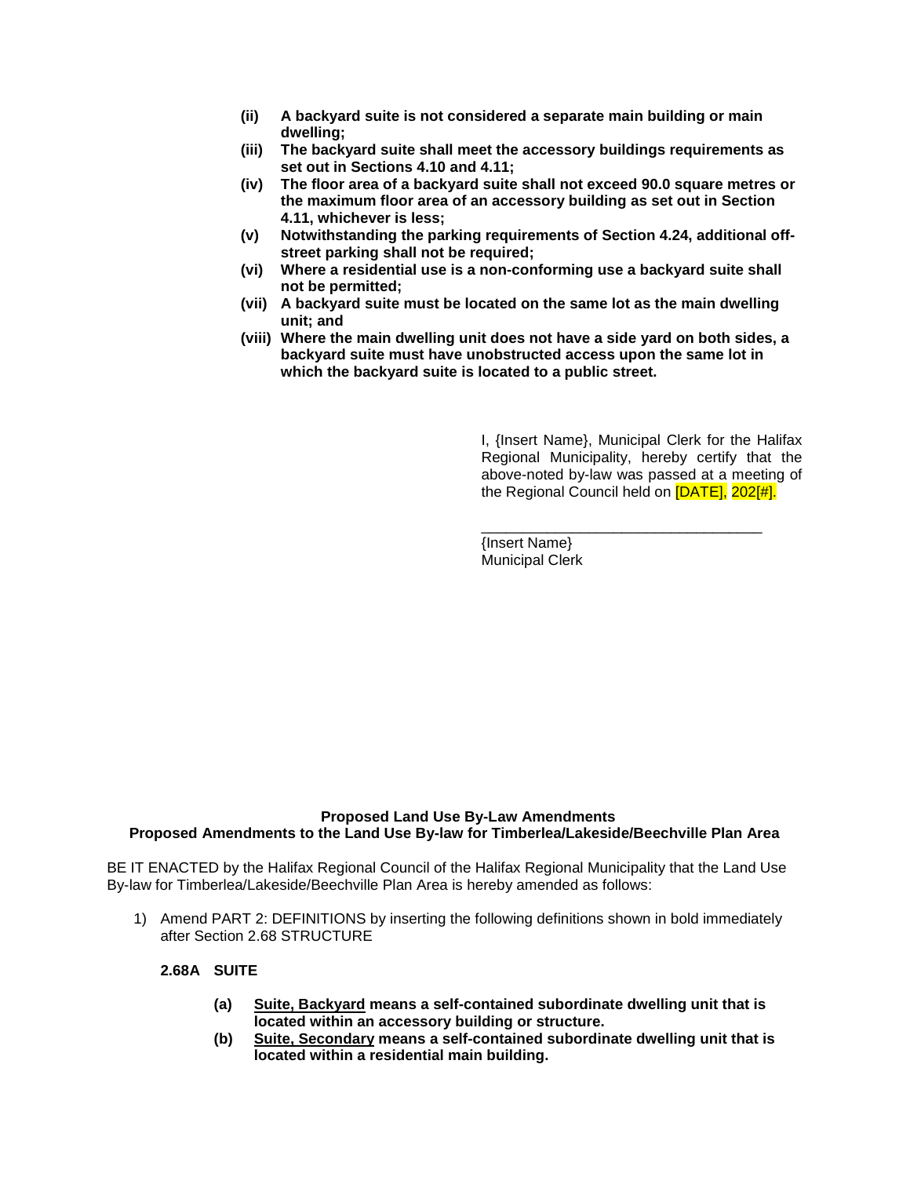- **(ii) A backyard suite is not considered a separate main building or main dwelling;**
- **(iii) The backyard suite shall meet the accessory buildings requirements as set out in Sections 4.10 and 4.11;**
- **(iv) The floor area of a backyard suite shall not exceed 90.0 square metres or the maximum floor area of an accessory building as set out in Section 4.11, whichever is less;**
- **(v) Notwithstanding the parking requirements of Section 4.24, additional off-street parking shall not be required;**
- **(vi) Where a residential use is a non-conforming use a backyard suite shall not be permitted;**
- **(vii) A backyard suite must be located on the same lot as the main dwelling unit; and**
- **(viii) Where the main dwelling unit does not have a side yard on both sides, a backyard suite must have unobstructed access upon the same lot in which the backyard suite is located to a public street.**

I, {Insert Name}, Municipal Clerk for the Halifax Regional Municipality, hereby certify that the above-noted by-law was passed at a meeting of the Regional Council held on [DATE], 202[#].

___________________________________

{Insert Name}
Municipal Clerk

**Proposed Land Use By-Law Amendments**
**Proposed Amendments to the Land Use By-law for Timberlea/Lakeside/Beechville Plan Area**

BE IT ENACTED by the Halifax Regional Council of the Halifax Regional Municipality that the Land Use By-law for Timberlea/Lakeside/Beechville Plan Area is hereby amended as follows:

1) Amend PART 2: DEFINITIONS by inserting the following definitions shown in bold immediately after Section 2.68 STRUCTURE

**2.68A SUITE**

- **(a)** <u>**Suite, Backyard**</u> **means a self-contained subordinate dwelling unit that is located within an accessory building or structure.**
- **(b)** <u>**Suite, Secondary**</u> **means a self-contained subordinate dwelling unit that is located within a residential main building.**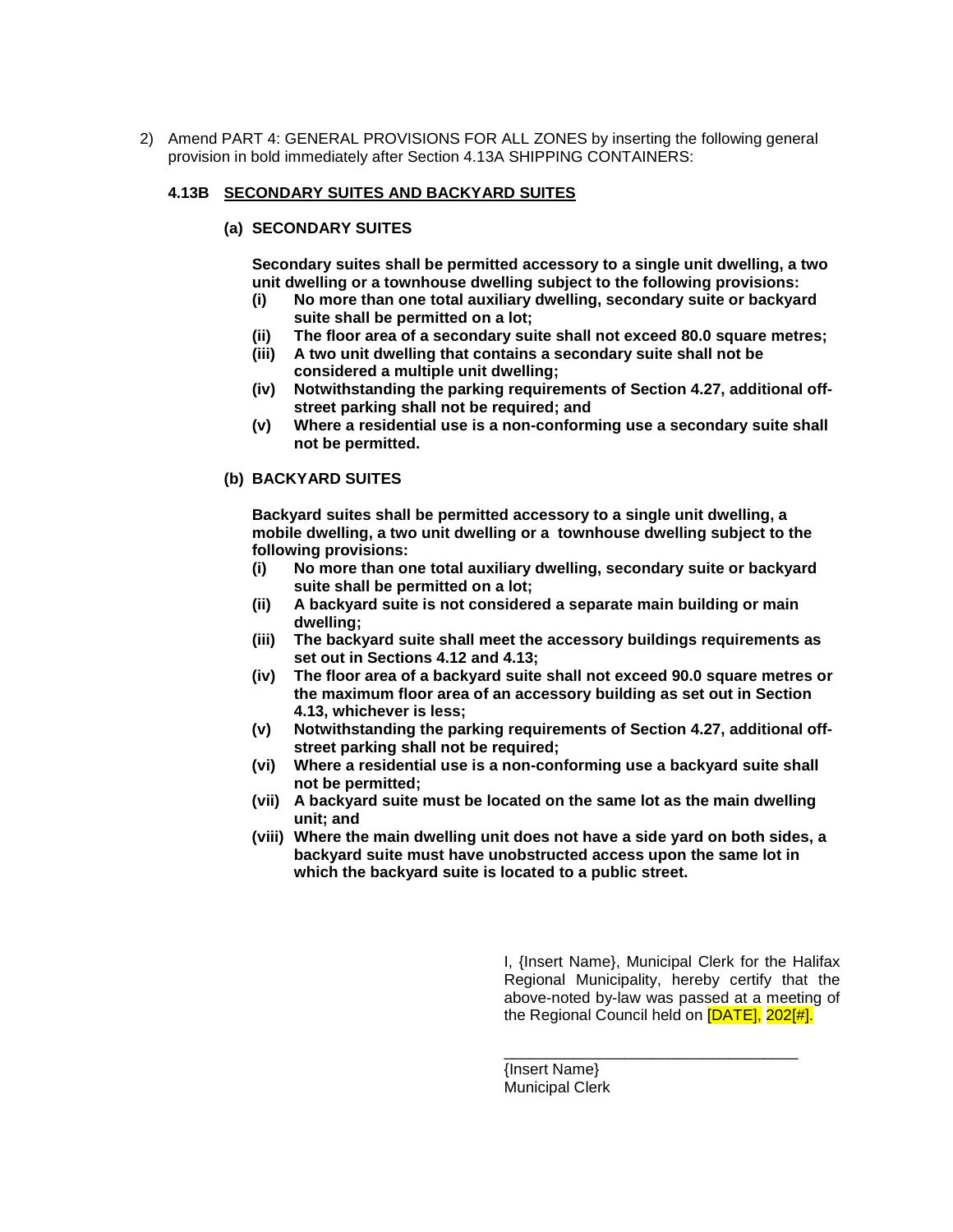2) Amend PART 4: GENERAL PROVISIONS FOR ALL ZONES by inserting the following general provision in bold immediately after Section 4.13A SHIPPING CONTAINERS:

**4.13B <u>SECONDARY SUITES AND BACKYARD SUITES</u>**

**(a) SECONDARY SUITES**

**Secondary suites shall be permitted accessory to a single unit dwelling, a two unit dwelling or a townhouse dwelling subject to the following provisions:**

**(i) No more than one total auxiliary dwelling, secondary suite or backyard suite shall be permitted on a lot;**

**(ii) The floor area of a secondary suite shall not exceed 80.0 square metres;**

**(iii) A two unit dwelling that contains a secondary suite shall not be considered a multiple unit dwelling;**

**(iv) Notwithstanding the parking requirements of Section 4.27, additional off-street parking shall not be required; and**

**(v) Where a residential use is a non-conforming use a secondary suite shall not be permitted.**

**(b) BACKYARD SUITES**

**Backyard suites shall be permitted accessory to a single unit dwelling, a mobile dwelling, a two unit dwelling or a townhouse dwelling subject to the following provisions:**

**(i) No more than one total auxiliary dwelling, secondary suite or backyard suite shall be permitted on a lot;**

**(ii) A backyard suite is not considered a separate main building or main dwelling;**

**(iii) The backyard suite shall meet the accessory buildings requirements as set out in Sections 4.12 and 4.13;**

**(iv) The floor area of a backyard suite shall not exceed 90.0 square metres or the maximum floor area of an accessory building as set out in Section 4.13, whichever is less;**

**(v) Notwithstanding the parking requirements of Section 4.27, additional off-street parking shall not be required;**

**(vi) Where a residential use is a non-conforming use a backyard suite shall not be permitted;**

**(vii) A backyard suite must be located on the same lot as the main dwelling unit; and**

**(viii) Where the main dwelling unit does not have a side yard on both sides, a backyard suite must have unobstructed access upon the same lot in which the backyard suite is located to a public street.**

I, {Insert Name}, Municipal Clerk for the Halifax Regional Municipality, hereby certify that the above-noted by-law was passed at a meeting of the Regional Council held on [DATE], 202[#].

___________________________________
{Insert Name}
Municipal Clerk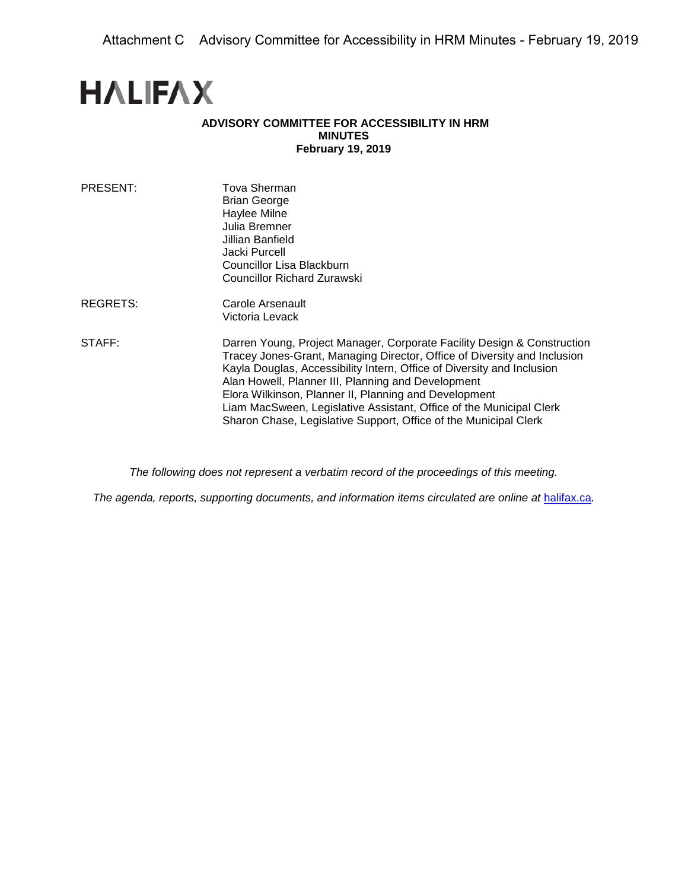Attachment C Advisory Committee for Accessibility in HRM Minutes - February 19, 2019

# HALIFAX

**ADVISORY COMMITTEE FOR ACCESSIBILITY IN HRM**
**MINUTES**
**February 19, 2019**

| | |
|---|---|
| PRESENT: | Tova Sherman<br>Brian George<br>Haylee Milne<br>Julia Bremner<br>Jillian Banfield<br>Jacki Purcell<br>Councillor Lisa Blackburn<br>Councillor Richard Zurawski |
| REGRETS: | Carole Arsenault<br>Victoria Levack |
| STAFF: | Darren Young, Project Manager, Corporate Facility Design & Construction<br>Tracey Jones-Grant, Managing Director, Office of Diversity and Inclusion<br>Kayla Douglas, Accessibility Intern, Office of Diversity and Inclusion<br>Alan Howell, Planner III, Planning and Development<br>Elora Wilkinson, Planner II, Planning and Development<br>Liam MacSween, Legislative Assistant, Office of the Municipal Clerk<br>Sharon Chase, Legislative Support, Office of the Municipal Clerk |

*The following does not represent a verbatim record of the proceedings of this meeting.*

*The agenda, reports, supporting documents, and information items circulated are online at* [halifax.ca](halifax.ca).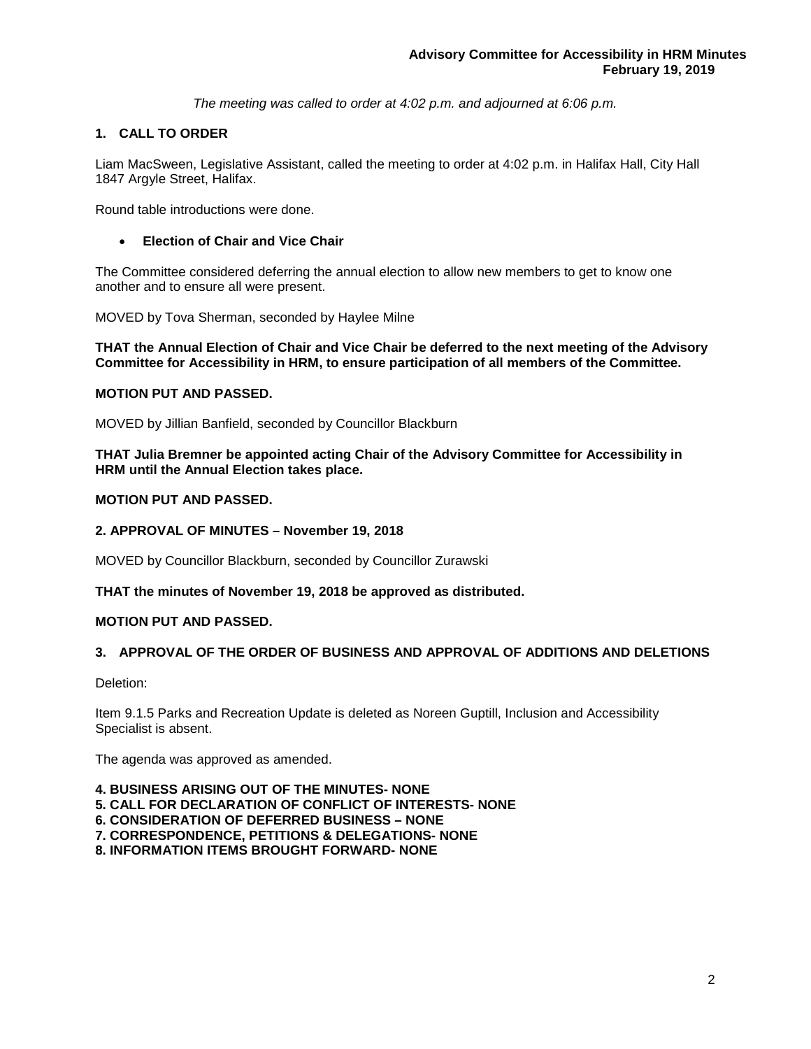*The meeting was called to order at 4:02 p.m. and adjourned at 6:06 p.m.*

## 1. CALL TO ORDER

Liam MacSween, Legislative Assistant, called the meeting to order at 4:02 p.m. in Halifax Hall, City Hall 1847 Argyle Street, Halifax.

Round table introductions were done.

- **Election of Chair and Vice Chair**

The Committee considered deferring the annual election to allow new members to get to know one another and to ensure all were present.

MOVED by Tova Sherman, seconded by Haylee Milne

**THAT the Annual Election of Chair and Vice Chair be deferred to the next meeting of the Advisory Committee for Accessibility in HRM, to ensure participation of all members of the Committee.**

**MOTION PUT AND PASSED.**

MOVED by Jillian Banfield, seconded by Councillor Blackburn

**THAT Julia Bremner be appointed acting Chair of the Advisory Committee for Accessibility in HRM until the Annual Election takes place.**

**MOTION PUT AND PASSED.**

## 2. APPROVAL OF MINUTES – November 19, 2018

MOVED by Councillor Blackburn, seconded by Councillor Zurawski

**THAT the minutes of November 19, 2018 be approved as distributed.**

**MOTION PUT AND PASSED.**

## 3. APPROVAL OF THE ORDER OF BUSINESS AND APPROVAL OF ADDITIONS AND DELETIONS

Deletion:

Item 9.1.5 Parks and Recreation Update is deleted as Noreen Guptill, Inclusion and Accessibility Specialist is absent.

The agenda was approved as amended.

**4. BUSINESS ARISING OUT OF THE MINUTES- NONE**
**5. CALL FOR DECLARATION OF CONFLICT OF INTERESTS- NONE**
**6. CONSIDERATION OF DEFERRED BUSINESS – NONE**
**7. CORRESPONDENCE, PETITIONS & DELEGATIONS- NONE**
**8. INFORMATION ITEMS BROUGHT FORWARD- NONE**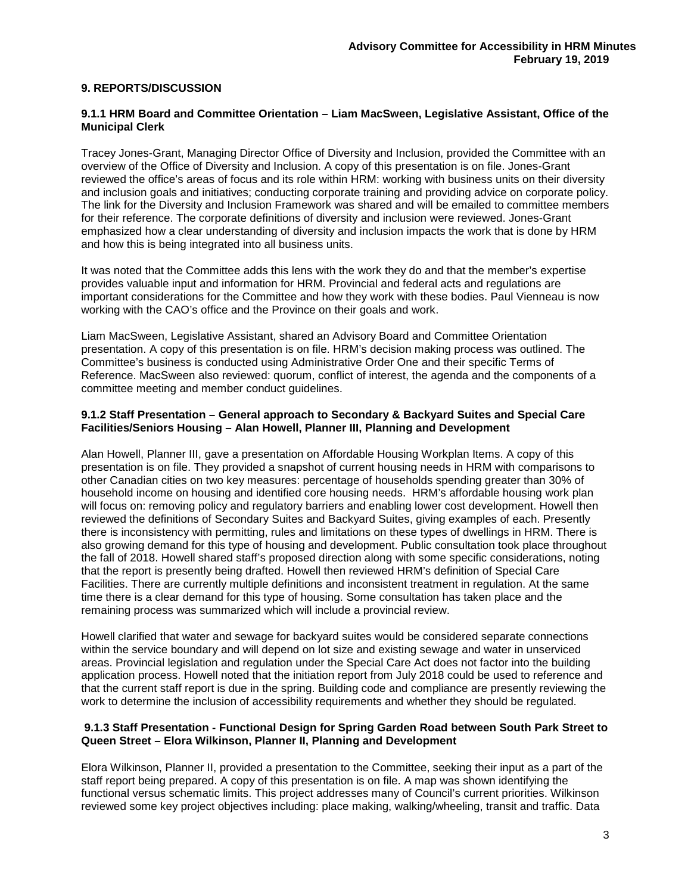## 9. REPORTS/DISCUSSION

### 9.1.1 HRM Board and Committee Orientation – Liam MacSween, Legislative Assistant, Office of the Municipal Clerk

Tracey Jones-Grant, Managing Director Office of Diversity and Inclusion, provided the Committee with an overview of the Office of Diversity and Inclusion. A copy of this presentation is on file. Jones-Grant reviewed the office's areas of focus and its role within HRM: working with business units on their diversity and inclusion goals and initiatives; conducting corporate training and providing advice on corporate policy. The link for the Diversity and Inclusion Framework was shared and will be emailed to committee members for their reference. The corporate definitions of diversity and inclusion were reviewed. Jones-Grant emphasized how a clear understanding of diversity and inclusion impacts the work that is done by HRM and how this is being integrated into all business units.

It was noted that the Committee adds this lens with the work they do and that the member's expertise provides valuable input and information for HRM. Provincial and federal acts and regulations are important considerations for the Committee and how they work with these bodies. Paul Vienneau is now working with the CAO's office and the Province on their goals and work.

Liam MacSween, Legislative Assistant, shared an Advisory Board and Committee Orientation presentation. A copy of this presentation is on file. HRM's decision making process was outlined. The Committee's business is conducted using Administrative Order One and their specific Terms of Reference. MacSween also reviewed: quorum, conflict of interest, the agenda and the components of a committee meeting and member conduct guidelines.

### 9.1.2 Staff Presentation – General approach to Secondary & Backyard Suites and Special Care Facilities/Seniors Housing – Alan Howell, Planner III, Planning and Development

Alan Howell, Planner III, gave a presentation on Affordable Housing Workplan Items. A copy of this presentation is on file. They provided a snapshot of current housing needs in HRM with comparisons to other Canadian cities on two key measures: percentage of households spending greater than 30% of household income on housing and identified core housing needs. HRM's affordable housing work plan will focus on: removing policy and regulatory barriers and enabling lower cost development. Howell then reviewed the definitions of Secondary Suites and Backyard Suites, giving examples of each. Presently there is inconsistency with permitting, rules and limitations on these types of dwellings in HRM. There is also growing demand for this type of housing and development. Public consultation took place throughout the fall of 2018. Howell shared staff's proposed direction along with some specific considerations, noting that the report is presently being drafted. Howell then reviewed HRM's definition of Special Care Facilities. There are currently multiple definitions and inconsistent treatment in regulation. At the same time there is a clear demand for this type of housing. Some consultation has taken place and the remaining process was summarized which will include a provincial review.

Howell clarified that water and sewage for backyard suites would be considered separate connections within the service boundary and will depend on lot size and existing sewage and water in unserviced areas. Provincial legislation and regulation under the Special Care Act does not factor into the building application process. Howell noted that the initiation report from July 2018 could be used to reference and that the current staff report is due in the spring. Building code and compliance are presently reviewing the work to determine the inclusion of accessibility requirements and whether they should be regulated.

### 9.1.3 Staff Presentation - Functional Design for Spring Garden Road between South Park Street to Queen Street – Elora Wilkinson, Planner II, Planning and Development

Elora Wilkinson, Planner II, provided a presentation to the Committee, seeking their input as a part of the staff report being prepared. A copy of this presentation is on file. A map was shown identifying the functional versus schematic limits. This project addresses many of Council's current priorities. Wilkinson reviewed some key project objectives including: place making, walking/wheeling, transit and traffic. Data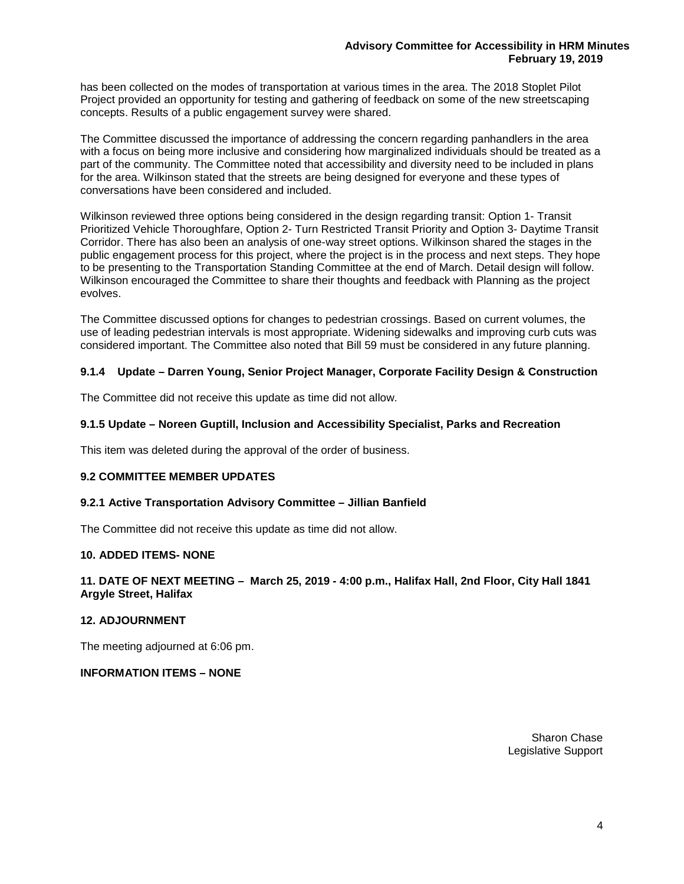has been collected on the modes of transportation at various times in the area. The 2018 Stoplet Pilot Project provided an opportunity for testing and gathering of feedback on some of the new streetscaping concepts. Results of a public engagement survey were shared.

The Committee discussed the importance of addressing the concern regarding panhandlers in the area with a focus on being more inclusive and considering how marginalized individuals should be treated as a part of the community. The Committee noted that accessibility and diversity need to be included in plans for the area. Wilkinson stated that the streets are being designed for everyone and these types of conversations have been considered and included.

Wilkinson reviewed three options being considered in the design regarding transit: Option 1- Transit Prioritized Vehicle Thoroughfare, Option 2- Turn Restricted Transit Priority and Option 3- Daytime Transit Corridor. There has also been an analysis of one-way street options. Wilkinson shared the stages in the public engagement process for this project, where the project is in the process and next steps. They hope to be presenting to the Transportation Standing Committee at the end of March. Detail design will follow. Wilkinson encouraged the Committee to share their thoughts and feedback with Planning as the project evolves.

The Committee discussed options for changes to pedestrian crossings. Based on current volumes, the use of leading pedestrian intervals is most appropriate. Widening sidewalks and improving curb cuts was considered important. The Committee also noted that Bill 59 must be considered in any future planning.

### 9.1.4 Update – Darren Young, Senior Project Manager, Corporate Facility Design & Construction

The Committee did not receive this update as time did not allow.

### 9.1.5 Update – Noreen Guptill, Inclusion and Accessibility Specialist, Parks and Recreation

This item was deleted during the approval of the order of business.

## 9.2 COMMITTEE MEMBER UPDATES

### 9.2.1 Active Transportation Advisory Committee – Jillian Banfield

The Committee did not receive this update as time did not allow.

## 10. ADDED ITEMS- NONE

## 11. DATE OF NEXT MEETING – March 25, 2019 - 4:00 p.m., Halifax Hall, 2nd Floor, City Hall 1841 Argyle Street, Halifax

## 12. ADJOURNMENT

The meeting adjourned at 6:06 pm.

## INFORMATION ITEMS – NONE

Sharon Chase
Legislative Support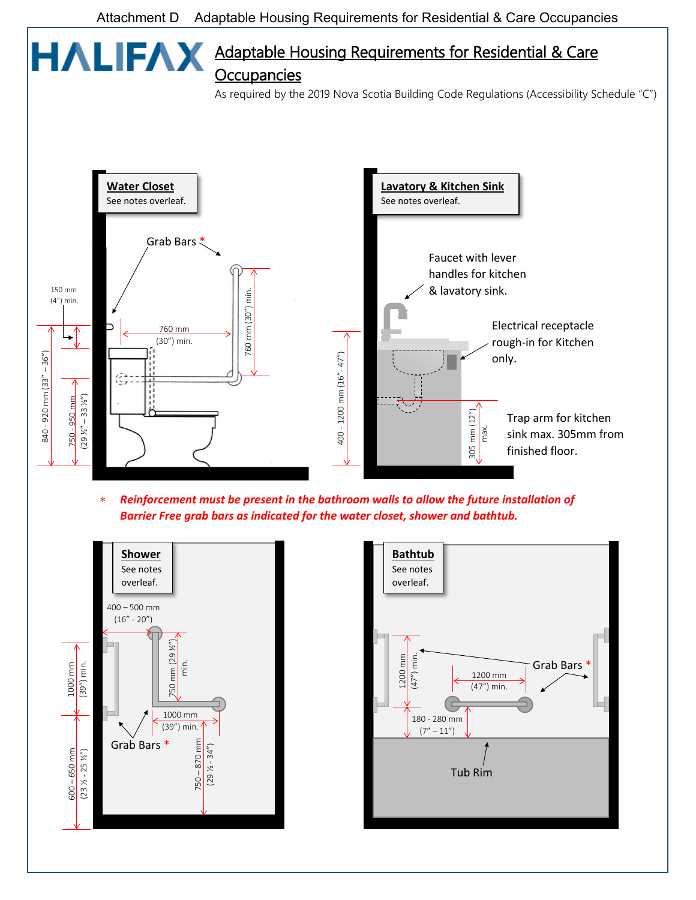Attachment D Adaptable Housing Requirements for Residential & Care Occupancies

# HALIFAX

## Adaptable Housing Requirements for Residential & Care Occupancies

As required by the 2019 Nova Scotia Building Code Regulations (Accessibility Schedule "C")

**Water Closet**
See notes overleaf.

Grab Bars *

150 mm (4") min.

760 mm (30") min.

760 mm (30") min.

840 - 920 mm (33" – 36")

750 – 950 mm (29 ½" – 33 ½")

**Lavatory & Kitchen Sink**
See notes overleaf.

Faucet with lever handles for kitchen & lavatory sink.

Electrical receptacle rough-in for Kitchen only.

Trap arm for kitchen sink max. 305mm from finished floor.

400 - 1200 mm (16" - 47")

305 mm (12") max.

\* ***Reinforcement must be present in the bathroom walls to allow the future installation of Barrier Free grab bars as indicated for the water closet, shower and bathtub.***

**Shower**
See notes overleaf.

400 – 500 mm (16" - 20")

750 mm (29 ½") min.

1000 mm (39") min.

1000 mm (39") min.

600 – 650 mm (23 ½ - 25 ½")

750 – 870 mm (29 ½ - 34")

Grab Bars *

**Bathtub**
See notes overleaf.

1200 mm (47") min.

1200 mm (47") min.

180 - 280 mm (7" – 11")

Grab Bars *

Tub Rim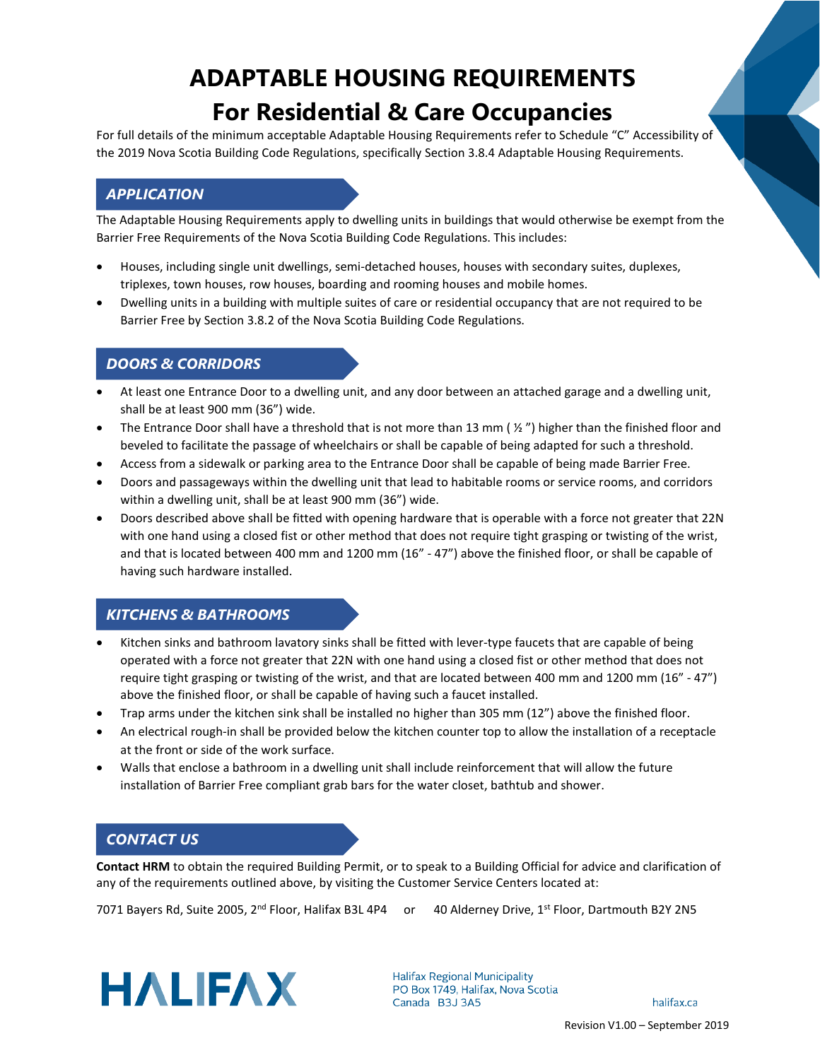# ADAPTABLE HOUSING REQUIREMENTS

## For Residential & Care Occupancies

For full details of the minimum acceptable Adaptable Housing Requirements refer to Schedule "C" Accessibility of the 2019 Nova Scotia Building Code Regulations, specifically Section 3.8.4 Adaptable Housing Requirements.

### *APPLICATION*

The Adaptable Housing Requirements apply to dwelling units in buildings that would otherwise be exempt from the Barrier Free Requirements of the Nova Scotia Building Code Regulations. This includes:

- Houses, including single unit dwellings, semi-detached houses, houses with secondary suites, duplexes, triplexes, town houses, row houses, boarding and rooming houses and mobile homes.
- Dwelling units in a building with multiple suites of care or residential occupancy that are not required to be Barrier Free by Section 3.8.2 of the Nova Scotia Building Code Regulations.

### *DOORS & CORRIDORS*

- At least one Entrance Door to a dwelling unit, and any door between an attached garage and a dwelling unit, shall be at least 900 mm (36") wide.
- The Entrance Door shall have a threshold that is not more than 13 mm ( ½ ") higher than the finished floor and beveled to facilitate the passage of wheelchairs or shall be capable of being adapted for such a threshold.
- Access from a sidewalk or parking area to the Entrance Door shall be capable of being made Barrier Free.
- Doors and passageways within the dwelling unit that lead to habitable rooms or service rooms, and corridors within a dwelling unit, shall be at least 900 mm (36") wide.
- Doors described above shall be fitted with opening hardware that is operable with a force not greater that 22N with one hand using a closed fist or other method that does not require tight grasping or twisting of the wrist, and that is located between 400 mm and 1200 mm (16" - 47") above the finished floor, or shall be capable of having such hardware installed.

### *KITCHENS & BATHROOMS*

- Kitchen sinks and bathroom lavatory sinks shall be fitted with lever-type faucets that are capable of being operated with a force not greater that 22N with one hand using a closed fist or other method that does not require tight grasping or twisting of the wrist, and that are located between 400 mm and 1200 mm (16" - 47") above the finished floor, or shall be capable of having such a faucet installed.
- Trap arms under the kitchen sink shall be installed no higher than 305 mm (12") above the finished floor.
- An electrical rough-in shall be provided below the kitchen counter top to allow the installation of a receptacle at the front or side of the work surface.
- Walls that enclose a bathroom in a dwelling unit shall include reinforcement that will allow the future installation of Barrier Free compliant grab bars for the water closet, bathtub and shower.

### *CONTACT US*

**Contact HRM** to obtain the required Building Permit, or to speak to a Building Official for advice and clarification of any of the requirements outlined above, by visiting the Customer Service Centers located at:

7071 Bayers Rd, Suite 2005, 2nd Floor, Halifax B3L 4P4 or 40 Alderney Drive, 1st Floor, Dartmouth B2Y 2N5

HALIFAX

Halifax Regional Municipality
PO Box 1749, Halifax, Nova Scotia
Canada B3J 3A5

halifax.ca

Revision V1.00 – September 2019